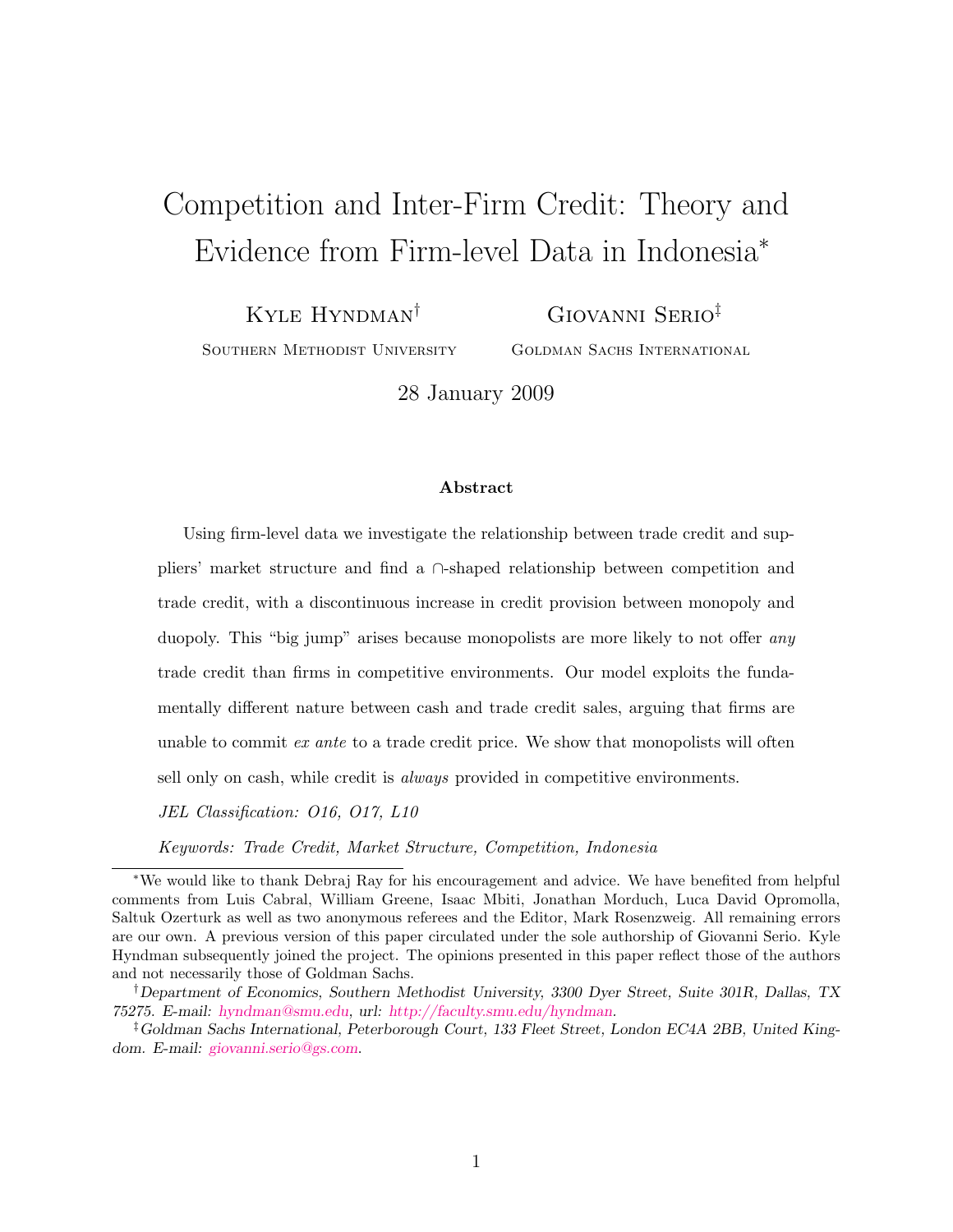# Competition and Inter-Firm Credit: Theory and Evidence from Firm-level Data in Indonesia[*]

Kyle Hyndman[†] — Southern Methodist University

Giovanni Serio[‡] — Goldman Sachs International

28 January 2009

### Abstract

Using firm-level data we investigate the relationship between trade credit and suppliers' market structure and find a ∩-shaped relationship between competition and trade credit, with a discontinuous increase in credit provision between monopoly and duopoly. This "big jump" arises because monopolists are more likely to not offer *any* trade credit than firms in competitive environments. Our model exploits the fundamentally different nature between cash and trade credit sales, arguing that firms are unable to commit *ex ante* to a trade credit price. We show that monopolists will often sell only on cash, while credit is *always* provided in competitive environments.

*JEL Classification: O16, O17, L10*

*Keywords: Trade Credit, Market Structure, Competition, Indonesia*

---

[*] We would like to thank Debraj Ray for his encouragement and advice. We have benefited from helpful comments from Luis Cabral, William Greene, Isaac Mbiti, Jonathan Morduch, Luca David Opromolla, Saltuk Ozerturk as well as two anonymous referees and the Editor, Mark Rosenzweig. All remaining errors are our own. A previous version of this paper circulated under the sole authorship of Giovanni Serio. Kyle Hyndman subsequently joined the project. The opinions presented in this paper reflect those of the authors and not necessarily those of Goldman Sachs.

[†] *Department of Economics, Southern Methodist University, 3300 Dyer Street, Suite 301R, Dallas, TX 75275. E-mail:* hyndman@smu.edu, *url:* http://faculty.smu.edu/hyndman.

[‡] *Goldman Sachs International, Peterborough Court, 133 Fleet Street, London EC4A 2BB, United Kingdom. E-mail:* giovanni.serio@gs.com.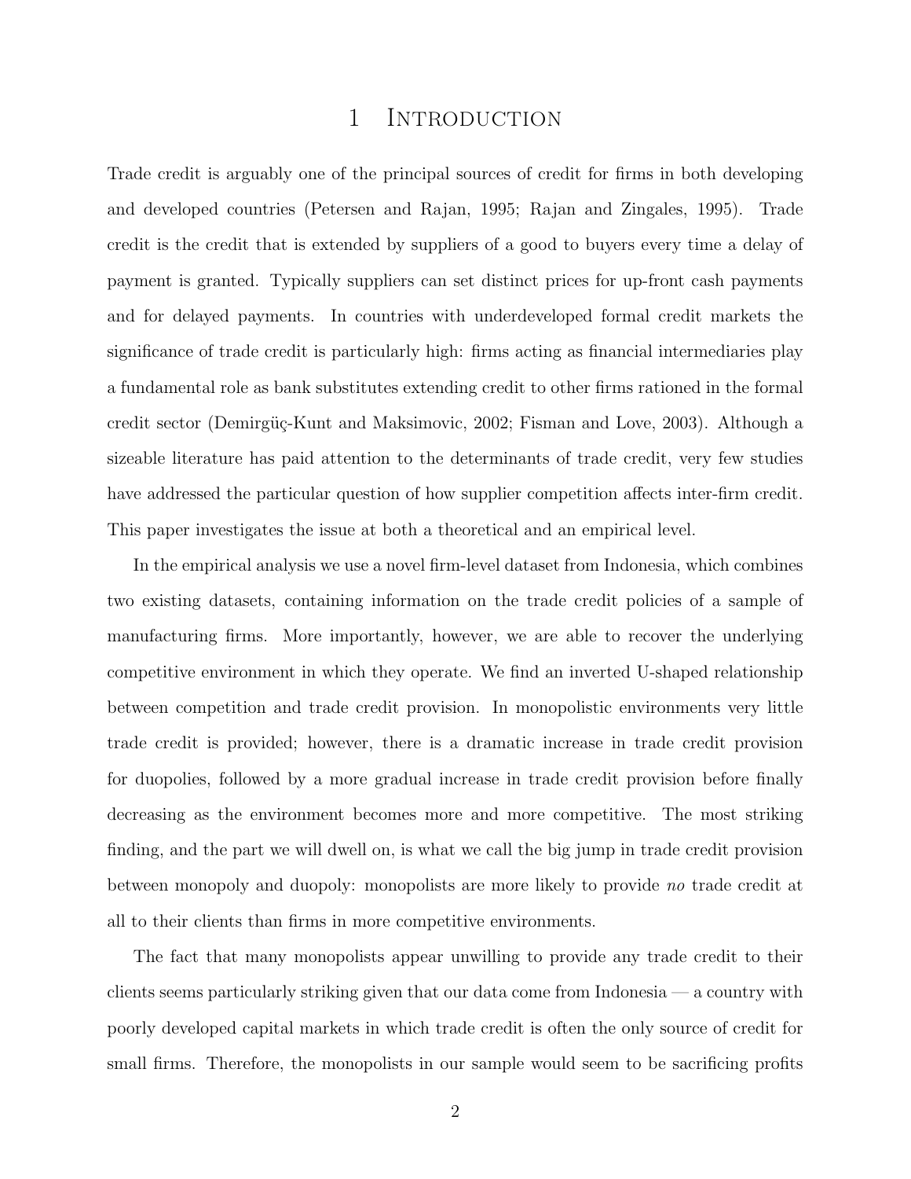# 1 Introduction

Trade credit is arguably one of the principal sources of credit for firms in both developing and developed countries (Petersen and Rajan, 1995; Rajan and Zingales, 1995). Trade credit is the credit that is extended by suppliers of a good to buyers every time a delay of payment is granted. Typically suppliers can set distinct prices for up-front cash payments and for delayed payments. In countries with underdeveloped formal credit markets the significance of trade credit is particularly high: firms acting as financial intermediaries play a fundamental role as bank substitutes extending credit to other firms rationed in the formal credit sector (Demirgüç-Kunt and Maksimovic, 2002; Fisman and Love, 2003). Although a sizeable literature has paid attention to the determinants of trade credit, very few studies have addressed the particular question of how supplier competition affects inter-firm credit. This paper investigates the issue at both a theoretical and an empirical level.

In the empirical analysis we use a novel firm-level dataset from Indonesia, which combines two existing datasets, containing information on the trade credit policies of a sample of manufacturing firms. More importantly, however, we are able to recover the underlying competitive environment in which they operate. We find an inverted U-shaped relationship between competition and trade credit provision. In monopolistic environments very little trade credit is provided; however, there is a dramatic increase in trade credit provision for duopolies, followed by a more gradual increase in trade credit provision before finally decreasing as the environment becomes more and more competitive. The most striking finding, and the part we will dwell on, is what we call the big jump in trade credit provision between monopoly and duopoly: monopolists are more likely to provide *no* trade credit at all to their clients than firms in more competitive environments.

The fact that many monopolists appear unwilling to provide any trade credit to their clients seems particularly striking given that our data come from Indonesia — a country with poorly developed capital markets in which trade credit is often the only source of credit for small firms. Therefore, the monopolists in our sample would seem to be sacrificing profits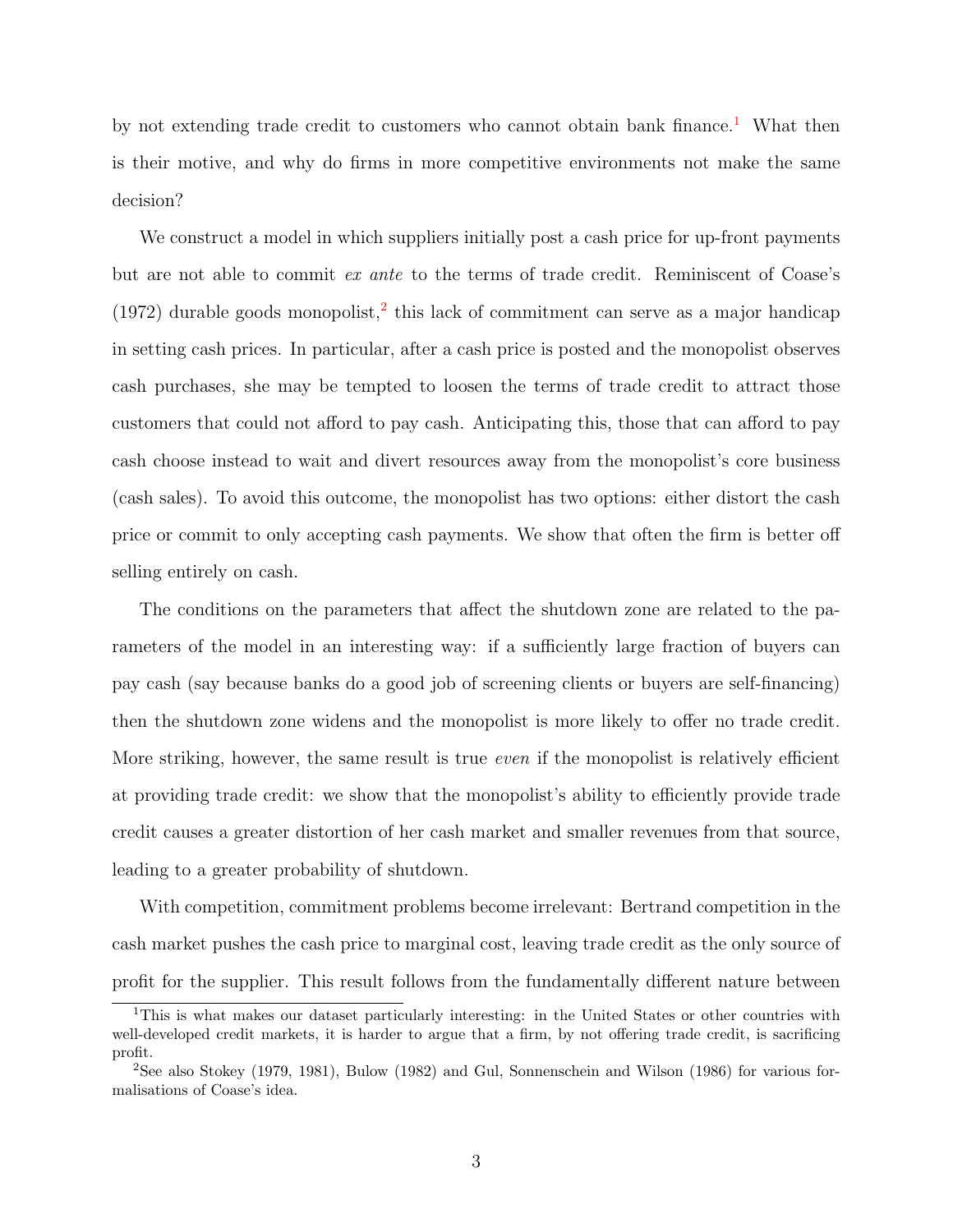by not extending trade credit to customers who cannot obtain bank finance.[1] What then is their motive, and why do firms in more competitive environments not make the same decision?

We construct a model in which suppliers initially post a cash price for up-front payments but are not able to commit *ex ante* to the terms of trade credit. Reminiscent of Coase's (1972) durable goods monopolist,[2] this lack of commitment can serve as a major handicap in setting cash prices. In particular, after a cash price is posted and the monopolist observes cash purchases, she may be tempted to loosen the terms of trade credit to attract those customers that could not afford to pay cash. Anticipating this, those that can afford to pay cash choose instead to wait and divert resources away from the monopolist's core business (cash sales). To avoid this outcome, the monopolist has two options: either distort the cash price or commit to only accepting cash payments. We show that often the firm is better off selling entirely on cash.

The conditions on the parameters that affect the shutdown zone are related to the parameters of the model in an interesting way: if a sufficiently large fraction of buyers can pay cash (say because banks do a good job of screening clients or buyers are self-financing) then the shutdown zone widens and the monopolist is more likely to offer no trade credit. More striking, however, the same result is true *even* if the monopolist is relatively efficient at providing trade credit: we show that the monopolist's ability to efficiently provide trade credit causes a greater distortion of her cash market and smaller revenues from that source, leading to a greater probability of shutdown.

With competition, commitment problems become irrelevant: Bertrand competition in the cash market pushes the cash price to marginal cost, leaving trade credit as the only source of profit for the supplier. This result follows from the fundamentally different nature between

[1] This is what makes our dataset particularly interesting: in the United States or other countries with well-developed credit markets, it is harder to argue that a firm, by not offering trade credit, is sacrificing profit.

[2] See also Stokey (1979, 1981), Bulow (1982) and Gul, Sonnenschein and Wilson (1986) for various formalisations of Coase's idea.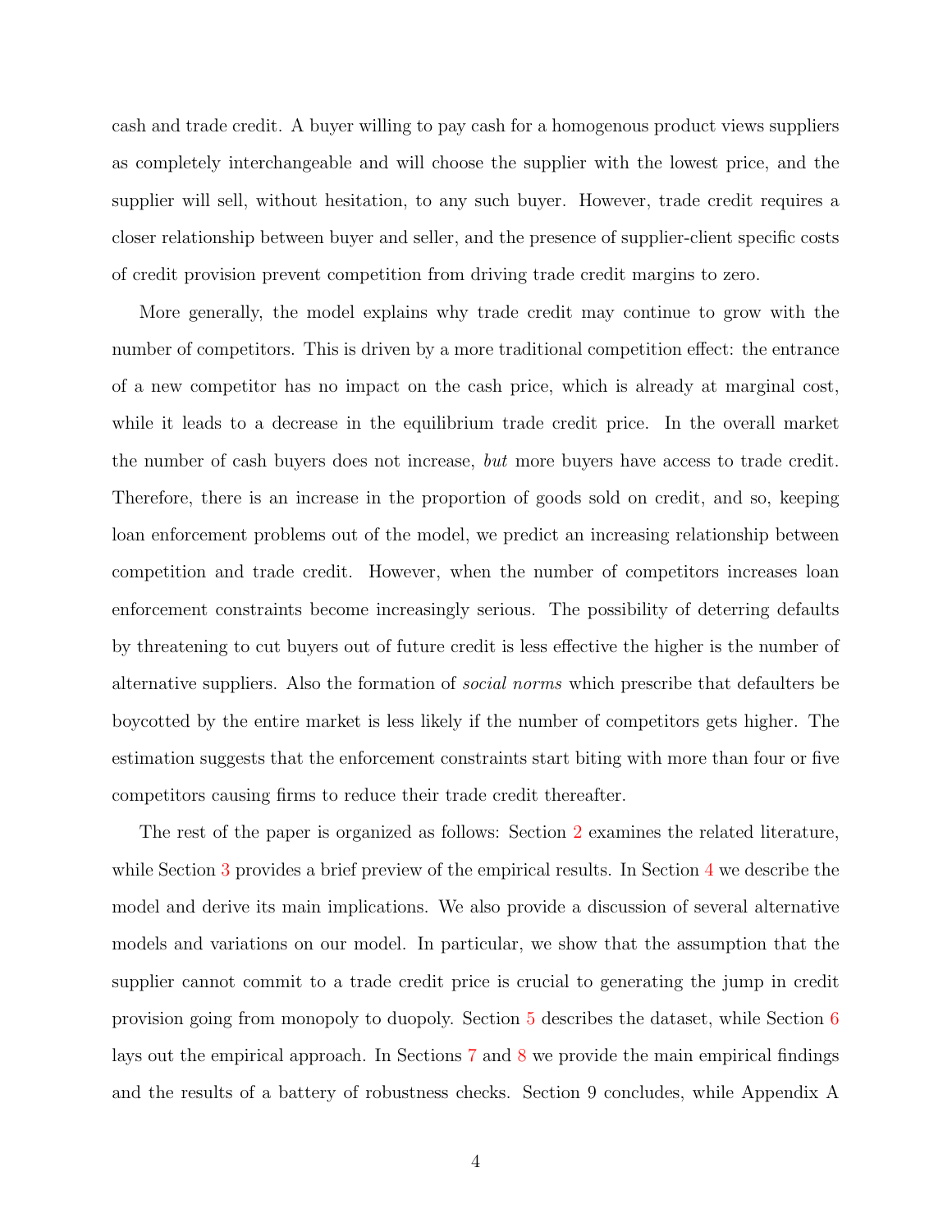cash and trade credit. A buyer willing to pay cash for a homogenous product views suppliers as completely interchangeable and will choose the supplier with the lowest price, and the supplier will sell, without hesitation, to any such buyer. However, trade credit requires a closer relationship between buyer and seller, and the presence of supplier-client specific costs of credit provision prevent competition from driving trade credit margins to zero.

More generally, the model explains why trade credit may continue to grow with the number of competitors. This is driven by a more traditional competition effect: the entrance of a new competitor has no impact on the cash price, which is already at marginal cost, while it leads to a decrease in the equilibrium trade credit price. In the overall market the number of cash buyers does not increase, *but* more buyers have access to trade credit. Therefore, there is an increase in the proportion of goods sold on credit, and so, keeping loan enforcement problems out of the model, we predict an increasing relationship between competition and trade credit. However, when the number of competitors increases loan enforcement constraints become increasingly serious. The possibility of deterring defaults by threatening to cut buyers out of future credit is less effective the higher is the number of alternative suppliers. Also the formation of *social norms* which prescribe that defaulters be boycotted by the entire market is less likely if the number of competitors gets higher. The estimation suggests that the enforcement constraints start biting with more than four or five competitors causing firms to reduce their trade credit thereafter.

The rest of the paper is organized as follows: Section 2 examines the related literature, while Section 3 provides a brief preview of the empirical results. In Section 4 we describe the model and derive its main implications. We also provide a discussion of several alternative models and variations on our model. In particular, we show that the assumption that the supplier cannot commit to a trade credit price is crucial to generating the jump in credit provision going from monopoly to duopoly. Section 5 describes the dataset, while Section 6 lays out the empirical approach. In Sections 7 and 8 we provide the main empirical findings and the results of a battery of robustness checks. Section 9 concludes, while Appendix A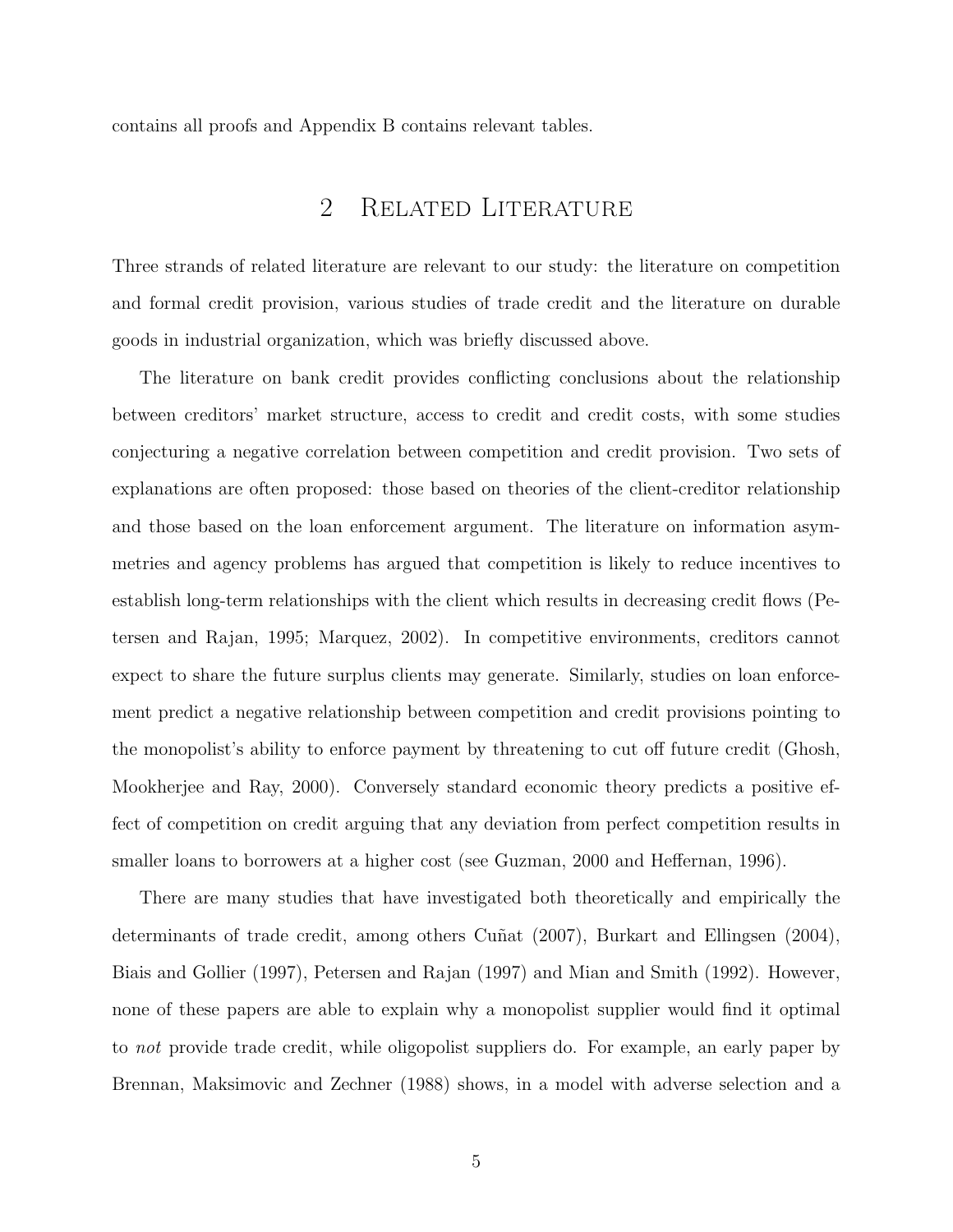contains all proofs and Appendix B contains relevant tables.

## 2 Related Literature

Three strands of related literature are relevant to our study: the literature on competition and formal credit provision, various studies of trade credit and the literature on durable goods in industrial organization, which was briefly discussed above.

The literature on bank credit provides conflicting conclusions about the relationship between creditors' market structure, access to credit and credit costs, with some studies conjecturing a negative correlation between competition and credit provision. Two sets of explanations are often proposed: those based on theories of the client-creditor relationship and those based on the loan enforcement argument. The literature on information asymmetries and agency problems has argued that competition is likely to reduce incentives to establish long-term relationships with the client which results in decreasing credit flows (Petersen and Rajan, 1995; Marquez, 2002). In competitive environments, creditors cannot expect to share the future surplus clients may generate. Similarly, studies on loan enforcement predict a negative relationship between competition and credit provisions pointing to the monopolist's ability to enforce payment by threatening to cut off future credit (Ghosh, Mookherjee and Ray, 2000). Conversely standard economic theory predicts a positive effect of competition on credit arguing that any deviation from perfect competition results in smaller loans to borrowers at a higher cost (see Guzman, 2000 and Heffernan, 1996).

There are many studies that have investigated both theoretically and empirically the determinants of trade credit, among others Cuñat (2007), Burkart and Ellingsen (2004), Biais and Gollier (1997), Petersen and Rajan (1997) and Mian and Smith (1992). However, none of these papers are able to explain why a monopolist supplier would find it optimal to *not* provide trade credit, while oligopolist suppliers do. For example, an early paper by Brennan, Maksimovic and Zechner (1988) shows, in a model with adverse selection and a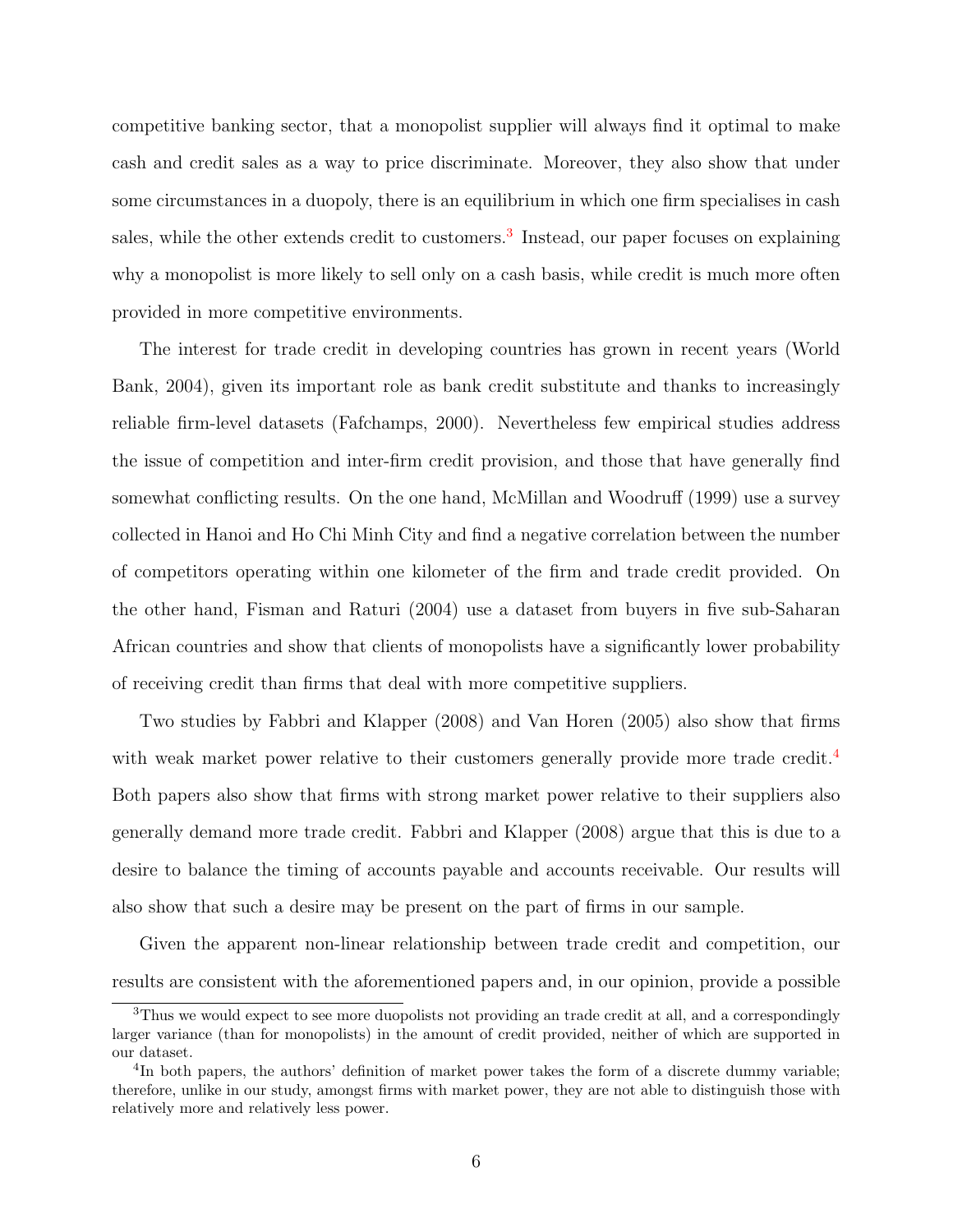competitive banking sector, that a monopolist supplier will always find it optimal to make cash and credit sales as a way to price discriminate. Moreover, they also show that under some circumstances in a duopoly, there is an equilibrium in which one firm specialises in cash sales, while the other extends credit to customers.[3] Instead, our paper focuses on explaining why a monopolist is more likely to sell only on a cash basis, while credit is much more often provided in more competitive environments.

The interest for trade credit in developing countries has grown in recent years (World Bank, 2004), given its important role as bank credit substitute and thanks to increasingly reliable firm-level datasets (Fafchamps, 2000). Nevertheless few empirical studies address the issue of competition and inter-firm credit provision, and those that have generally find somewhat conflicting results. On the one hand, McMillan and Woodruff (1999) use a survey collected in Hanoi and Ho Chi Minh City and find a negative correlation between the number of competitors operating within one kilometer of the firm and trade credit provided. On the other hand, Fisman and Raturi (2004) use a dataset from buyers in five sub-Saharan African countries and show that clients of monopolists have a significantly lower probability of receiving credit than firms that deal with more competitive suppliers.

Two studies by Fabbri and Klapper (2008) and Van Horen (2005) also show that firms with weak market power relative to their customers generally provide more trade credit.[4] Both papers also show that firms with strong market power relative to their suppliers also generally demand more trade credit. Fabbri and Klapper (2008) argue that this is due to a desire to balance the timing of accounts payable and accounts receivable. Our results will also show that such a desire may be present on the part of firms in our sample.

Given the apparent non-linear relationship between trade credit and competition, our results are consistent with the aforementioned papers and, in our opinion, provide a possible

[3] Thus we would expect to see more duopolists not providing an trade credit at all, and a correspondingly larger variance (than for monopolists) in the amount of credit provided, neither of which are supported in our dataset.

[4] In both papers, the authors' definition of market power takes the form of a discrete dummy variable; therefore, unlike in our study, amongst firms with market power, they are not able to distinguish those with relatively more and relatively less power.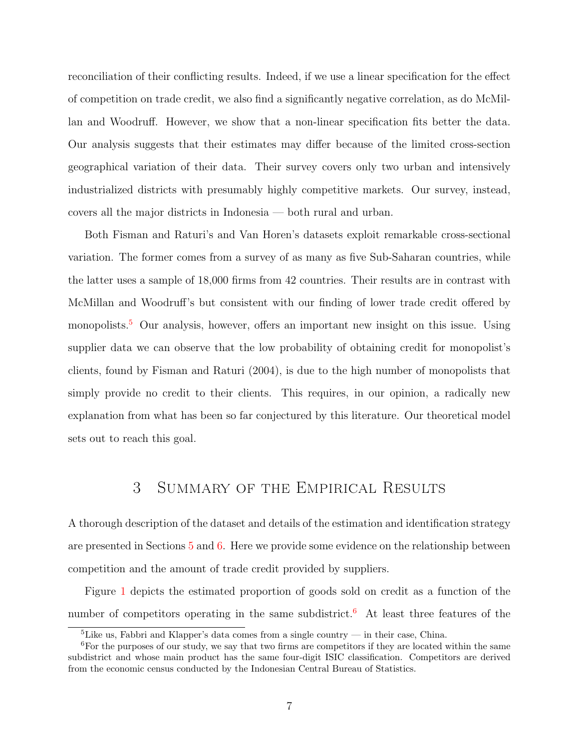reconciliation of their conflicting results. Indeed, if we use a linear specification for the effect of competition on trade credit, we also find a significantly negative correlation, as do McMillan and Woodruff. However, we show that a non-linear specification fits better the data. Our analysis suggests that their estimates may differ because of the limited cross-section geographical variation of their data. Their survey covers only two urban and intensively industrialized districts with presumably highly competitive markets. Our survey, instead, covers all the major districts in Indonesia — both rural and urban.

Both Fisman and Raturi's and Van Horen's datasets exploit remarkable cross-sectional variation. The former comes from a survey of as many as five Sub-Saharan countries, while the latter uses a sample of 18,000 firms from 42 countries. Their results are in contrast with McMillan and Woodruff's but consistent with our finding of lower trade credit offered by monopolists.[5] Our analysis, however, offers an important new insight on this issue. Using supplier data we can observe that the low probability of obtaining credit for monopolist's clients, found by Fisman and Raturi (2004), is due to the high number of monopolists that simply provide no credit to their clients. This requires, in our opinion, a radically new explanation from what has been so far conjectured by this literature. Our theoretical model sets out to reach this goal.

# 3 Summary of the Empirical Results

A thorough description of the dataset and details of the estimation and identification strategy are presented in Sections 5 and 6. Here we provide some evidence on the relationship between competition and the amount of trade credit provided by suppliers.

Figure 1 depicts the estimated proportion of goods sold on credit as a function of the number of competitors operating in the same subdistrict.[6] At least three features of the

[5] Like us, Fabbri and Klapper's data comes from a single country — in their case, China.

[6] For the purposes of our study, we say that two firms are competitors if they are located within the same subdistrict and whose main product has the same four-digit ISIC classification. Competitors are derived from the economic census conducted by the Indonesian Central Bureau of Statistics.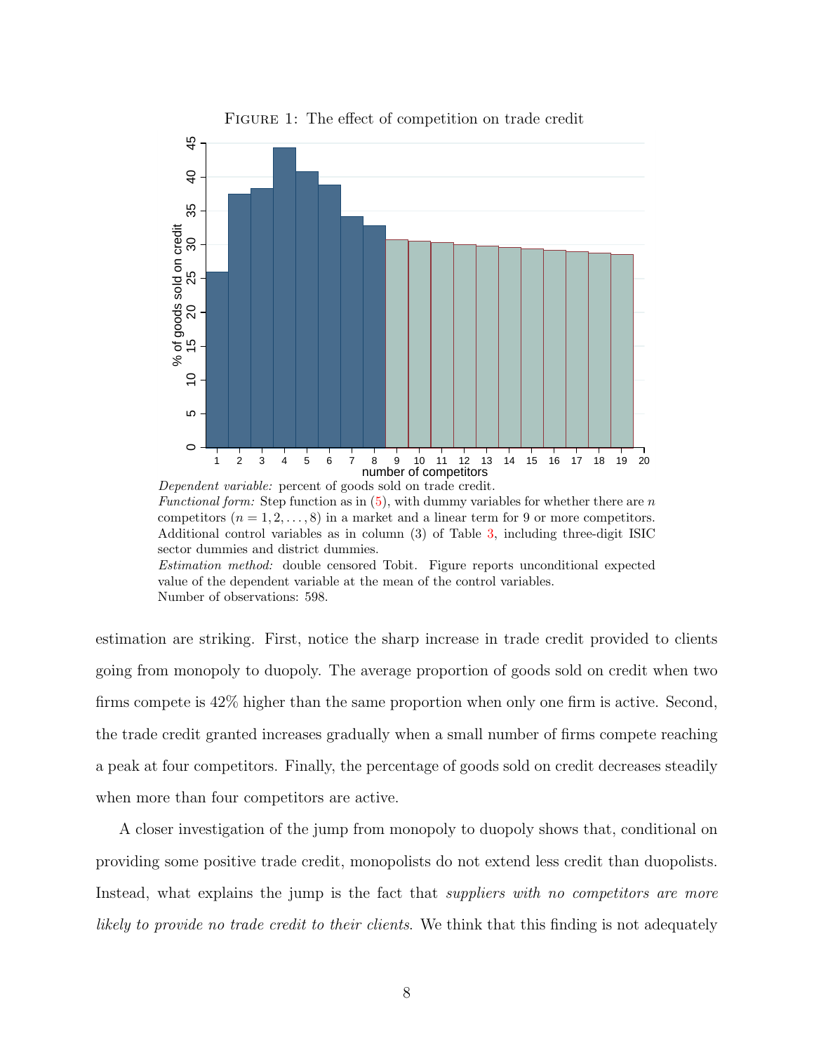Figure 1: The effect of competition on trade credit

*Dependent variable:* percent of goods sold on trade credit.
*Functional form:* Step function as in (5), with dummy variables for whether there are $n$ competitors ($n = 1, 2, \ldots, 8$) in a market and a linear term for 9 or more competitors. Additional control variables as in column (3) of Table 3, including three-digit ISIC sector dummies and district dummies.
*Estimation method:* double censored Tobit. Figure reports unconditional expected value of the dependent variable at the mean of the control variables.
Number of observations: 598.

estimation are striking. First, notice the sharp increase in trade credit provided to clients going from monopoly to duopoly. The average proportion of goods sold on credit when two firms compete is 42% higher than the same proportion when only one firm is active. Second, the trade credit granted increases gradually when a small number of firms compete reaching a peak at four competitors. Finally, the percentage of goods sold on credit decreases steadily when more than four competitors are active.

A closer investigation of the jump from monopoly to duopoly shows that, conditional on providing some positive trade credit, monopolists do not extend less credit than duopolists. Instead, what explains the jump is the fact that *suppliers with no competitors are more likely to provide no trade credit to their clients*. We think that this finding is not adequately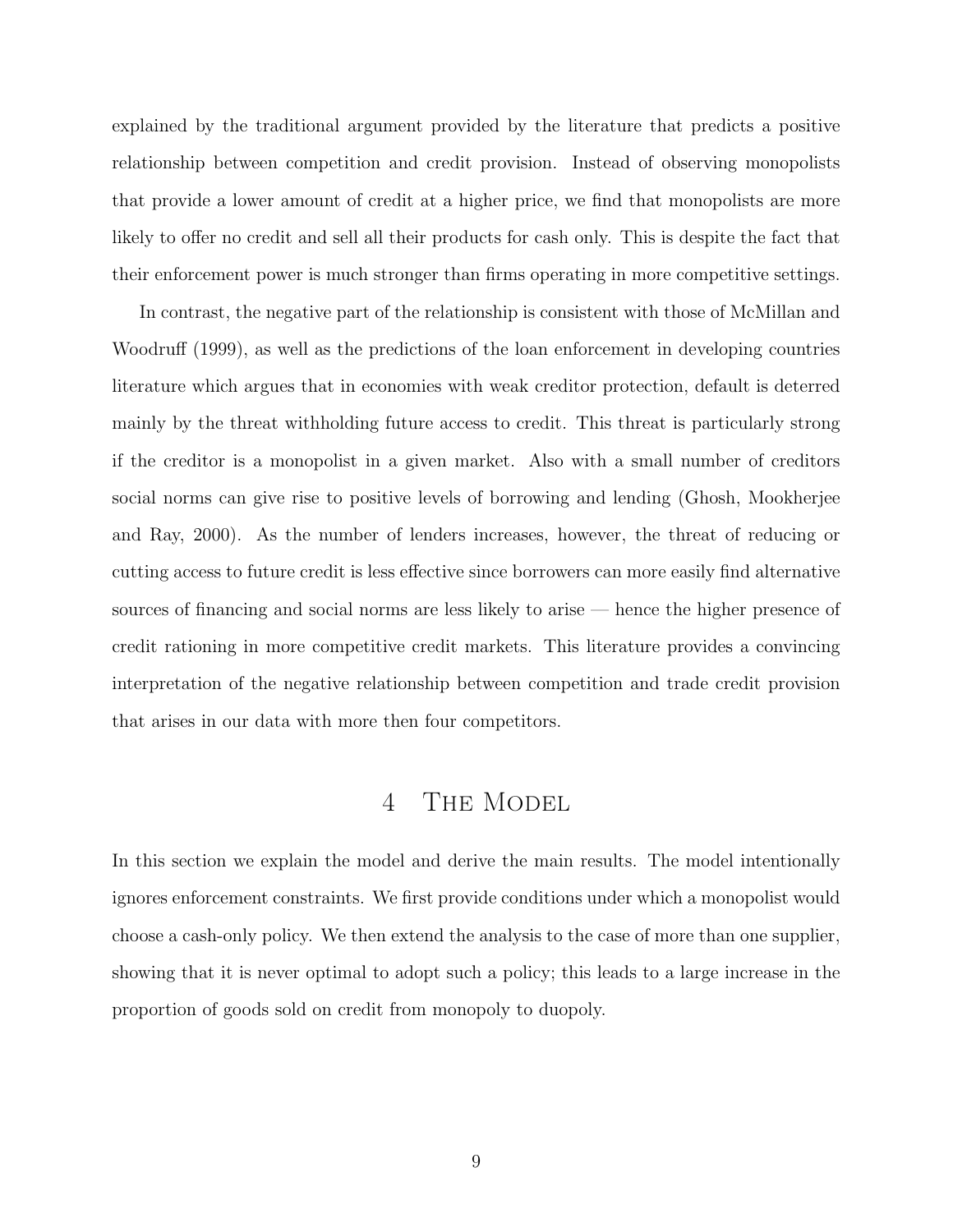explained by the traditional argument provided by the literature that predicts a positive relationship between competition and credit provision. Instead of observing monopolists that provide a lower amount of credit at a higher price, we find that monopolists are more likely to offer no credit and sell all their products for cash only. This is despite the fact that their enforcement power is much stronger than firms operating in more competitive settings.

In contrast, the negative part of the relationship is consistent with those of McMillan and Woodruff (1999), as well as the predictions of the loan enforcement in developing countries literature which argues that in economies with weak creditor protection, default is deterred mainly by the threat withholding future access to credit. This threat is particularly strong if the creditor is a monopolist in a given market. Also with a small number of creditors social norms can give rise to positive levels of borrowing and lending (Ghosh, Mookherjee and Ray, 2000). As the number of lenders increases, however, the threat of reducing or cutting access to future credit is less effective since borrowers can more easily find alternative sources of financing and social norms are less likely to arise — hence the higher presence of credit rationing in more competitive credit markets. This literature provides a convincing interpretation of the negative relationship between competition and trade credit provision that arises in our data with more then four competitors.

# 4 The Model

In this section we explain the model and derive the main results. The model intentionally ignores enforcement constraints. We first provide conditions under which a monopolist would choose a cash-only policy. We then extend the analysis to the case of more than one supplier, showing that it is never optimal to adopt such a policy; this leads to a large increase in the proportion of goods sold on credit from monopoly to duopoly.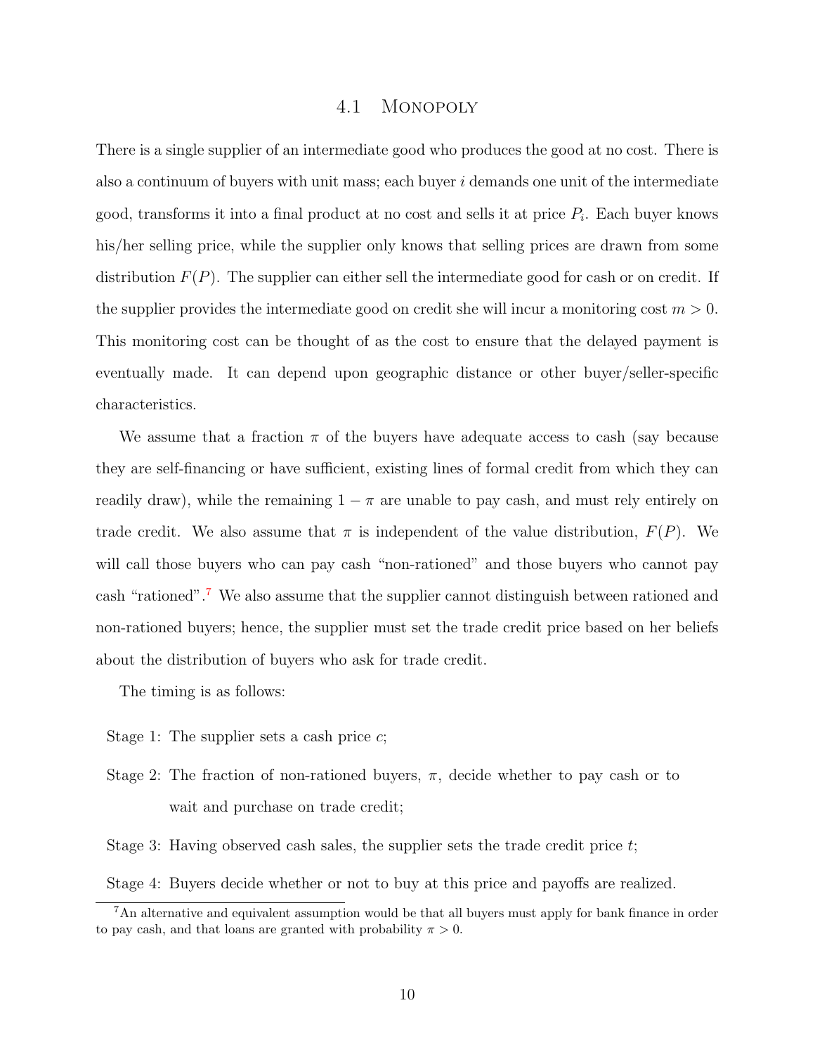### 4.1 Monopoly

There is a single supplier of an intermediate good who produces the good at no cost. There is also a continuum of buyers with unit mass; each buyer $i$ demands one unit of the intermediate good, transforms it into a final product at no cost and sells it at price $P_i$. Each buyer knows his/her selling price, while the supplier only knows that selling prices are drawn from some distribution $F(P)$. The supplier can either sell the intermediate good for cash or on credit. If the supplier provides the intermediate good on credit she will incur a monitoring cost $m > 0$. This monitoring cost can be thought of as the cost to ensure that the delayed payment is eventually made. It can depend upon geographic distance or other buyer/seller-specific characteristics.

We assume that a fraction $\pi$ of the buyers have adequate access to cash (say because they are self-financing or have sufficient, existing lines of formal credit from which they can readily draw), while the remaining $1 - \pi$ are unable to pay cash, and must rely entirely on trade credit. We also assume that $\pi$ is independent of the value distribution, $F(P)$. We will call those buyers who can pay cash "non-rationed" and those buyers who cannot pay cash "rationed".[7] We also assume that the supplier cannot distinguish between rationed and non-rationed buyers; hence, the supplier must set the trade credit price based on her beliefs about the distribution of buyers who ask for trade credit.

The timing is as follows:

- Stage 1: The supplier sets a cash price $c$;
- Stage 2: The fraction of non-rationed buyers, $\pi$, decide whether to pay cash or to wait and purchase on trade credit;
- Stage 3: Having observed cash sales, the supplier sets the trade credit price $t$;
- Stage 4: Buyers decide whether or not to buy at this price and payoffs are realized.

[7] An alternative and equivalent assumption would be that all buyers must apply for bank finance in order to pay cash, and that loans are granted with probability $\pi > 0$.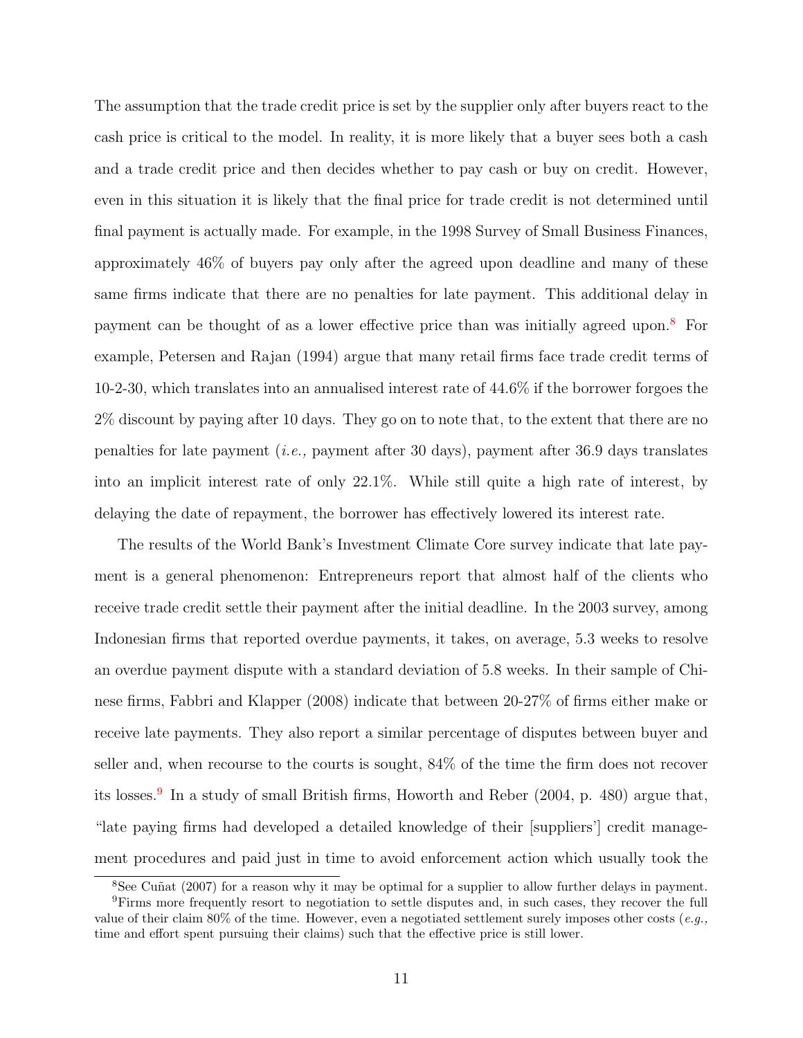The assumption that the trade credit price is set by the supplier only after buyers react to the cash price is critical to the model. In reality, it is more likely that a buyer sees both a cash and a trade credit price and then decides whether to pay cash or buy on credit. However, even in this situation it is likely that the final price for trade credit is not determined until final payment is actually made. For example, in the 1998 Survey of Small Business Finances, approximately 46% of buyers pay only after the agreed upon deadline and many of these same firms indicate that there are no penalties for late payment. This additional delay in payment can be thought of as a lower effective price than was initially agreed upon.[8] For example, Petersen and Rajan (1994) argue that many retail firms face trade credit terms of 10-2-30, which translates into an annualised interest rate of 44.6% if the borrower forgoes the 2% discount by paying after 10 days. They go on to note that, to the extent that there are no penalties for late payment (*i.e.,* payment after 30 days), payment after 36.9 days translates into an implicit interest rate of only 22.1%. While still quite a high rate of interest, by delaying the date of repayment, the borrower has effectively lowered its interest rate.

The results of the World Bank's Investment Climate Core survey indicate that late payment is a general phenomenon: Entrepreneurs report that almost half of the clients who receive trade credit settle their payment after the initial deadline. In the 2003 survey, among Indonesian firms that reported overdue payments, it takes, on average, 5.3 weeks to resolve an overdue payment dispute with a standard deviation of 5.8 weeks. In their sample of Chinese firms, Fabbri and Klapper (2008) indicate that between 20-27% of firms either make or receive late payments. They also report a similar percentage of disputes between buyer and seller and, when recourse to the courts is sought, 84% of the time the firm does not recover its losses.[9] In a study of small British firms, Howorth and Reber (2004, p. 480) argue that, "late paying firms had developed a detailed knowledge of their [suppliers'] credit management procedures and paid just in time to avoid enforcement action which usually took the

[8] See Cuñat (2007) for a reason why it may be optimal for a supplier to allow further delays in payment.

[9] Firms more frequently resort to negotiation to settle disputes and, in such cases, they recover the full value of their claim 80% of the time. However, even a negotiated settlement surely imposes other costs (*e.g.,* time and effort spent pursuing their claims) such that the effective price is still lower.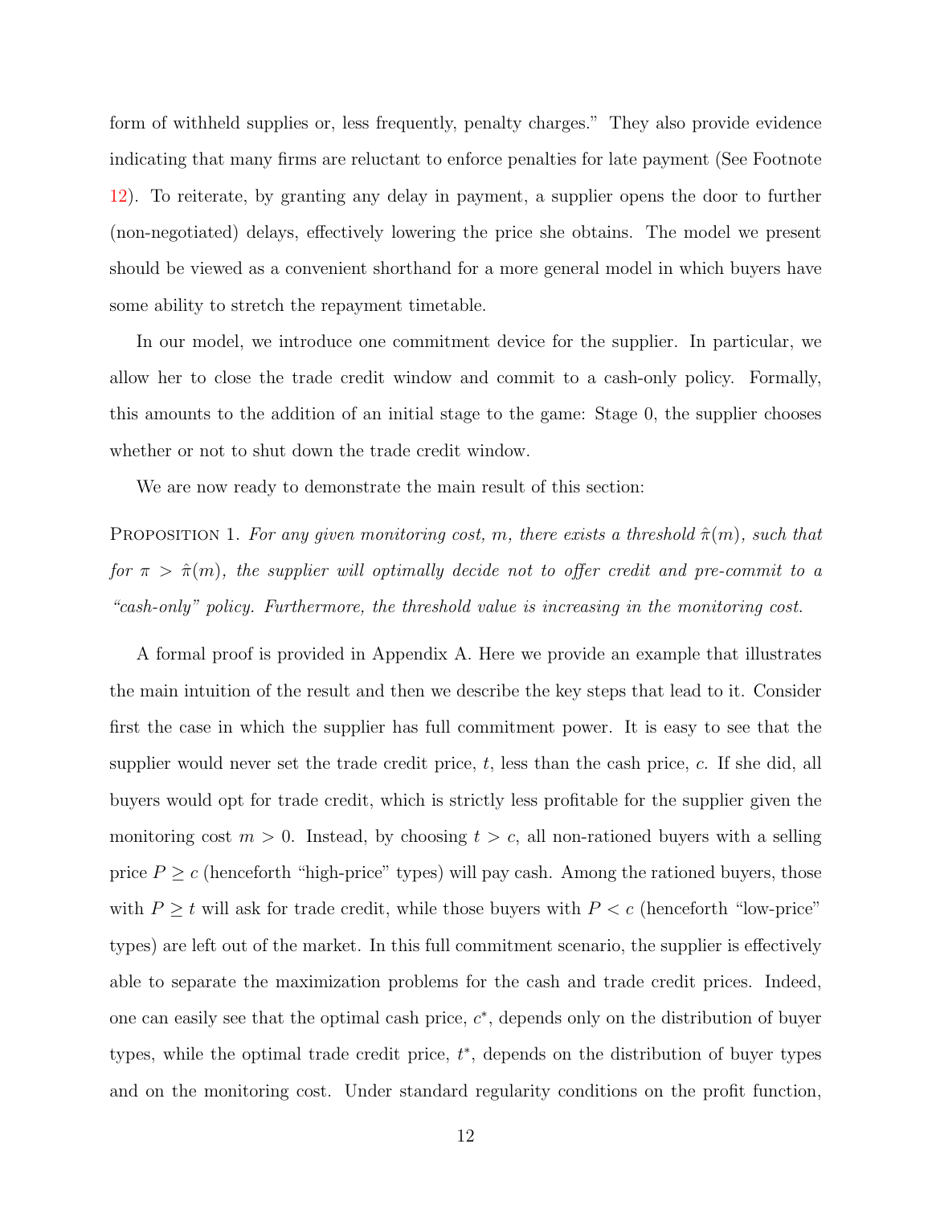form of withheld supplies or, less frequently, penalty charges." They also provide evidence indicating that many firms are reluctant to enforce penalties for late payment (See Footnote 12). To reiterate, by granting any delay in payment, a supplier opens the door to further (non-negotiated) delays, effectively lowering the price she obtains. The model we present should be viewed as a convenient shorthand for a more general model in which buyers have some ability to stretch the repayment timetable.

In our model, we introduce one commitment device for the supplier. In particular, we allow her to close the trade credit window and commit to a cash-only policy. Formally, this amounts to the addition of an initial stage to the game: Stage 0, the supplier chooses whether or not to shut down the trade credit window.

We are now ready to demonstrate the main result of this section:

Proposition 1. *For any given monitoring cost, $m$, there exists a threshold $\hat{\pi}(m)$, such that for $\pi > \hat{\pi}(m)$, the supplier will optimally decide not to offer credit and pre-commit to a "cash-only" policy. Furthermore, the threshold value is increasing in the monitoring cost.*

A formal proof is provided in Appendix A. Here we provide an example that illustrates the main intuition of the result and then we describe the key steps that lead to it. Consider first the case in which the supplier has full commitment power. It is easy to see that the supplier would never set the trade credit price, $t$, less than the cash price, $c$. If she did, all buyers would opt for trade credit, which is strictly less profitable for the supplier given the monitoring cost $m > 0$. Instead, by choosing $t > c$, all non-rationed buyers with a selling price $P \geq c$ (henceforth "high-price" types) will pay cash. Among the rationed buyers, those with $P \geq t$ will ask for trade credit, while those buyers with $P < c$ (henceforth "low-price" types) are left out of the market. In this full commitment scenario, the supplier is effectively able to separate the maximization problems for the cash and trade credit prices. Indeed, one can easily see that the optimal cash price, $c^*$, depends only on the distribution of buyer types, while the optimal trade credit price, $t^*$, depends on the distribution of buyer types and on the monitoring cost. Under standard regularity conditions on the profit function,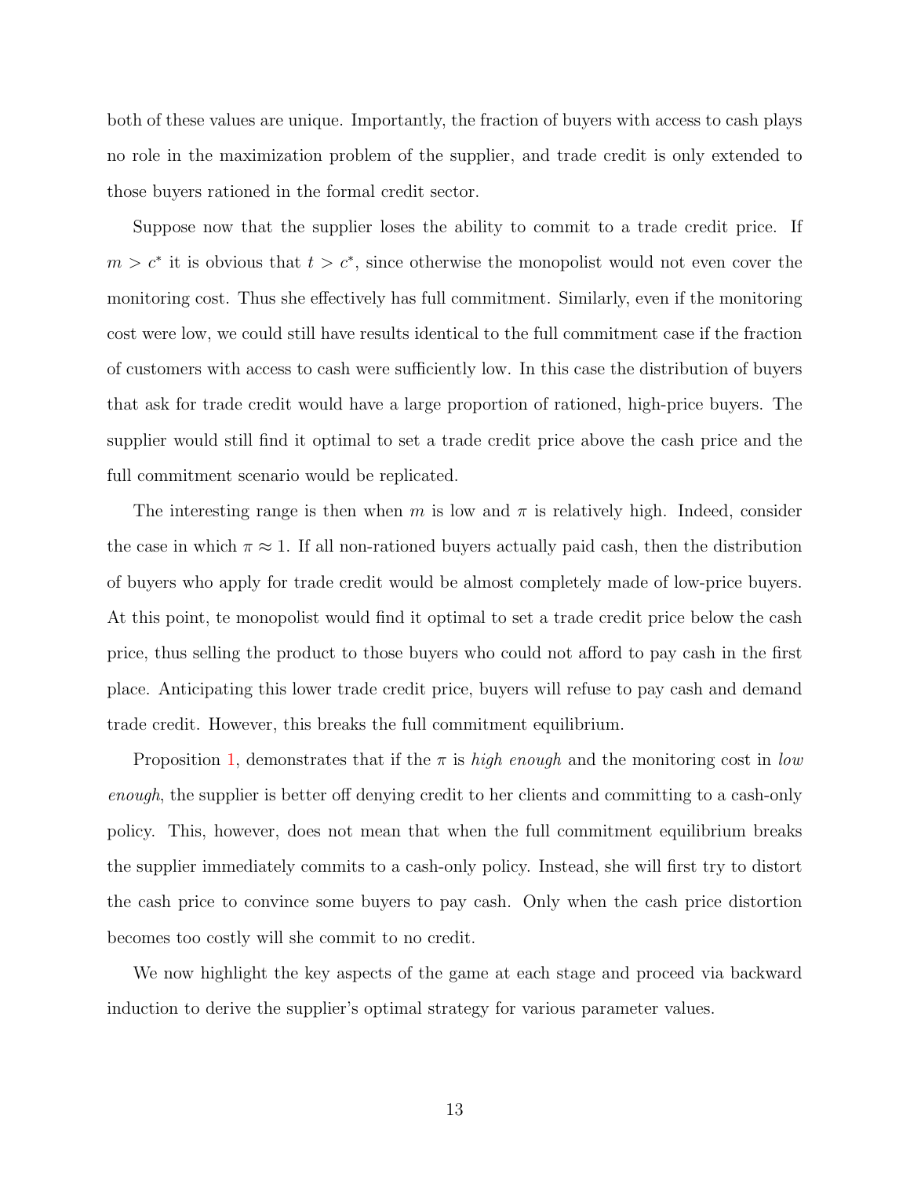both of these values are unique. Importantly, the fraction of buyers with access to cash plays no role in the maximization problem of the supplier, and trade credit is only extended to those buyers rationed in the formal credit sector.

Suppose now that the supplier loses the ability to commit to a trade credit price. If $m > c^*$ it is obvious that $t > c^*$, since otherwise the monopolist would not even cover the monitoring cost. Thus she effectively has full commitment. Similarly, even if the monitoring cost were low, we could still have results identical to the full commitment case if the fraction of customers with access to cash were sufficiently low. In this case the distribution of buyers that ask for trade credit would have a large proportion of rationed, high-price buyers. The supplier would still find it optimal to set a trade credit price above the cash price and the full commitment scenario would be replicated.

The interesting range is then when $m$ is low and $\pi$ is relatively high. Indeed, consider the case in which $\pi \approx 1$. If all non-rationed buyers actually paid cash, then the distribution of buyers who apply for trade credit would be almost completely made of low-price buyers. At this point, te monopolist would find it optimal to set a trade credit price below the cash price, thus selling the product to those buyers who could not afford to pay cash in the first place. Anticipating this lower trade credit price, buyers will refuse to pay cash and demand trade credit. However, this breaks the full commitment equilibrium.

Proposition 1, demonstrates that if the $\pi$ is *high enough* and the monitoring cost in *low enough*, the supplier is better off denying credit to her clients and committing to a cash-only policy. This, however, does not mean that when the full commitment equilibrium breaks the supplier immediately commits to a cash-only policy. Instead, she will first try to distort the cash price to convince some buyers to pay cash. Only when the cash price distortion becomes too costly will she commit to no credit.

We now highlight the key aspects of the game at each stage and proceed via backward induction to derive the supplier's optimal strategy for various parameter values.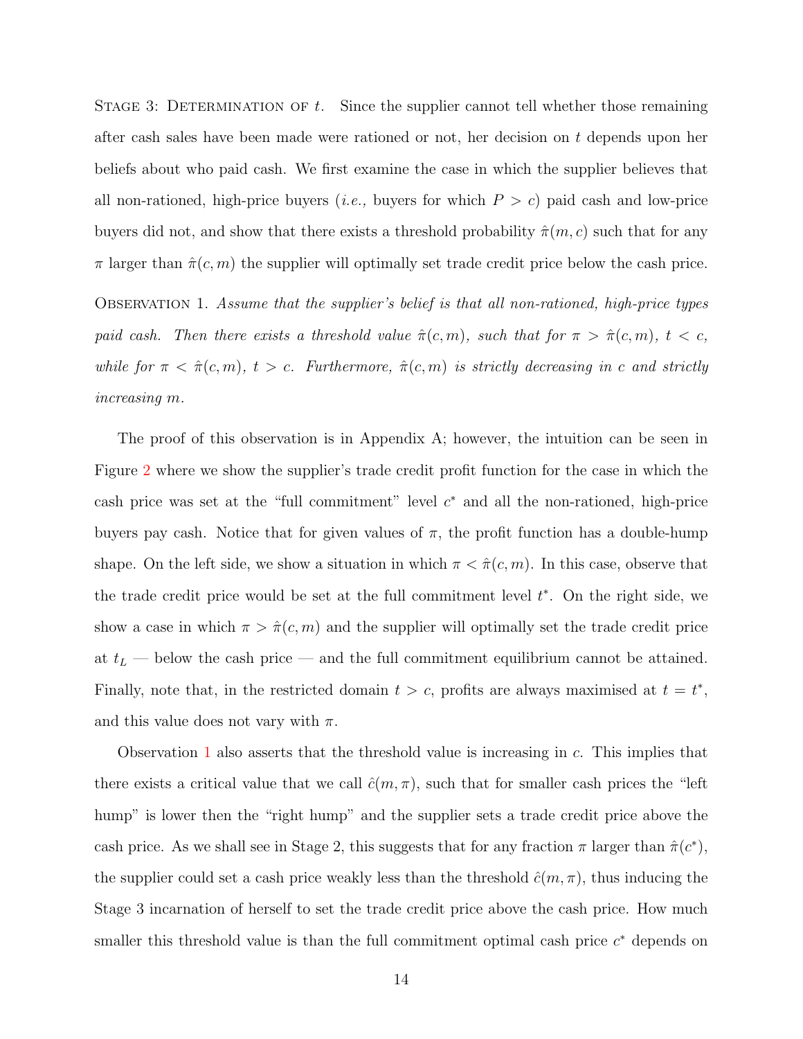Stage 3: Determination of $t$. Since the supplier cannot tell whether those remaining after cash sales have been made were rationed or not, her decision on $t$ depends upon her beliefs about who paid cash. We first examine the case in which the supplier believes that all non-rationed, high-price buyers (*i.e.,* buyers for which $P > c$) paid cash and low-price buyers did not, and show that there exists a threshold probability $\hat{\pi}(m, c)$ such that for any $\pi$ larger than $\hat{\pi}(c, m)$ the supplier will optimally set trade credit price below the cash price.

Observation 1. *Assume that the supplier's belief is that all non-rationed, high-price types paid cash. Then there exists a threshold value $\hat{\pi}(c, m)$, such that for $\pi > \hat{\pi}(c, m)$, $t < c$, while for $\pi < \hat{\pi}(c, m)$, $t > c$. Furthermore, $\hat{\pi}(c, m)$ is strictly decreasing in $c$ and strictly increasing $m$.*

The proof of this observation is in Appendix A; however, the intuition can be seen in Figure 2 where we show the supplier's trade credit profit function for the case in which the cash price was set at the "full commitment" level $c^*$ and all the non-rationed, high-price buyers pay cash. Notice that for given values of $\pi$, the profit function has a double-hump shape. On the left side, we show a situation in which $\pi < \hat{\pi}(c, m)$. In this case, observe that the trade credit price would be set at the full commitment level $t^*$. On the right side, we show a case in which $\pi > \hat{\pi}(c, m)$ and the supplier will optimally set the trade credit price at $t_L$ — below the cash price — and the full commitment equilibrium cannot be attained. Finally, note that, in the restricted domain $t > c$, profits are always maximised at $t = t^*$, and this value does not vary with $\pi$.

Observation 1 also asserts that the threshold value is increasing in $c$. This implies that there exists a critical value that we call $\hat{c}(m, \pi)$, such that for smaller cash prices the "left hump" is lower then the "right hump" and the supplier sets a trade credit price above the cash price. As we shall see in Stage 2, this suggests that for any fraction $\pi$ larger than $\hat{\pi}(c^*)$, the supplier could set a cash price weakly less than the threshold $\hat{c}(m, \pi)$, thus inducing the Stage 3 incarnation of herself to set the trade credit price above the cash price. How much smaller this threshold value is than the full commitment optimal cash price $c^*$ depends on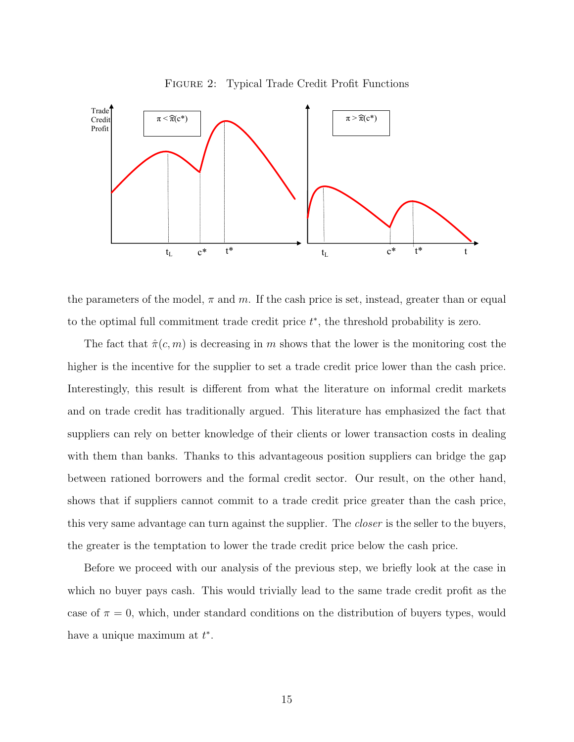FIGURE 2: Typical Trade Credit Profit Functions

the parameters of the model, $\pi$ and $m$. If the cash price is set, instead, greater than or equal to the optimal full commitment trade credit price $t^*$, the threshold probability is zero.

The fact that $\hat{\pi}(c, m)$ is decreasing in $m$ shows that the lower is the monitoring cost the higher is the incentive for the supplier to set a trade credit price lower than the cash price. Interestingly, this result is different from what the literature on informal credit markets and on trade credit has traditionally argued. This literature has emphasized the fact that suppliers can rely on better knowledge of their clients or lower transaction costs in dealing with them than banks. Thanks to this advantageous position suppliers can bridge the gap between rationed borrowers and the formal credit sector. Our result, on the other hand, shows that if suppliers cannot commit to a trade credit price greater than the cash price, this very same advantage can turn against the supplier. The *closer* is the seller to the buyers, the greater is the temptation to lower the trade credit price below the cash price.

Before we proceed with our analysis of the previous step, we briefly look at the case in which no buyer pays cash. This would trivially lead to the same trade credit profit as the case of $\pi = 0$, which, under standard conditions on the distribution of buyers types, would have a unique maximum at $t^*$.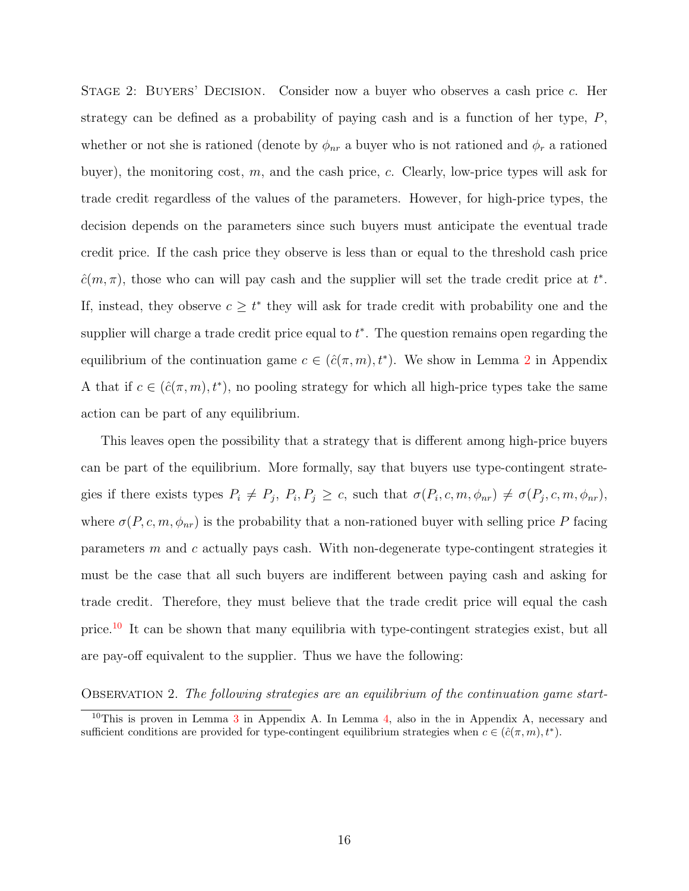Stage 2: Buyers' Decision. Consider now a buyer who observes a cash price $c$. Her strategy can be defined as a probability of paying cash and is a function of her type, $P$, whether or not she is rationed (denote by $\phi_{nr}$ a buyer who is not rationed and $\phi_r$ a rationed buyer), the monitoring cost, $m$, and the cash price, $c$. Clearly, low-price types will ask for trade credit regardless of the values of the parameters. However, for high-price types, the decision depends on the parameters since such buyers must anticipate the eventual trade credit price. If the cash price they observe is less than or equal to the threshold cash price $\hat{c}(m, \pi)$, those who can will pay cash and the supplier will set the trade credit price at $t^*$. If, instead, they observe $c \geq t^*$ they will ask for trade credit with probability one and the supplier will charge a trade credit price equal to $t^*$. The question remains open regarding the equilibrium of the continuation game $c \in (\hat{c}(\pi, m), t^*)$. We show in Lemma 2 in Appendix A that if $c \in (\hat{c}(\pi, m), t^*)$, no pooling strategy for which all high-price types take the same action can be part of any equilibrium.

This leaves open the possibility that a strategy that is different among high-price buyers can be part of the equilibrium. More formally, say that buyers use type-contingent strategies if there exists types $P_i \neq P_j$, $P_i, P_j \geq c$, such that $\sigma(P_i, c, m, \phi_{nr}) \neq \sigma(P_j, c, m, \phi_{nr})$, where $\sigma(P, c, m, \phi_{nr})$ is the probability that a non-rationed buyer with selling price $P$ facing parameters $m$ and $c$ actually pays cash. With non-degenerate type-contingent strategies it must be the case that all such buyers are indifferent between paying cash and asking for trade credit. Therefore, they must believe that the trade credit price will equal the cash price.[10] It can be shown that many equilibria with type-contingent strategies exist, but all are pay-off equivalent to the supplier. Thus we have the following:

Observation 2. *The following strategies are an equilibrium of the continuation game start-*

[10] This is proven in Lemma 3 in Appendix A. In Lemma 4, also in the in Appendix A, necessary and sufficient conditions are provided for type-contingent equilibrium strategies when $c \in (\hat{c}(\pi, m), t^*)$.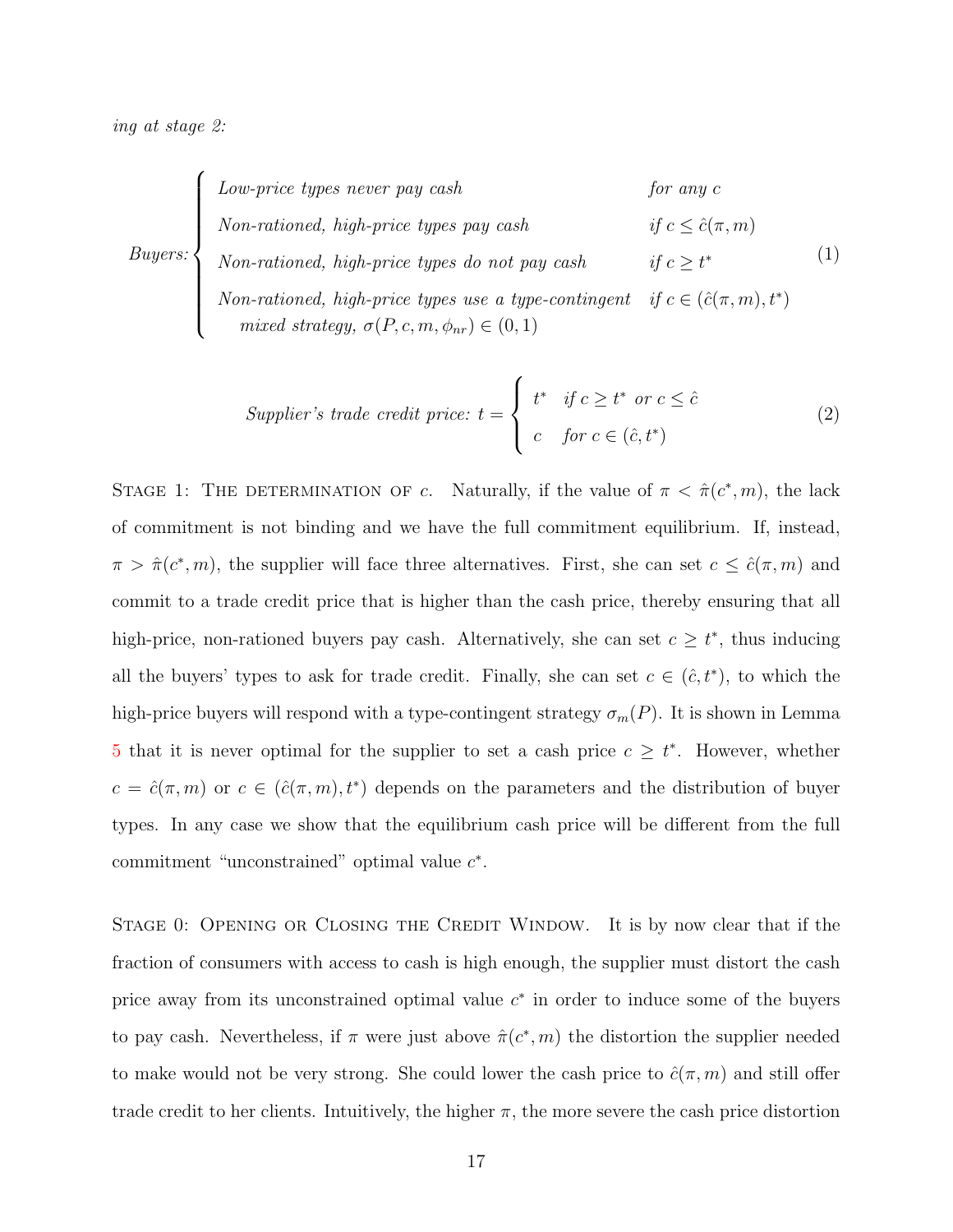*ing at stage 2:*

$$
\text{Buyers:} \begin{cases} \textit{Low-price types never pay cash} & \textit{for any } c \\ \textit{Non-rationed, high-price types pay cash} & \textit{if } c \leq \hat{c}(\pi, m) \\ \textit{Non-rationed, high-price types do not pay cash} & \textit{if } c \geq t^* \\ \textit{Non-rationed, high-price types use a type-contingent} & \textit{if } c \in (\hat{c}(\pi, m), t^*) \\ \quad \textit{mixed strategy, } \sigma(P, c, m, \phi_{nr}) \in (0, 1) & \end{cases} \tag{1}
$$

$$
\textit{Supplier's trade credit price: } t = \begin{cases} t^* & \textit{if } c \geq t^* \textit{ or } c \leq \hat{c} \\ c & \textit{for } c \in (\hat{c}, t^*) \end{cases} \tag{2}
$$

Stage 1: The determination of $c$. Naturally, if the value of $\pi < \hat{\pi}(c^*, m)$, the lack of commitment is not binding and we have the full commitment equilibrium. If, instead, $\pi > \hat{\pi}(c^*, m)$, the supplier will face three alternatives. First, she can set $c \leq \hat{c}(\pi, m)$ and commit to a trade credit price that is higher than the cash price, thereby ensuring that all high-price, non-rationed buyers pay cash. Alternatively, she can set $c \geq t^*$, thus inducing all the buyers' types to ask for trade credit. Finally, she can set $c \in (\hat{c}, t^*)$, to which the high-price buyers will respond with a type-contingent strategy $\sigma_m(P)$. It is shown in Lemma 5 that it is never optimal for the supplier to set a cash price $c \geq t^*$. However, whether $c = \hat{c}(\pi, m)$ or $c \in (\hat{c}(\pi, m), t^*)$ depends on the parameters and the distribution of buyer types. In any case we show that the equilibrium cash price will be different from the full commitment "unconstrained" optimal value $c^*$.

Stage 0: Opening or Closing the Credit Window. It is by now clear that if the fraction of consumers with access to cash is high enough, the supplier must distort the cash price away from its unconstrained optimal value $c^*$ in order to induce some of the buyers to pay cash. Nevertheless, if $\pi$ were just above $\hat{\pi}(c^*, m)$ the distortion the supplier needed to make would not be very strong. She could lower the cash price to $\hat{c}(\pi, m)$ and still offer trade credit to her clients. Intuitively, the higher $\pi$, the more severe the cash price distortion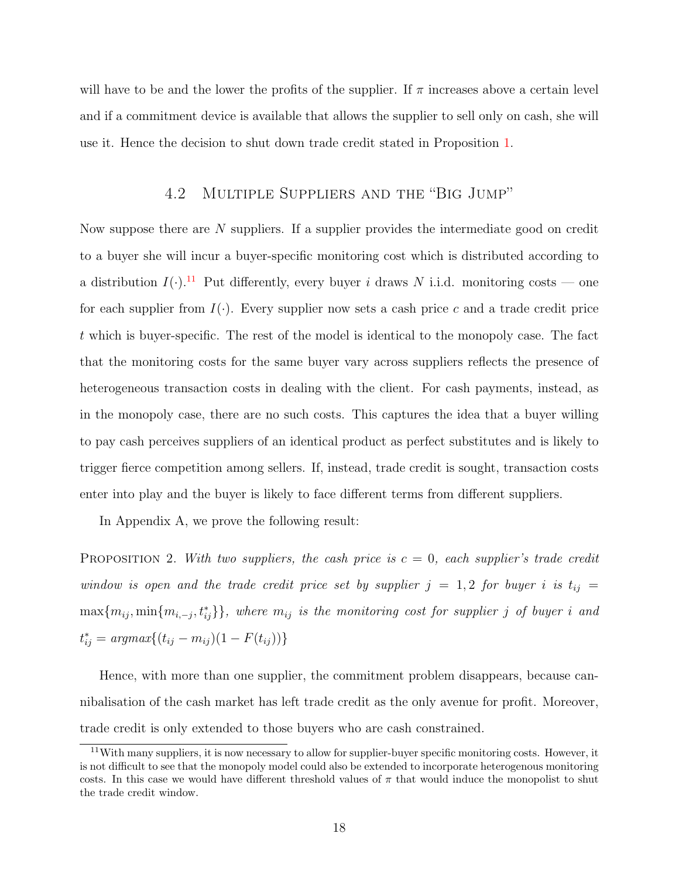will have to be and the lower the profits of the supplier. If $\pi$ increases above a certain level and if a commitment device is available that allows the supplier to sell only on cash, she will use it. Hence the decision to shut down trade credit stated in Proposition 1.

## 4.2 Multiple Suppliers and the "Big Jump"

Now suppose there are $N$ suppliers. If a supplier provides the intermediate good on credit to a buyer she will incur a buyer-specific monitoring cost which is distributed according to a distribution $I(\cdot)$.[11] Put differently, every buyer $i$ draws $N$ i.i.d. monitoring costs — one for each supplier from $I(\cdot)$. Every supplier now sets a cash price $c$ and a trade credit price $t$ which is buyer-specific. The rest of the model is identical to the monopoly case. The fact that the monitoring costs for the same buyer vary across suppliers reflects the presence of heterogeneous transaction costs in dealing with the client. For cash payments, instead, as in the monopoly case, there are no such costs. This captures the idea that a buyer willing to pay cash perceives suppliers of an identical product as perfect substitutes and is likely to trigger fierce competition among sellers. If, instead, trade credit is sought, transaction costs enter into play and the buyer is likely to face different terms from different suppliers.

In Appendix A, we prove the following result:

Proposition 2. *With two suppliers, the cash price is $c = 0$, each supplier's trade credit window is open and the trade credit price set by supplier $j = 1, 2$ for buyer $i$ is $t_{ij} = \max\{m_{ij}, \min\{m_{i,-j}, t^*_{ij}\}\}$, where $m_{ij}$ is the monitoring cost for supplier $j$ of buyer $i$ and $t^*_{ij} = argmax\{(t_{ij} - m_{ij})(1 - F(t_{ij}))\}$*

Hence, with more than one supplier, the commitment problem disappears, because cannibalisation of the cash market has left trade credit as the only avenue for profit. Moreover, trade credit is only extended to those buyers who are cash constrained.

[11] With many suppliers, it is now necessary to allow for supplier-buyer specific monitoring costs. However, it is not difficult to see that the monopoly model could also be extended to incorporate heterogenous monitoring costs. In this case we would have different threshold values of $\pi$ that would induce the monopolist to shut the trade credit window.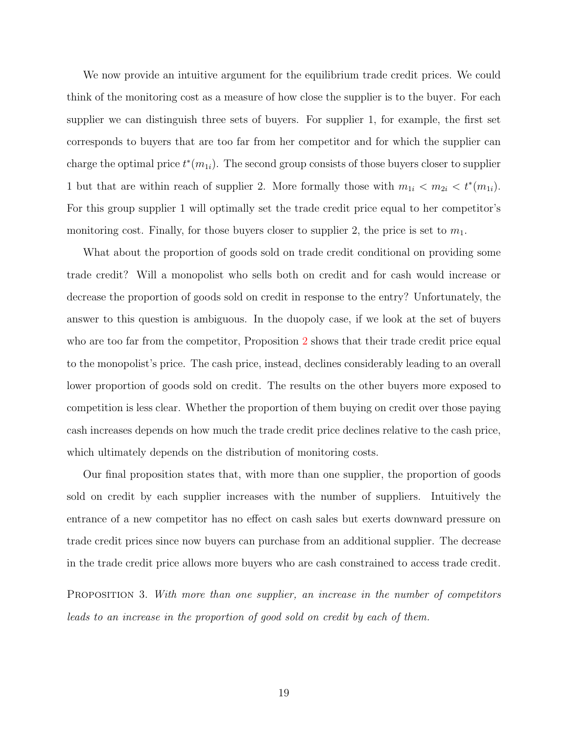We now provide an intuitive argument for the equilibrium trade credit prices. We could think of the monitoring cost as a measure of how close the supplier is to the buyer. For each supplier we can distinguish three sets of buyers. For supplier 1, for example, the first set corresponds to buyers that are too far from her competitor and for which the supplier can charge the optimal price $t^*(m_{1i})$. The second group consists of those buyers closer to supplier 1 but that are within reach of supplier 2. More formally those with $m_{1i} < m_{2i} < t^*(m_{1i})$. For this group supplier 1 will optimally set the trade credit price equal to her competitor's monitoring cost. Finally, for those buyers closer to supplier 2, the price is set to $m_1$.

What about the proportion of goods sold on trade credit conditional on providing some trade credit? Will a monopolist who sells both on credit and for cash would increase or decrease the proportion of goods sold on credit in response to the entry? Unfortunately, the answer to this question is ambiguous. In the duopoly case, if we look at the set of buyers who are too far from the competitor, Proposition 2 shows that their trade credit price equal to the monopolist's price. The cash price, instead, declines considerably leading to an overall lower proportion of goods sold on credit. The results on the other buyers more exposed to competition is less clear. Whether the proportion of them buying on credit over those paying cash increases depends on how much the trade credit price declines relative to the cash price, which ultimately depends on the distribution of monitoring costs.

Our final proposition states that, with more than one supplier, the proportion of goods sold on credit by each supplier increases with the number of suppliers. Intuitively the entrance of a new competitor has no effect on cash sales but exerts downward pressure on trade credit prices since now buyers can purchase from an additional supplier. The decrease in the trade credit price allows more buyers who are cash constrained to access trade credit.

Proposition 3. *With more than one supplier, an increase in the number of competitors leads to an increase in the proportion of good sold on credit by each of them.*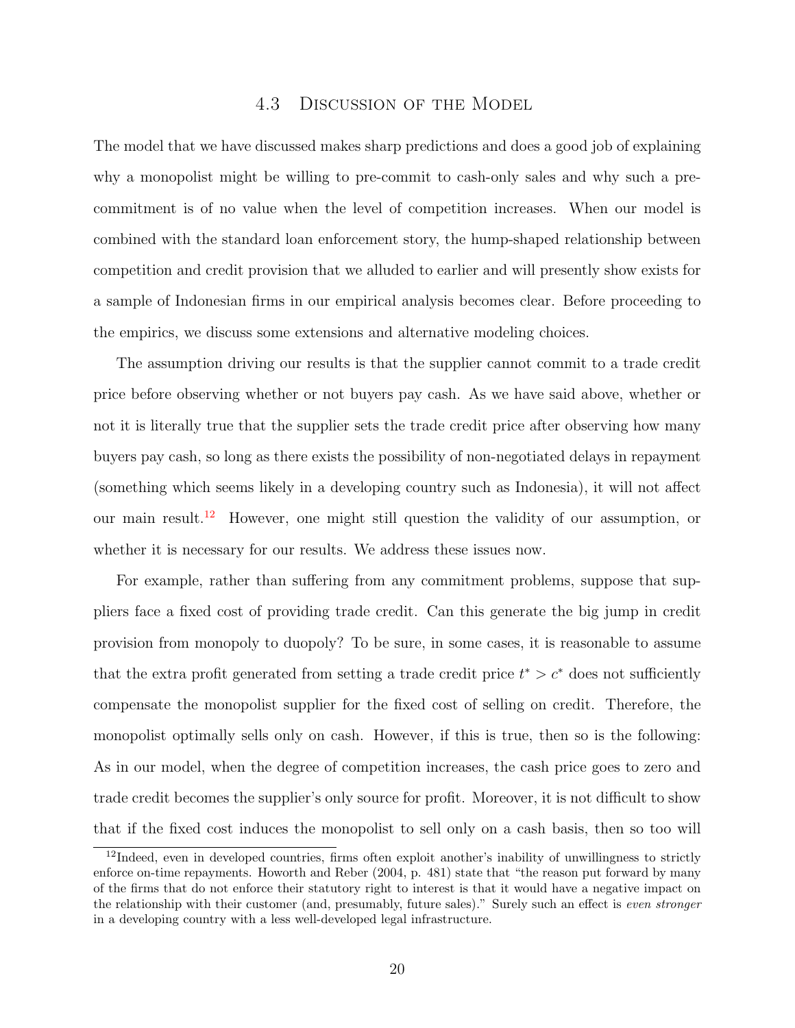### 4.3 Discussion of the Model

The model that we have discussed makes sharp predictions and does a good job of explaining why a monopolist might be willing to pre-commit to cash-only sales and why such a pre-commitment is of no value when the level of competition increases. When our model is combined with the standard loan enforcement story, the hump-shaped relationship between competition and credit provision that we alluded to earlier and will presently show exists for a sample of Indonesian firms in our empirical analysis becomes clear. Before proceeding to the empirics, we discuss some extensions and alternative modeling choices.

The assumption driving our results is that the supplier cannot commit to a trade credit price before observing whether or not buyers pay cash. As we have said above, whether or not it is literally true that the supplier sets the trade credit price after observing how many buyers pay cash, so long as there exists the possibility of non-negotiated delays in repayment (something which seems likely in a developing country such as Indonesia), it will not affect our main result.[12] However, one might still question the validity of our assumption, or whether it is necessary for our results. We address these issues now.

For example, rather than suffering from any commitment problems, suppose that suppliers face a fixed cost of providing trade credit. Can this generate the big jump in credit provision from monopoly to duopoly? To be sure, in some cases, it is reasonable to assume that the extra profit generated from setting a trade credit price $t^* > c^*$ does not sufficiently compensate the monopolist supplier for the fixed cost of selling on credit. Therefore, the monopolist optimally sells only on cash. However, if this is true, then so is the following: As in our model, when the degree of competition increases, the cash price goes to zero and trade credit becomes the supplier's only source for profit. Moreover, it is not difficult to show that if the fixed cost induces the monopolist to sell only on a cash basis, then so too will

[12] Indeed, even in developed countries, firms often exploit another's inability of unwillingness to strictly enforce on-time repayments. Howorth and Reber (2004, p. 481) state that "the reason put forward by many of the firms that do not enforce their statutory right to interest is that it would have a negative impact on the relationship with their customer (and, presumably, future sales)." Surely such an effect is *even stronger* in a developing country with a less well-developed legal infrastructure.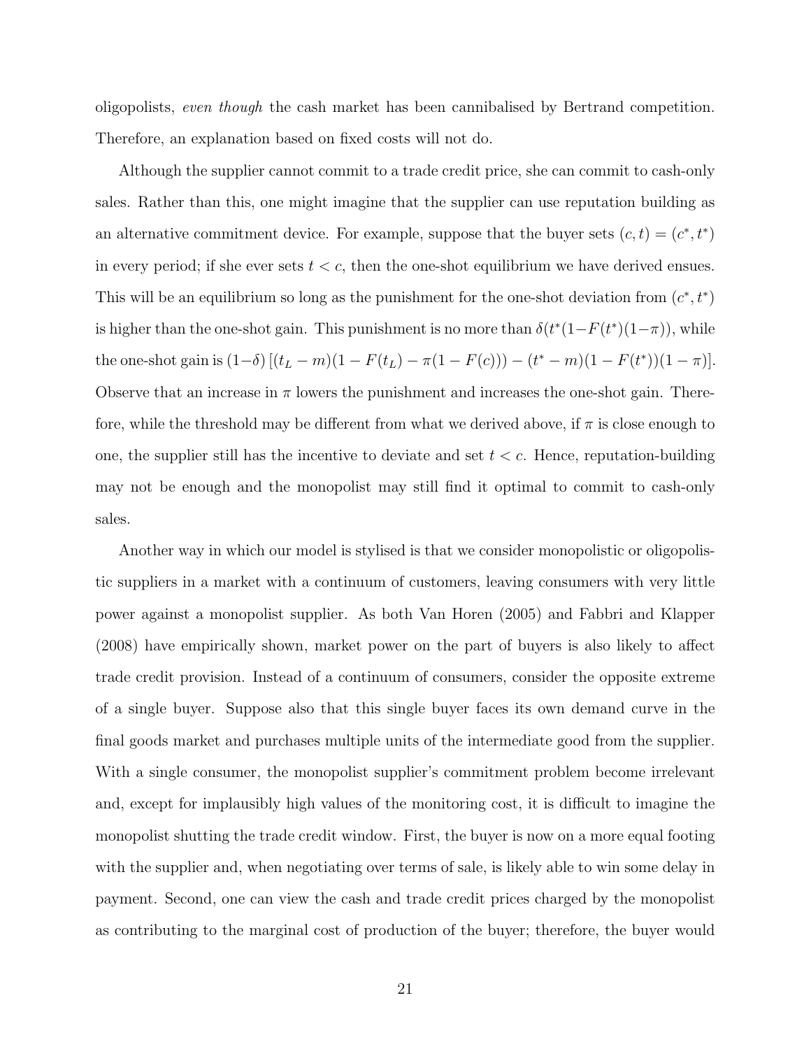oligopolists, *even though* the cash market has been cannibalised by Bertrand competition. Therefore, an explanation based on fixed costs will not do.

Although the supplier cannot commit to a trade credit price, she can commit to cash-only sales. Rather than this, one might imagine that the supplier can use reputation building as an alternative commitment device. For example, suppose that the buyer sets $(c, t) = (c^*, t^*)$ in every period; if she ever sets $t < c$, then the one-shot equilibrium we have derived ensues. This will be an equilibrium so long as the punishment for the one-shot deviation from $(c^*, t^*)$ is higher than the one-shot gain. This punishment is no more than $\delta(t^*(1-F(t^*)(1-\pi))$, while the one-shot gain is $(1-\delta)\left[(t_L - m)(1 - F(t_L) - \pi(1 - F(c))) - (t^* - m)(1 - F(t^*))(1 - \pi)\right]$. Observe that an increase in $\pi$ lowers the punishment and increases the one-shot gain. Therefore, while the threshold may be different from what we derived above, if $\pi$ is close enough to one, the supplier still has the incentive to deviate and set $t < c$. Hence, reputation-building may not be enough and the monopolist may still find it optimal to commit to cash-only sales.

Another way in which our model is stylised is that we consider monopolistic or oligopolistic suppliers in a market with a continuum of customers, leaving consumers with very little power against a monopolist supplier. As both Van Horen (2005) and Fabbri and Klapper (2008) have empirically shown, market power on the part of buyers is also likely to affect trade credit provision. Instead of a continuum of consumers, consider the opposite extreme of a single buyer. Suppose also that this single buyer faces its own demand curve in the final goods market and purchases multiple units of the intermediate good from the supplier. With a single consumer, the monopolist supplier's commitment problem become irrelevant and, except for implausibly high values of the monitoring cost, it is difficult to imagine the monopolist shutting the trade credit window. First, the buyer is now on a more equal footing with the supplier and, when negotiating over terms of sale, is likely able to win some delay in payment. Second, one can view the cash and trade credit prices charged by the monopolist as contributing to the marginal cost of production of the buyer; therefore, the buyer would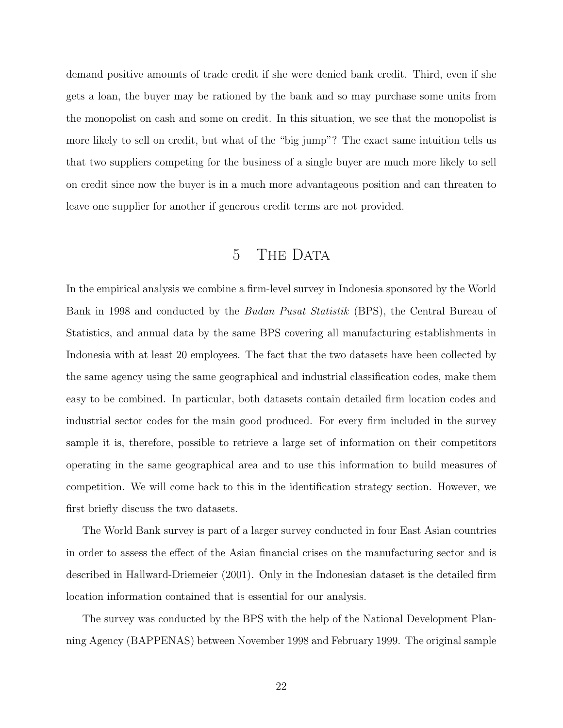demand positive amounts of trade credit if she were denied bank credit. Third, even if she gets a loan, the buyer may be rationed by the bank and so may purchase some units from the monopolist on cash and some on credit. In this situation, we see that the monopolist is more likely to sell on credit, but what of the "big jump"? The exact same intuition tells us that two suppliers competing for the business of a single buyer are much more likely to sell on credit since now the buyer is in a much more advantageous position and can threaten to leave one supplier for another if generous credit terms are not provided.

# 5 The Data

In the empirical analysis we combine a firm-level survey in Indonesia sponsored by the World Bank in 1998 and conducted by the *Budan Pusat Statistik* (BPS), the Central Bureau of Statistics, and annual data by the same BPS covering all manufacturing establishments in Indonesia with at least 20 employees. The fact that the two datasets have been collected by the same agency using the same geographical and industrial classification codes, make them easy to be combined. In particular, both datasets contain detailed firm location codes and industrial sector codes for the main good produced. For every firm included in the survey sample it is, therefore, possible to retrieve a large set of information on their competitors operating in the same geographical area and to use this information to build measures of competition. We will come back to this in the identification strategy section. However, we first briefly discuss the two datasets.

The World Bank survey is part of a larger survey conducted in four East Asian countries in order to assess the effect of the Asian financial crises on the manufacturing sector and is described in Hallward-Driemeier (2001). Only in the Indonesian dataset is the detailed firm location information contained that is essential for our analysis.

The survey was conducted by the BPS with the help of the National Development Planning Agency (BAPPENAS) between November 1998 and February 1999. The original sample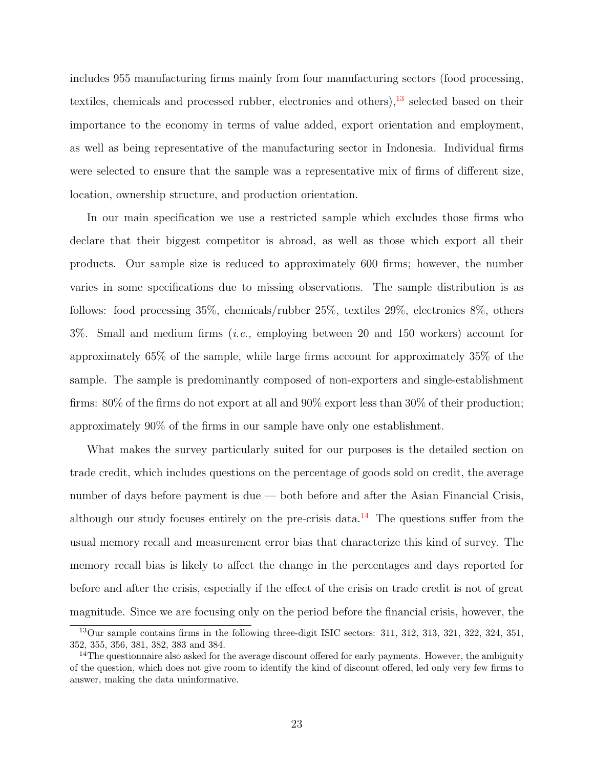includes 955 manufacturing firms mainly from four manufacturing sectors (food processing, textiles, chemicals and processed rubber, electronics and others),[13] selected based on their importance to the economy in terms of value added, export orientation and employment, as well as being representative of the manufacturing sector in Indonesia. Individual firms were selected to ensure that the sample was a representative mix of firms of different size, location, ownership structure, and production orientation.

In our main specification we use a restricted sample which excludes those firms who declare that their biggest competitor is abroad, as well as those which export all their products. Our sample size is reduced to approximately 600 firms; however, the number varies in some specifications due to missing observations. The sample distribution is as follows: food processing 35%, chemicals/rubber 25%, textiles 29%, electronics 8%, others 3%. Small and medium firms (*i.e.,* employing between 20 and 150 workers) account for approximately 65% of the sample, while large firms account for approximately 35% of the sample. The sample is predominantly composed of non-exporters and single-establishment firms: 80% of the firms do not export at all and 90% export less than 30% of their production; approximately 90% of the firms in our sample have only one establishment.

What makes the survey particularly suited for our purposes is the detailed section on trade credit, which includes questions on the percentage of goods sold on credit, the average number of days before payment is due — both before and after the Asian Financial Crisis, although our study focuses entirely on the pre-crisis data.[14] The questions suffer from the usual memory recall and measurement error bias that characterize this kind of survey. The memory recall bias is likely to affect the change in the percentages and days reported for before and after the crisis, especially if the effect of the crisis on trade credit is not of great magnitude. Since we are focusing only on the period before the financial crisis, however, the

[13] Our sample contains firms in the following three-digit ISIC sectors: 311, 312, 313, 321, 322, 324, 351, 352, 355, 356, 381, 382, 383 and 384.

[14] The questionnaire also asked for the average discount offered for early payments. However, the ambiguity of the question, which does not give room to identify the kind of discount offered, led only very few firms to answer, making the data uninformative.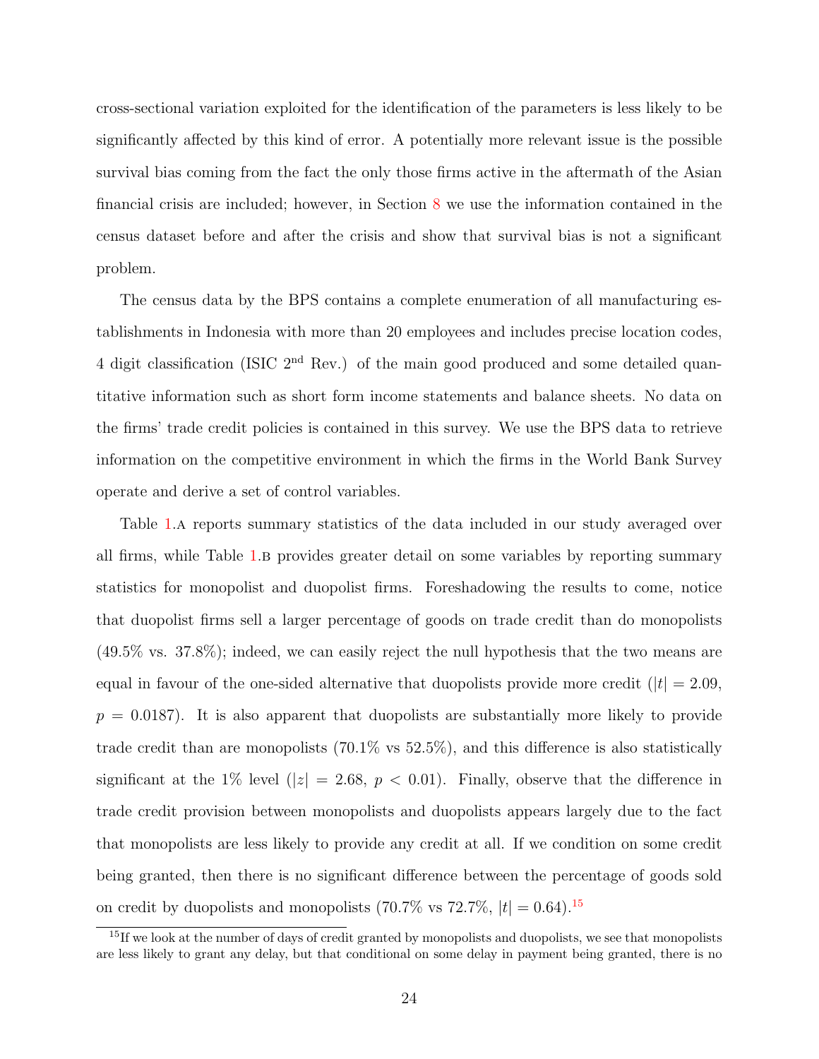cross-sectional variation exploited for the identification of the parameters is less likely to be significantly affected by this kind of error. A potentially more relevant issue is the possible survival bias coming from the fact the only those firms active in the aftermath of the Asian financial crisis are included; however, in Section 8 we use the information contained in the census dataset before and after the crisis and show that survival bias is not a significant problem.

The census data by the BPS contains a complete enumeration of all manufacturing establishments in Indonesia with more than 20 employees and includes precise location codes, 4 digit classification (ISIC 2$^{\text{nd}}$ Rev.) of the main good produced and some detailed quantitative information such as short form income statements and balance sheets. No data on the firms' trade credit policies is contained in this survey. We use the BPS data to retrieve information on the competitive environment in which the firms in the World Bank Survey operate and derive a set of control variables.

Table 1.A reports summary statistics of the data included in our study averaged over all firms, while Table 1.B provides greater detail on some variables by reporting summary statistics for monopolist and duopolist firms. Foreshadowing the results to come, notice that duopolist firms sell a larger percentage of goods on trade credit than do monopolists (49.5% vs. 37.8%); indeed, we can easily reject the null hypothesis that the two means are equal in favour of the one-sided alternative that duopolists provide more credit ($|t| = 2.09$, $p = 0.0187$). It is also apparent that duopolists are substantially more likely to provide trade credit than are monopolists (70.1% vs 52.5%), and this difference is also statistically significant at the 1% level ($|z| = 2.68$, $p < 0.01$). Finally, observe that the difference in trade credit provision between monopolists and duopolists appears largely due to the fact that monopolists are less likely to provide any credit at all. If we condition on some credit being granted, then there is no significant difference between the percentage of goods sold on credit by duopolists and monopolists (70.7% vs 72.7%, $|t| = 0.64$).[15]

[15]If we look at the number of days of credit granted by monopolists and duopolists, we see that monopolists are less likely to grant any delay, but that conditional on some delay in payment being granted, there is no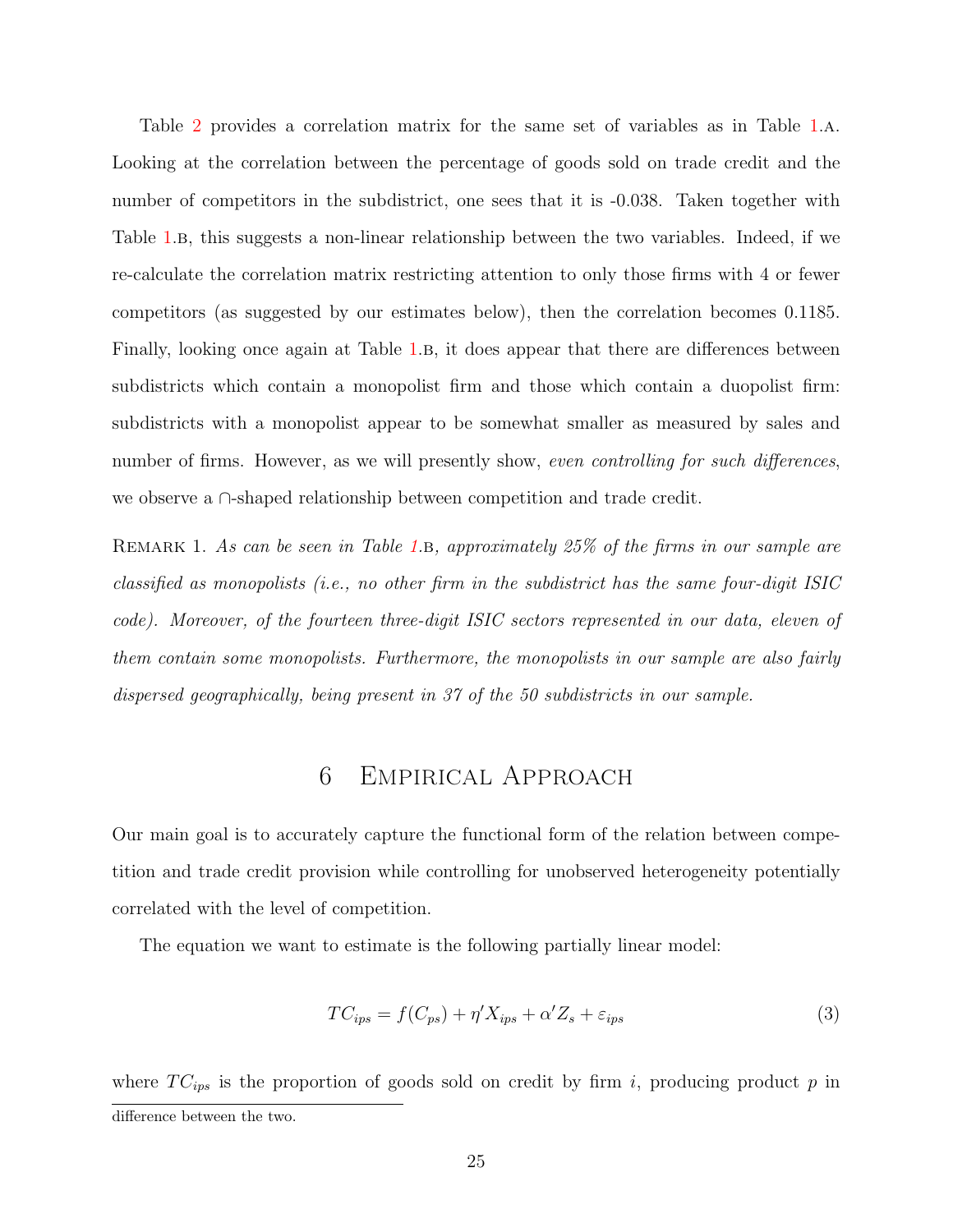Table 2 provides a correlation matrix for the same set of variables as in Table 1.A. Looking at the correlation between the percentage of goods sold on trade credit and the number of competitors in the subdistrict, one sees that it is -0.038. Taken together with Table 1.B, this suggests a non-linear relationship between the two variables. Indeed, if we re-calculate the correlation matrix restricting attention to only those firms with 4 or fewer competitors (as suggested by our estimates below), then the correlation becomes 0.1185. Finally, looking once again at Table 1.B, it does appear that there are differences between subdistricts which contain a monopolist firm and those which contain a duopolist firm: subdistricts with a monopolist appear to be somewhat smaller as measured by sales and number of firms. However, as we will presently show, *even controlling for such differences*, we observe a ∩-shaped relationship between competition and trade credit.

Remark 1. *As can be seen in Table 1.B, approximately 25% of the firms in our sample are classified as monopolists (i.e., no other firm in the subdistrict has the same four-digit ISIC code). Moreover, of the fourteen three-digit ISIC sectors represented in our data, eleven of them contain some monopolists. Furthermore, the monopolists in our sample are also fairly dispersed geographically, being present in 37 of the 50 subdistricts in our sample.*

# 6 Empirical Approach

Our main goal is to accurately capture the functional form of the relation between competition and trade credit provision while controlling for unobserved heterogeneity potentially correlated with the level of competition.

The equation we want to estimate is the following partially linear model:

$$TC_{ips} = f(C_{ps}) + \eta' X_{ips} + \alpha' Z_s + \varepsilon_{ips} \tag{3}$$

where $TC_{ips}$ is the proportion of goods sold on credit by firm $i$, producing product $p$ in

difference between the two.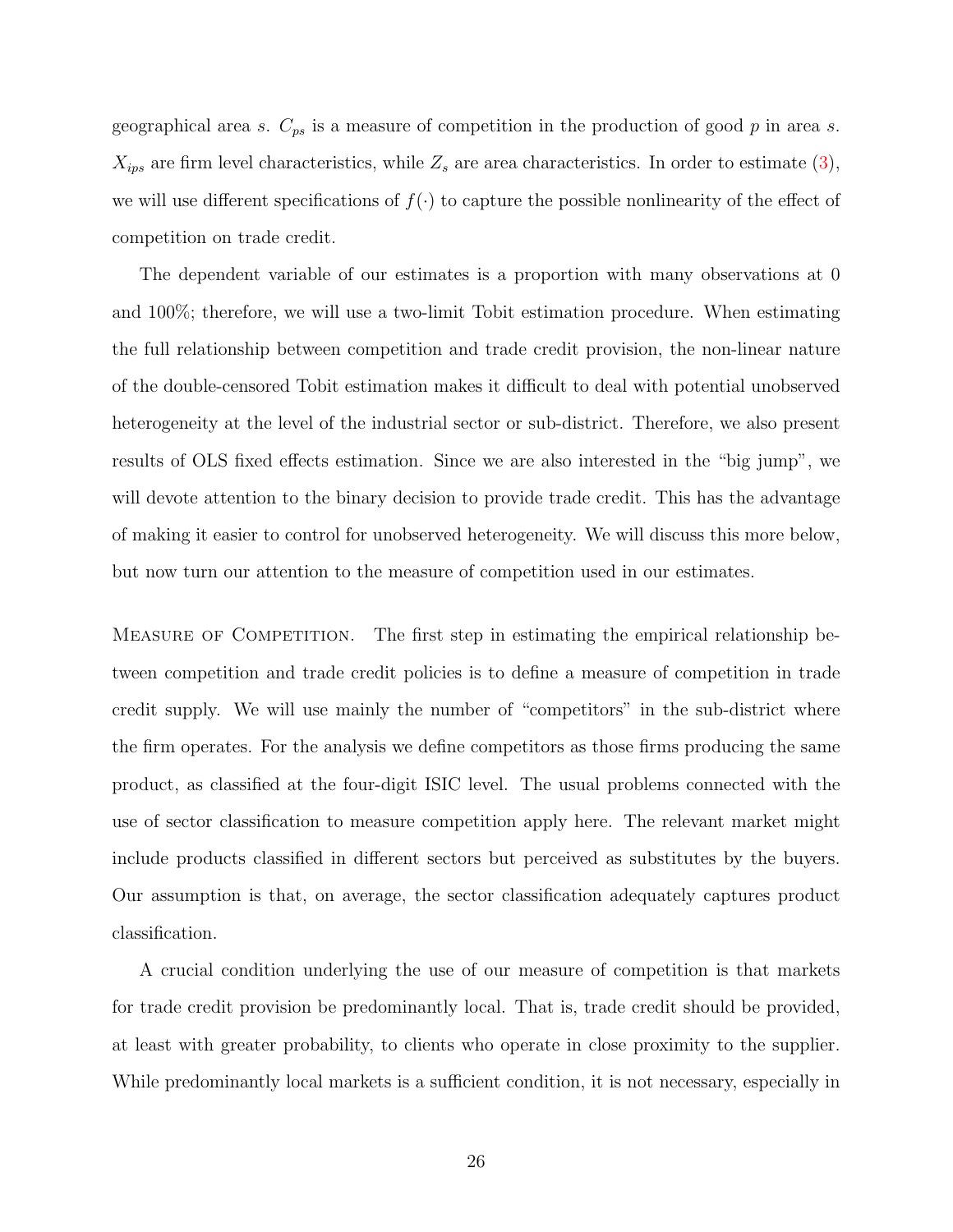geographical area $s$. $C_{ps}$ is a measure of competition in the production of good $p$ in area $s$. $X_{ips}$ are firm level characteristics, while $Z_s$ are area characteristics. In order to estimate (3), we will use different specifications of $f(\cdot)$ to capture the possible nonlinearity of the effect of competition on trade credit.

The dependent variable of our estimates is a proportion with many observations at 0 and 100%; therefore, we will use a two-limit Tobit estimation procedure. When estimating the full relationship between competition and trade credit provision, the non-linear nature of the double-censored Tobit estimation makes it difficult to deal with potential unobserved heterogeneity at the level of the industrial sector or sub-district. Therefore, we also present results of OLS fixed effects estimation. Since we are also interested in the "big jump", we will devote attention to the binary decision to provide trade credit. This has the advantage of making it easier to control for unobserved heterogeneity. We will discuss this more below, but now turn our attention to the measure of competition used in our estimates.

Measure of Competition. The first step in estimating the empirical relationship between competition and trade credit policies is to define a measure of competition in trade credit supply. We will use mainly the number of "competitors" in the sub-district where the firm operates. For the analysis we define competitors as those firms producing the same product, as classified at the four-digit ISIC level. The usual problems connected with the use of sector classification to measure competition apply here. The relevant market might include products classified in different sectors but perceived as substitutes by the buyers. Our assumption is that, on average, the sector classification adequately captures product classification.

A crucial condition underlying the use of our measure of competition is that markets for trade credit provision be predominantly local. That is, trade credit should be provided, at least with greater probability, to clients who operate in close proximity to the supplier. While predominantly local markets is a sufficient condition, it is not necessary, especially in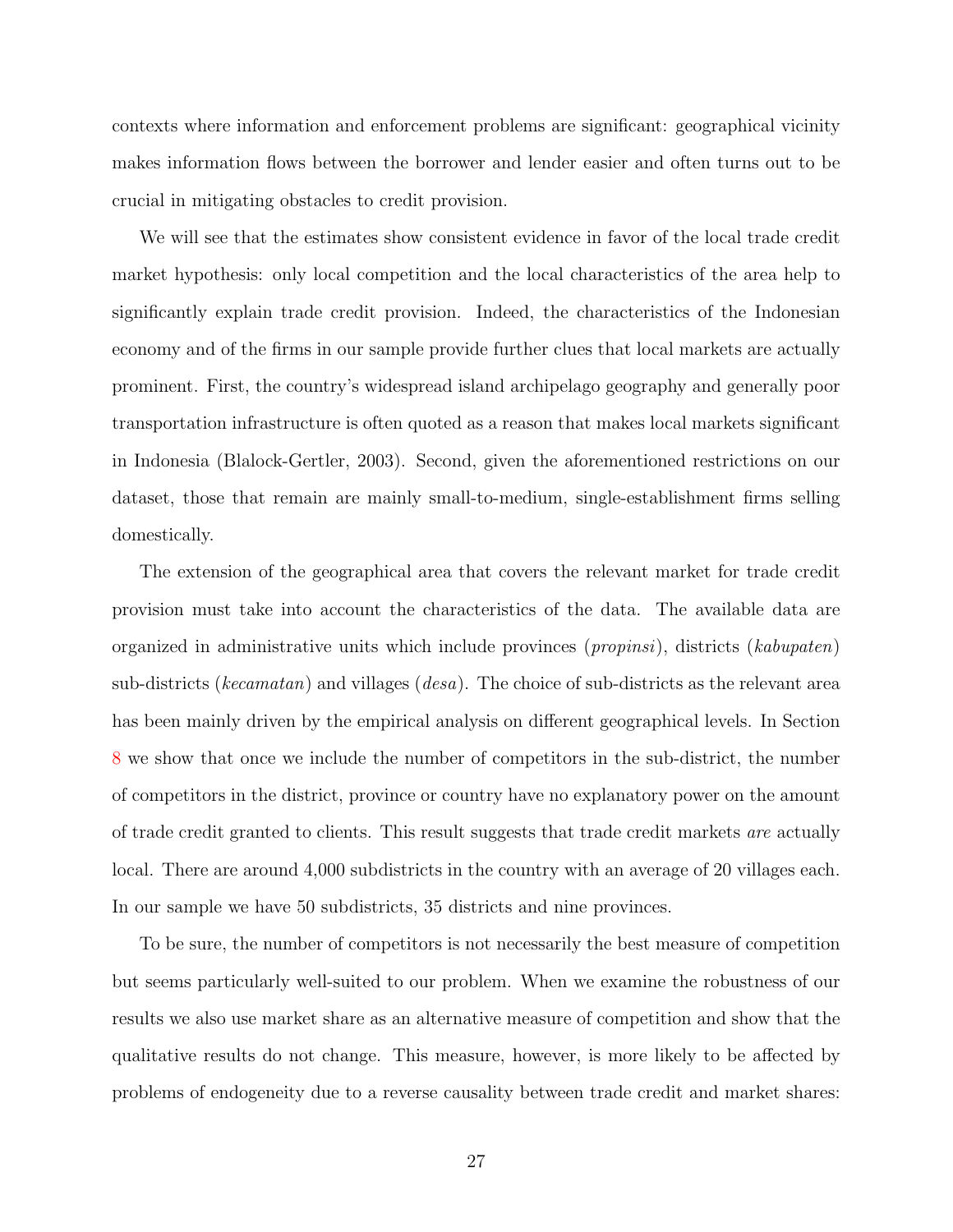contexts where information and enforcement problems are significant: geographical vicinity makes information flows between the borrower and lender easier and often turns out to be crucial in mitigating obstacles to credit provision.

We will see that the estimates show consistent evidence in favor of the local trade credit market hypothesis: only local competition and the local characteristics of the area help to significantly explain trade credit provision. Indeed, the characteristics of the Indonesian economy and of the firms in our sample provide further clues that local markets are actually prominent. First, the country's widespread island archipelago geography and generally poor transportation infrastructure is often quoted as a reason that makes local markets significant in Indonesia (Blalock-Gertler, 2003). Second, given the aforementioned restrictions on our dataset, those that remain are mainly small-to-medium, single-establishment firms selling domestically.

The extension of the geographical area that covers the relevant market for trade credit provision must take into account the characteristics of the data. The available data are organized in administrative units which include provinces (*propinsi*), districts (*kabupaten*) sub-districts (*kecamatan*) and villages (*desa*). The choice of sub-districts as the relevant area has been mainly driven by the empirical analysis on different geographical levels. In Section 8 we show that once we include the number of competitors in the sub-district, the number of competitors in the district, province or country have no explanatory power on the amount of trade credit granted to clients. This result suggests that trade credit markets *are* actually local. There are around 4,000 subdistricts in the country with an average of 20 villages each. In our sample we have 50 subdistricts, 35 districts and nine provinces.

To be sure, the number of competitors is not necessarily the best measure of competition but seems particularly well-suited to our problem. When we examine the robustness of our results we also use market share as an alternative measure of competition and show that the qualitative results do not change. This measure, however, is more likely to be affected by problems of endogeneity due to a reverse causality between trade credit and market shares: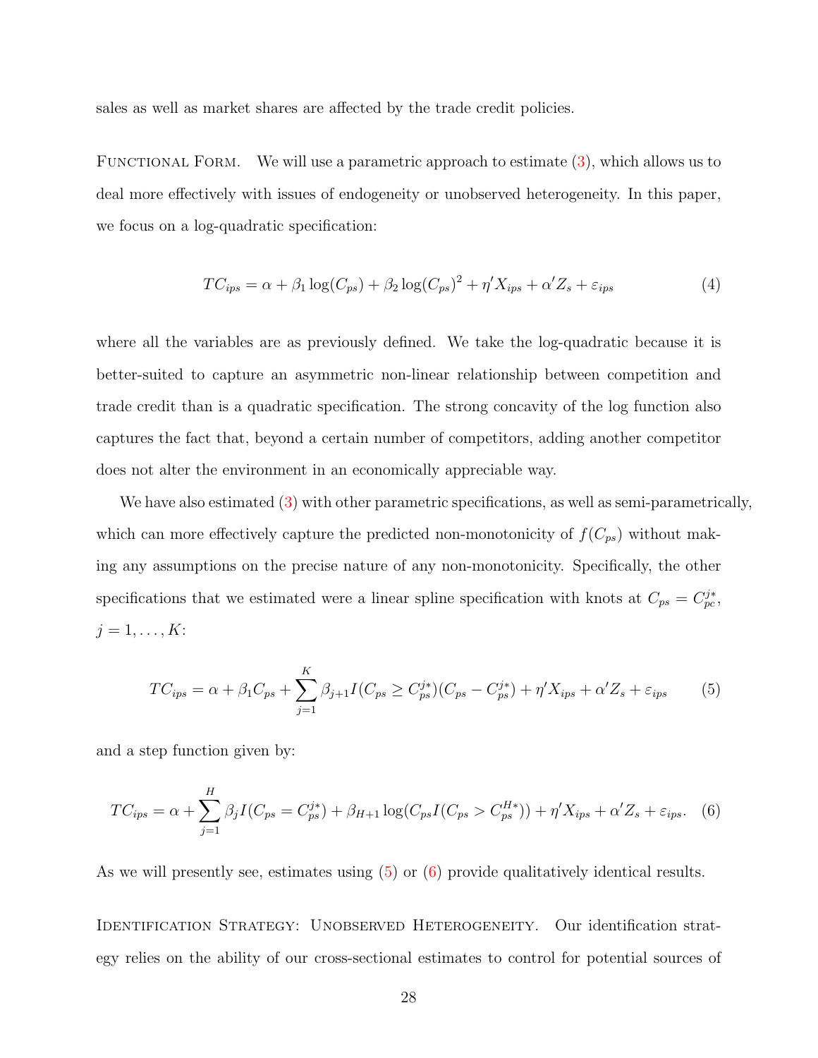sales as well as market shares are affected by the trade credit policies.

FUNCTIONAL FORM. We will use a parametric approach to estimate (3), which allows us to deal more effectively with issues of endogeneity or unobserved heterogeneity. In this paper, we focus on a log-quadratic specification:

$$TC_{ips} = \alpha + \beta_1 \log(C_{ps}) + \beta_2 \log(C_{ps})^2 + \eta' X_{ips} + \alpha' Z_s + \varepsilon_{ips} \tag{4}$$

where all the variables are as previously defined. We take the log-quadratic because it is better-suited to capture an asymmetric non-linear relationship between competition and trade credit than is a quadratic specification. The strong concavity of the log function also captures the fact that, beyond a certain number of competitors, adding another competitor does not alter the environment in an economically appreciable way.

We have also estimated (3) with other parametric specifications, as well as semi-parametrically, which can more effectively capture the predicted non-monotonicity of $f(C_{ps})$ without making any assumptions on the precise nature of any non-monotonicity. Specifically, the other specifications that we estimated were a linear spline specification with knots at $C_{ps} = C_{pc}^{j*}$, $j = 1, \ldots, K$:

$$TC_{ips} = \alpha + \beta_1 C_{ps} + \sum_{j=1}^{K} \beta_{j+1} I(C_{ps} \geq C_{ps}^{j*})(C_{ps} - C_{ps}^{j*}) + \eta' X_{ips} + \alpha' Z_s + \varepsilon_{ips} \tag{5}$$

and a step function given by:

$$TC_{ips} = \alpha + \sum_{j=1}^{H} \beta_j I(C_{ps} = C_{ps}^{j*}) + \beta_{H+1} \log(C_{ps} I(C_{ps} > C_{ps}^{H*})) + \eta' X_{ips} + \alpha' Z_s + \varepsilon_{ips}. \tag{6}$$

As we will presently see, estimates using (5) or (6) provide qualitatively identical results.

IDENTIFICATION STRATEGY: UNOBSERVED HETEROGENEITY. Our identification strategy relies on the ability of our cross-sectional estimates to control for potential sources of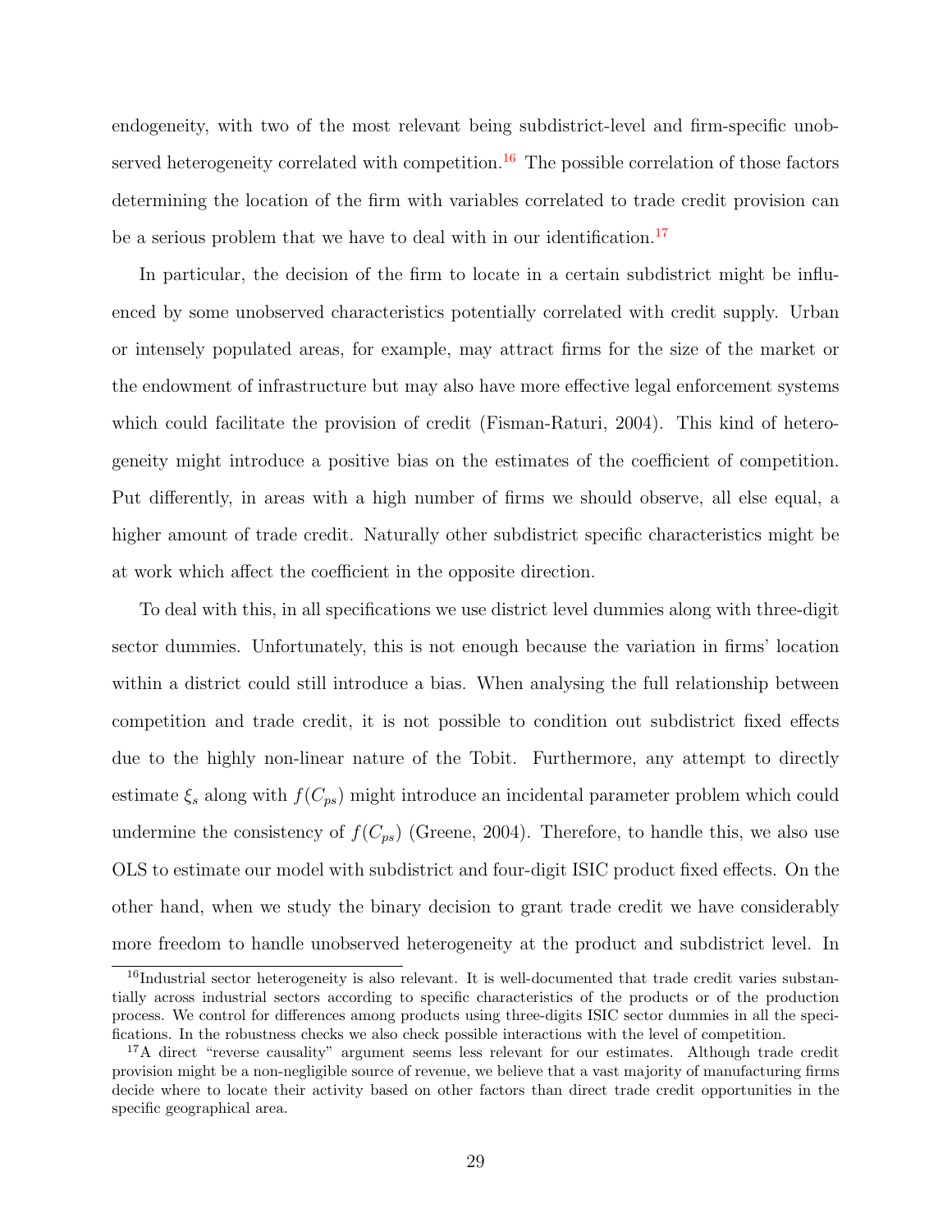endogeneity, with two of the most relevant being subdistrict-level and firm-specific unobserved heterogeneity correlated with competition.[16] The possible correlation of those factors determining the location of the firm with variables correlated to trade credit provision can be a serious problem that we have to deal with in our identification.[17]

In particular, the decision of the firm to locate in a certain subdistrict might be influenced by some unobserved characteristics potentially correlated with credit supply. Urban or intensely populated areas, for example, may attract firms for the size of the market or the endowment of infrastructure but may also have more effective legal enforcement systems which could facilitate the provision of credit (Fisman-Raturi, 2004). This kind of heterogeneity might introduce a positive bias on the estimates of the coefficient of competition. Put differently, in areas with a high number of firms we should observe, all else equal, a higher amount of trade credit. Naturally other subdistrict specific characteristics might be at work which affect the coefficient in the opposite direction.

To deal with this, in all specifications we use district level dummies along with three-digit sector dummies. Unfortunately, this is not enough because the variation in firms' location within a district could still introduce a bias. When analysing the full relationship between competition and trade credit, it is not possible to condition out subdistrict fixed effects due to the highly non-linear nature of the Tobit. Furthermore, any attempt to directly estimate $\xi_s$ along with $f(C_{ps})$ might introduce an incidental parameter problem which could undermine the consistency of $f(C_{ps})$ (Greene, 2004). Therefore, to handle this, we also use OLS to estimate our model with subdistrict and four-digit ISIC product fixed effects. On the other hand, when we study the binary decision to grant trade credit we have considerably more freedom to handle unobserved heterogeneity at the product and subdistrict level. In

[16]Industrial sector heterogeneity is also relevant. It is well-documented that trade credit varies substantially across industrial sectors according to specific characteristics of the products or of the production process. We control for differences among products using three-digits ISIC sector dummies in all the specifications. In the robustness checks we also check possible interactions with the level of competition.

[17]A direct "reverse causality" argument seems less relevant for our estimates. Although trade credit provision might be a non-negligible source of revenue, we believe that a vast majority of manufacturing firms decide where to locate their activity based on other factors than direct trade credit opportunities in the specific geographical area.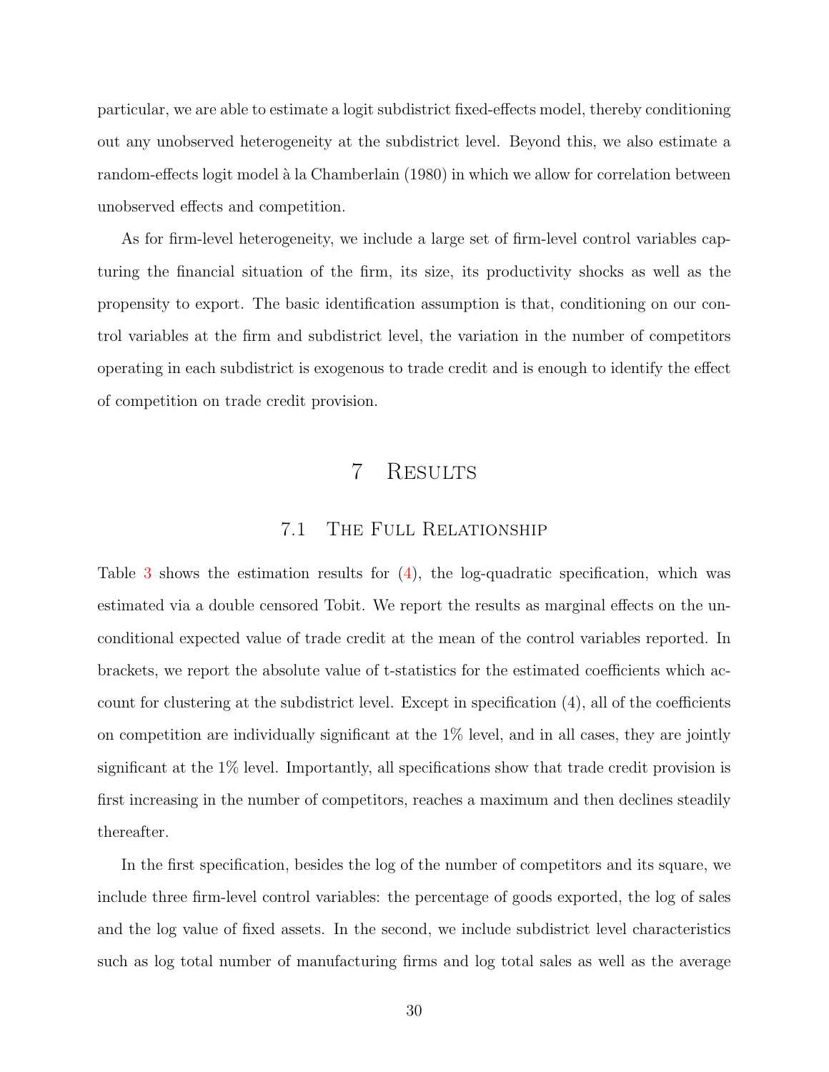particular, we are able to estimate a logit subdistrict fixed-effects model, thereby conditioning out any unobserved heterogeneity at the subdistrict level. Beyond this, we also estimate a random-effects logit model à la Chamberlain (1980) in which we allow for correlation between unobserved effects and competition.

As for firm-level heterogeneity, we include a large set of firm-level control variables capturing the financial situation of the firm, its size, its productivity shocks as well as the propensity to export. The basic identification assumption is that, conditioning on our control variables at the firm and subdistrict level, the variation in the number of competitors operating in each subdistrict is exogenous to trade credit and is enough to identify the effect of competition on trade credit provision.

# 7 Results

## 7.1 The Full Relationship

Table 3 shows the estimation results for (4), the log-quadratic specification, which was estimated via a double censored Tobit. We report the results as marginal effects on the unconditional expected value of trade credit at the mean of the control variables reported. In brackets, we report the absolute value of t-statistics for the estimated coefficients which account for clustering at the subdistrict level. Except in specification (4), all of the coefficients on competition are individually significant at the 1% level, and in all cases, they are jointly significant at the 1% level. Importantly, all specifications show that trade credit provision is first increasing in the number of competitors, reaches a maximum and then declines steadily thereafter.

In the first specification, besides the log of the number of competitors and its square, we include three firm-level control variables: the percentage of goods exported, the log of sales and the log value of fixed assets. In the second, we include subdistrict level characteristics such as log total number of manufacturing firms and log total sales as well as the average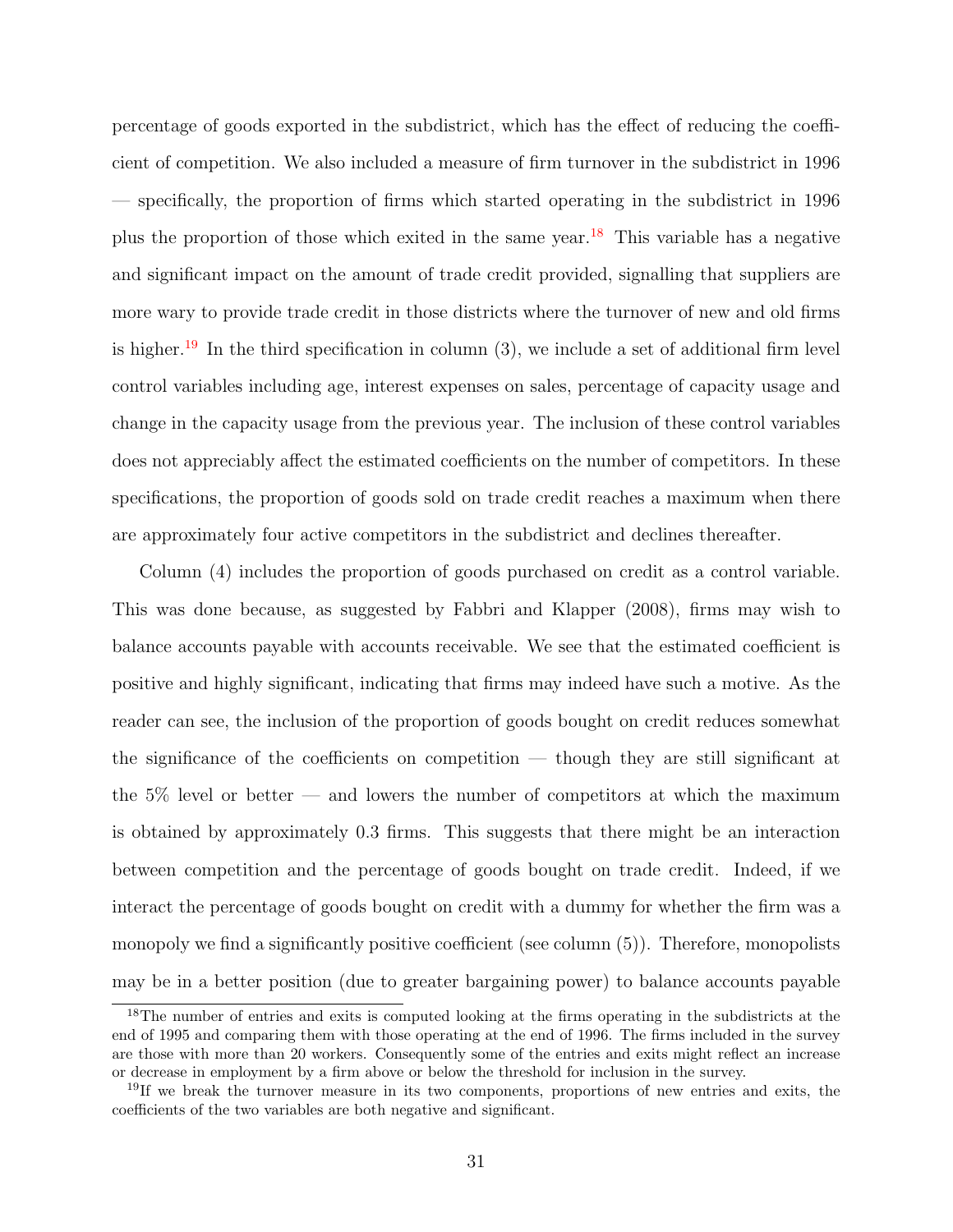percentage of goods exported in the subdistrict, which has the effect of reducing the coefficient of competition. We also included a measure of firm turnover in the subdistrict in 1996 — specifically, the proportion of firms which started operating in the subdistrict in 1996 plus the proportion of those which exited in the same year.[18] This variable has a negative and significant impact on the amount of trade credit provided, signalling that suppliers are more wary to provide trade credit in those districts where the turnover of new and old firms is higher.[19] In the third specification in column (3), we include a set of additional firm level control variables including age, interest expenses on sales, percentage of capacity usage and change in the capacity usage from the previous year. The inclusion of these control variables does not appreciably affect the estimated coefficients on the number of competitors. In these specifications, the proportion of goods sold on trade credit reaches a maximum when there are approximately four active competitors in the subdistrict and declines thereafter.

Column (4) includes the proportion of goods purchased on credit as a control variable. This was done because, as suggested by Fabbri and Klapper (2008), firms may wish to balance accounts payable with accounts receivable. We see that the estimated coefficient is positive and highly significant, indicating that firms may indeed have such a motive. As the reader can see, the inclusion of the proportion of goods bought on credit reduces somewhat the significance of the coefficients on competition — though they are still significant at the 5% level or better — and lowers the number of competitors at which the maximum is obtained by approximately 0.3 firms. This suggests that there might be an interaction between competition and the percentage of goods bought on trade credit. Indeed, if we interact the percentage of goods bought on credit with a dummy for whether the firm was a monopoly we find a significantly positive coefficient (see column (5)). Therefore, monopolists may be in a better position (due to greater bargaining power) to balance accounts payable

[18] The number of entries and exits is computed looking at the firms operating in the subdistricts at the end of 1995 and comparing them with those operating at the end of 1996. The firms included in the survey are those with more than 20 workers. Consequently some of the entries and exits might reflect an increase or decrease in employment by a firm above or below the threshold for inclusion in the survey.

[19] If we break the turnover measure in its two components, proportions of new entries and exits, the coefficients of the two variables are both negative and significant.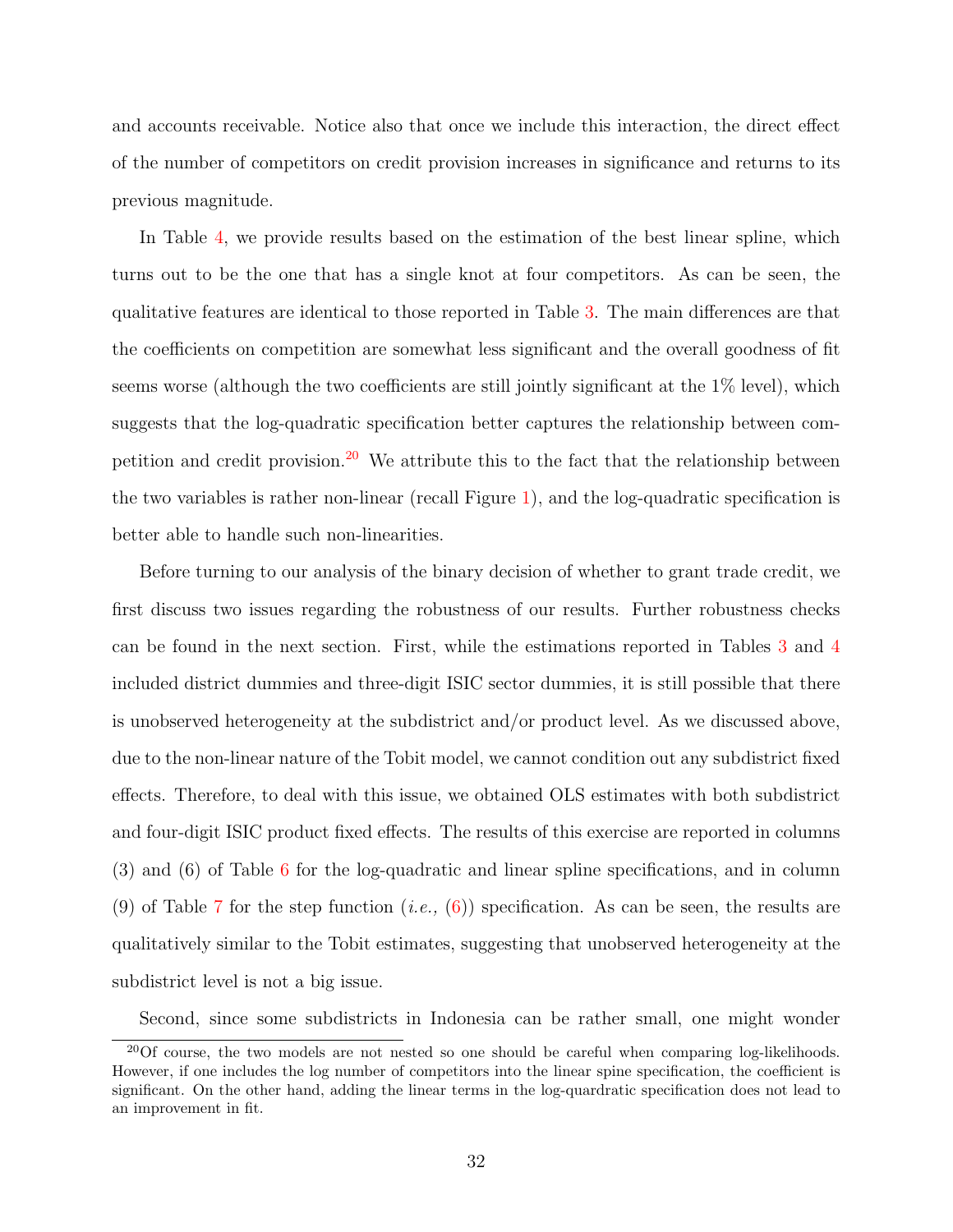and accounts receivable. Notice also that once we include this interaction, the direct effect of the number of competitors on credit provision increases in significance and returns to its previous magnitude.

In Table 4, we provide results based on the estimation of the best linear spline, which turns out to be the one that has a single knot at four competitors. As can be seen, the qualitative features are identical to those reported in Table 3. The main differences are that the coefficients on competition are somewhat less significant and the overall goodness of fit seems worse (although the two coefficients are still jointly significant at the 1% level), which suggests that the log-quadratic specification better captures the relationship between competition and credit provision.[20] We attribute this to the fact that the relationship between the two variables is rather non-linear (recall Figure 1), and the log-quadratic specification is better able to handle such non-linearities.

Before turning to our analysis of the binary decision of whether to grant trade credit, we first discuss two issues regarding the robustness of our results. Further robustness checks can be found in the next section. First, while the estimations reported in Tables 3 and 4 included district dummies and three-digit ISIC sector dummies, it is still possible that there is unobserved heterogeneity at the subdistrict and/or product level. As we discussed above, due to the non-linear nature of the Tobit model, we cannot condition out any subdistrict fixed effects. Therefore, to deal with this issue, we obtained OLS estimates with both subdistrict and four-digit ISIC product fixed effects. The results of this exercise are reported in columns (3) and (6) of Table 6 for the log-quadratic and linear spline specifications, and in column (9) of Table 7 for the step function (*i.e.,* (6)) specification. As can be seen, the results are qualitatively similar to the Tobit estimates, suggesting that unobserved heterogeneity at the subdistrict level is not a big issue.

Second, since some subdistricts in Indonesia can be rather small, one might wonder

[20]Of course, the two models are not nested so one should be careful when comparing log-likelihoods. However, if one includes the log number of competitors into the linear spine specification, the coefficient is significant. On the other hand, adding the linear terms in the log-quardratic specification does not lead to an improvement in fit.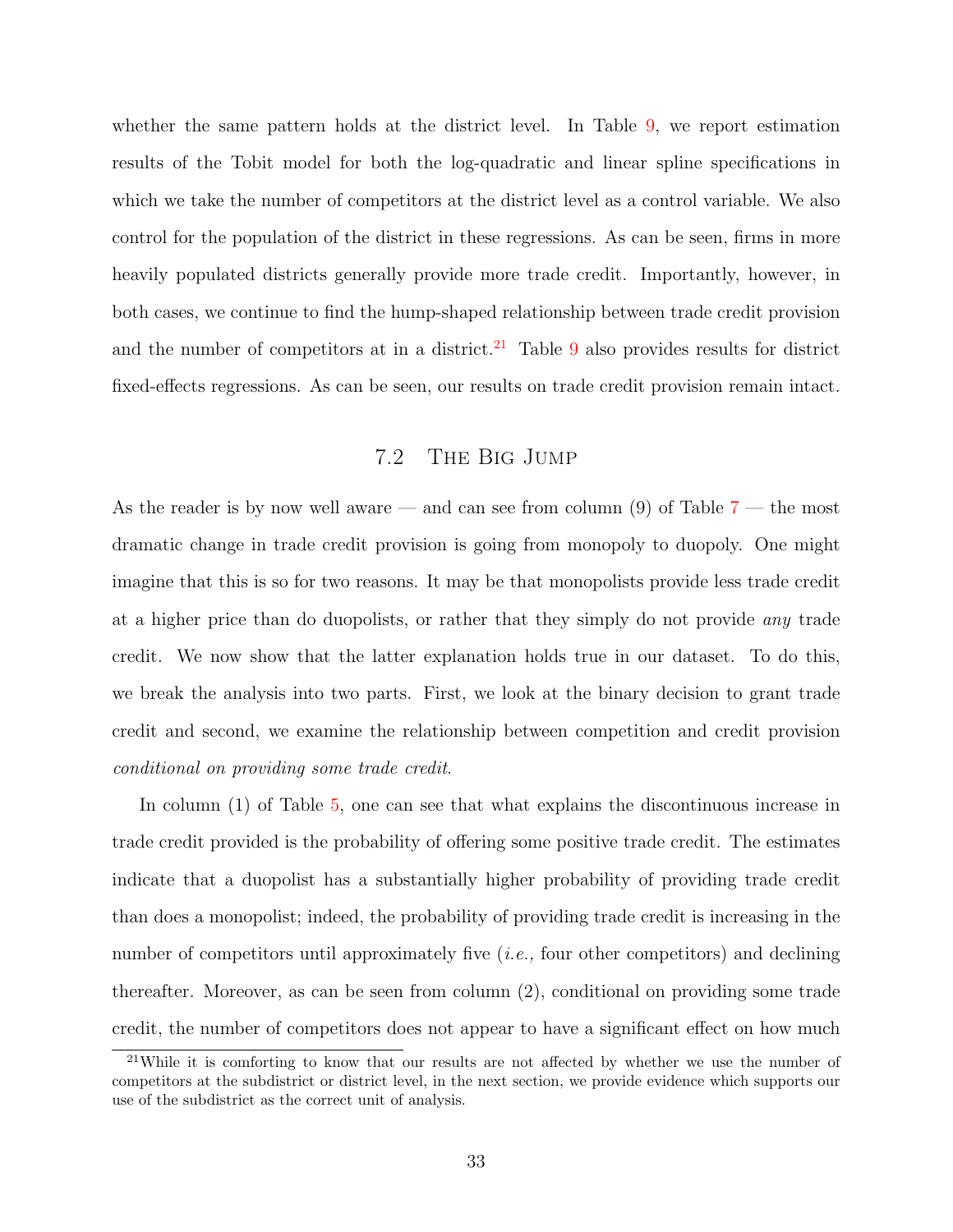whether the same pattern holds at the district level. In Table 9, we report estimation results of the Tobit model for both the log-quadratic and linear spline specifications in which we take the number of competitors at the district level as a control variable. We also control for the population of the district in these regressions. As can be seen, firms in more heavily populated districts generally provide more trade credit. Importantly, however, in both cases, we continue to find the hump-shaped relationship between trade credit provision and the number of competitors at in a district.[21] Table 9 also provides results for district fixed-effects regressions. As can be seen, our results on trade credit provision remain intact.

## 7.2 The Big Jump

As the reader is by now well aware — and can see from column (9) of Table 7 — the most dramatic change in trade credit provision is going from monopoly to duopoly. One might imagine that this is so for two reasons. It may be that monopolists provide less trade credit at a higher price than do duopolists, or rather that they simply do not provide *any* trade credit. We now show that the latter explanation holds true in our dataset. To do this, we break the analysis into two parts. First, we look at the binary decision to grant trade credit and second, we examine the relationship between competition and credit provision *conditional on providing some trade credit*.

In column (1) of Table 5, one can see that what explains the discontinuous increase in trade credit provided is the probability of offering some positive trade credit. The estimates indicate that a duopolist has a substantially higher probability of providing trade credit than does a monopolist; indeed, the probability of providing trade credit is increasing in the number of competitors until approximately five (*i.e.,* four other competitors) and declining thereafter. Moreover, as can be seen from column (2), conditional on providing some trade credit, the number of competitors does not appear to have a significant effect on how much

[21]While it is comforting to know that our results are not affected by whether we use the number of competitors at the subdistrict or district level, in the next section, we provide evidence which supports our use of the subdistrict as the correct unit of analysis.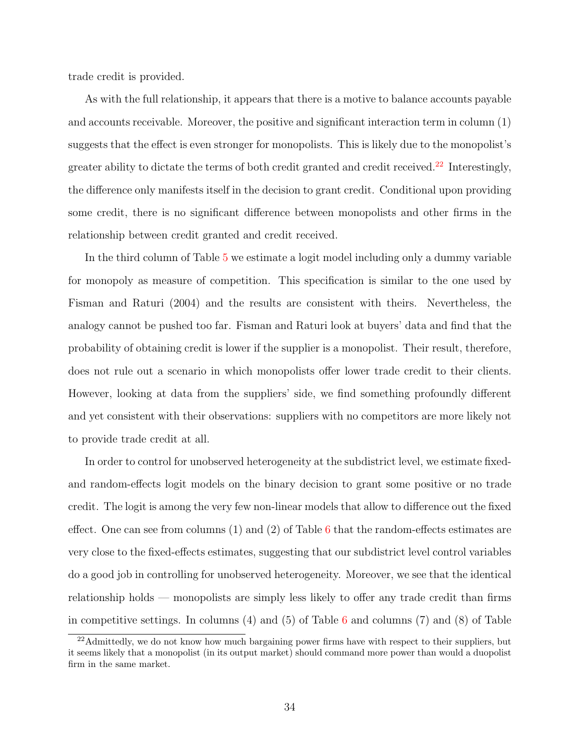trade credit is provided.

As with the full relationship, it appears that there is a motive to balance accounts payable and accounts receivable. Moreover, the positive and significant interaction term in column (1) suggests that the effect is even stronger for monopolists. This is likely due to the monopolist's greater ability to dictate the terms of both credit granted and credit received.[22] Interestingly, the difference only manifests itself in the decision to grant credit. Conditional upon providing some credit, there is no significant difference between monopolists and other firms in the relationship between credit granted and credit received.

In the third column of Table 5 we estimate a logit model including only a dummy variable for monopoly as measure of competition. This specification is similar to the one used by Fisman and Raturi (2004) and the results are consistent with theirs. Nevertheless, the analogy cannot be pushed too far. Fisman and Raturi look at buyers' data and find that the probability of obtaining credit is lower if the supplier is a monopolist. Their result, therefore, does not rule out a scenario in which monopolists offer lower trade credit to their clients. However, looking at data from the suppliers' side, we find something profoundly different and yet consistent with their observations: suppliers with no competitors are more likely not to provide trade credit at all.

In order to control for unobserved heterogeneity at the subdistrict level, we estimate fixed- and random-effects logit models on the binary decision to grant some positive or no trade credit. The logit is among the very few non-linear models that allow to difference out the fixed effect. One can see from columns (1) and (2) of Table 6 that the random-effects estimates are very close to the fixed-effects estimates, suggesting that our subdistrict level control variables do a good job in controlling for unobserved heterogeneity. Moreover, we see that the identical relationship holds — monopolists are simply less likely to offer any trade credit than firms in competitive settings. In columns (4) and (5) of Table 6 and columns (7) and (8) of Table

[22]Admittedly, we do not know how much bargaining power firms have with respect to their suppliers, but it seems likely that a monopolist (in its output market) should command more power than would a duopolist firm in the same market.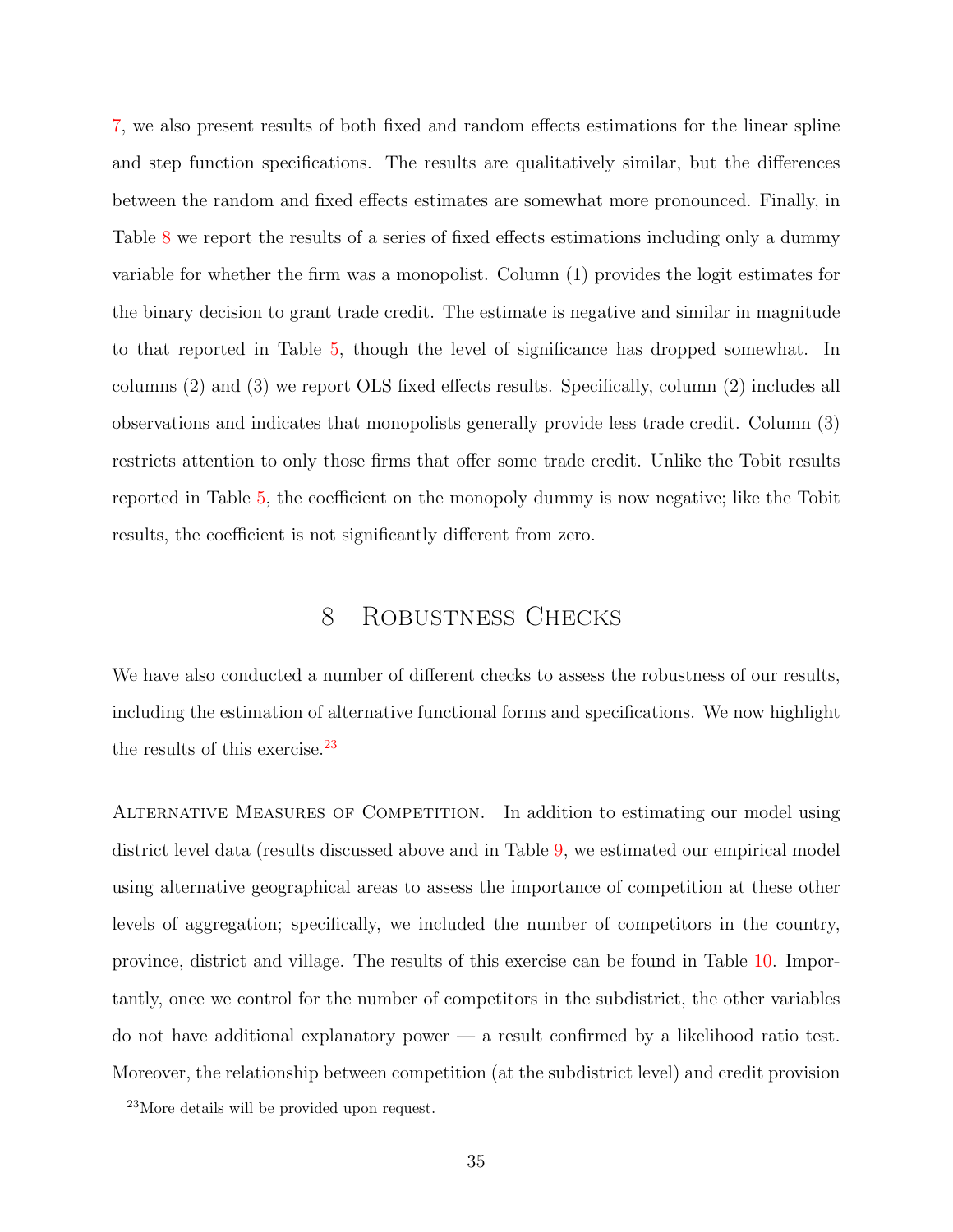7, we also present results of both fixed and random effects estimations for the linear spline and step function specifications. The results are qualitatively similar, but the differences between the random and fixed effects estimates are somewhat more pronounced. Finally, in Table 8 we report the results of a series of fixed effects estimations including only a dummy variable for whether the firm was a monopolist. Column (1) provides the logit estimates for the binary decision to grant trade credit. The estimate is negative and similar in magnitude to that reported in Table 5, though the level of significance has dropped somewhat. In columns (2) and (3) we report OLS fixed effects results. Specifically, column (2) includes all observations and indicates that monopolists generally provide less trade credit. Column (3) restricts attention to only those firms that offer some trade credit. Unlike the Tobit results reported in Table 5, the coefficient on the monopoly dummy is now negative; like the Tobit results, the coefficient is not significantly different from zero.

# 8 Robustness Checks

We have also conducted a number of different checks to assess the robustness of our results, including the estimation of alternative functional forms and specifications. We now highlight the results of this exercise.[23]

Alternative Measures of Competition. In addition to estimating our model using district level data (results discussed above and in Table 9, we estimated our empirical model using alternative geographical areas to assess the importance of competition at these other levels of aggregation; specifically, we included the number of competitors in the country, province, district and village. The results of this exercise can be found in Table 10. Importantly, once we control for the number of competitors in the subdistrict, the other variables do not have additional explanatory power — a result confirmed by a likelihood ratio test. Moreover, the relationship between competition (at the subdistrict level) and credit provision

[23] More details will be provided upon request.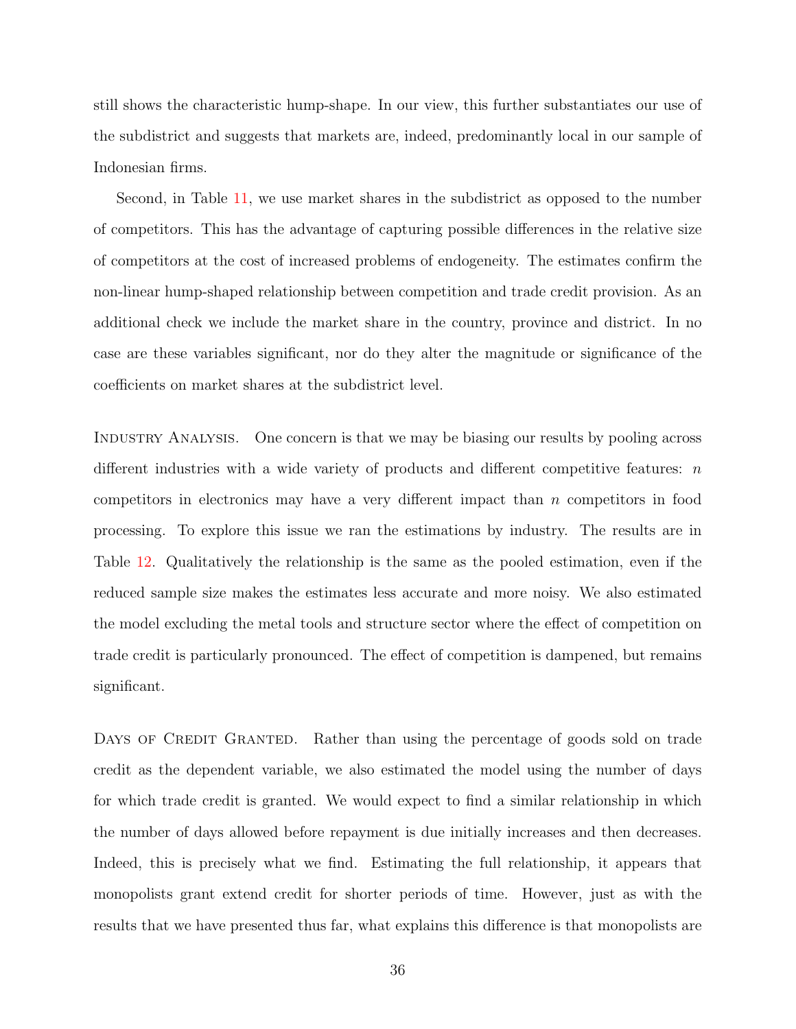still shows the characteristic hump-shape. In our view, this further substantiates our use of the subdistrict and suggests that markets are, indeed, predominantly local in our sample of Indonesian firms.

Second, in Table 11, we use market shares in the subdistrict as opposed to the number of competitors. This has the advantage of capturing possible differences in the relative size of competitors at the cost of increased problems of endogeneity. The estimates confirm the non-linear hump-shaped relationship between competition and trade credit provision. As an additional check we include the market share in the country, province and district. In no case are these variables significant, nor do they alter the magnitude or significance of the coefficients on market shares at the subdistrict level.

Industry Analysis. One concern is that we may be biasing our results by pooling across different industries with a wide variety of products and different competitive features: $n$ competitors in electronics may have a very different impact than $n$ competitors in food processing. To explore this issue we ran the estimations by industry. The results are in Table 12. Qualitatively the relationship is the same as the pooled estimation, even if the reduced sample size makes the estimates less accurate and more noisy. We also estimated the model excluding the metal tools and structure sector where the effect of competition on trade credit is particularly pronounced. The effect of competition is dampened, but remains significant.

Days of Credit Granted. Rather than using the percentage of goods sold on trade credit as the dependent variable, we also estimated the model using the number of days for which trade credit is granted. We would expect to find a similar relationship in which the number of days allowed before repayment is due initially increases and then decreases. Indeed, this is precisely what we find. Estimating the full relationship, it appears that monopolists grant extend credit for shorter periods of time. However, just as with the results that we have presented thus far, what explains this difference is that monopolists are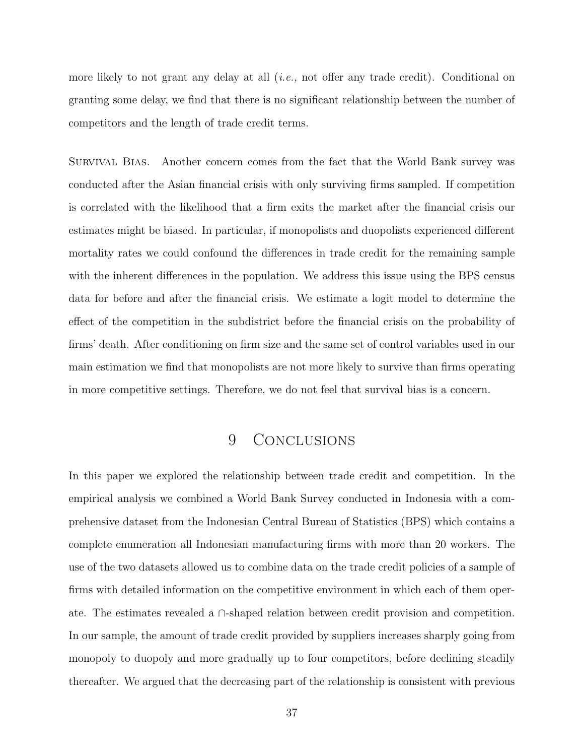more likely to not grant any delay at all (*i.e.,* not offer any trade credit). Conditional on granting some delay, we find that there is no significant relationship between the number of competitors and the length of trade credit terms.

Survival Bias. Another concern comes from the fact that the World Bank survey was conducted after the Asian financial crisis with only surviving firms sampled. If competition is correlated with the likelihood that a firm exits the market after the financial crisis our estimates might be biased. In particular, if monopolists and duopolists experienced different mortality rates we could confound the differences in trade credit for the remaining sample with the inherent differences in the population. We address this issue using the BPS census data for before and after the financial crisis. We estimate a logit model to determine the effect of the competition in the subdistrict before the financial crisis on the probability of firms' death. After conditioning on firm size and the same set of control variables used in our main estimation we find that monopolists are not more likely to survive than firms operating in more competitive settings. Therefore, we do not feel that survival bias is a concern.

# 9 Conclusions

In this paper we explored the relationship between trade credit and competition. In the empirical analysis we combined a World Bank Survey conducted in Indonesia with a comprehensive dataset from the Indonesian Central Bureau of Statistics (BPS) which contains a complete enumeration all Indonesian manufacturing firms with more than 20 workers. The use of the two datasets allowed us to combine data on the trade credit policies of a sample of firms with detailed information on the competitive environment in which each of them operate. The estimates revealed a $\cap$-shaped relation between credit provision and competition. In our sample, the amount of trade credit provided by suppliers increases sharply going from monopoly to duopoly and more gradually up to four competitors, before declining steadily thereafter. We argued that the decreasing part of the relationship is consistent with previous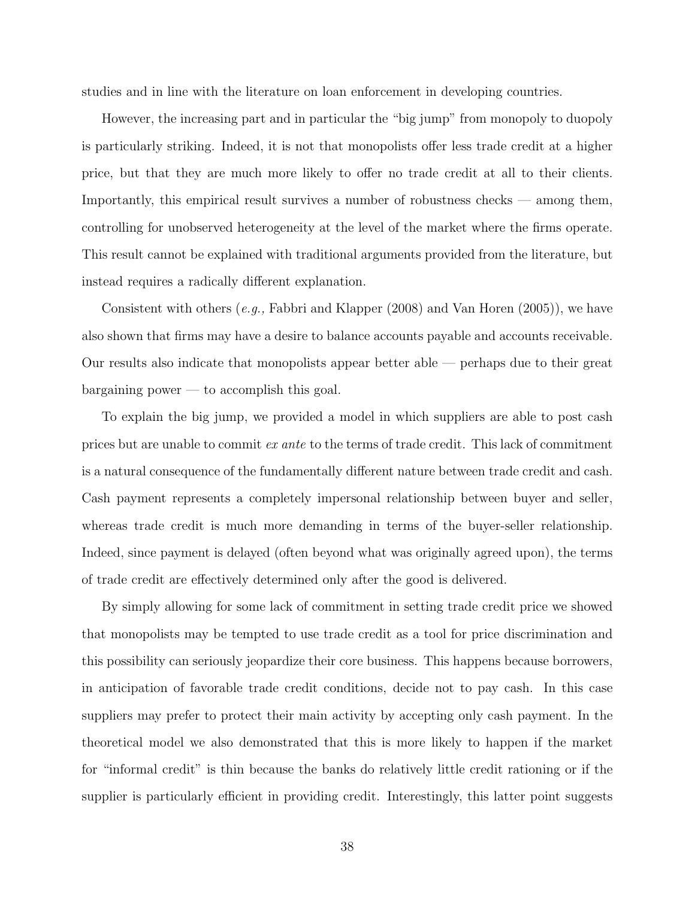studies and in line with the literature on loan enforcement in developing countries.

However, the increasing part and in particular the "big jump" from monopoly to duopoly is particularly striking. Indeed, it is not that monopolists offer less trade credit at a higher price, but that they are much more likely to offer no trade credit at all to their clients. Importantly, this empirical result survives a number of robustness checks — among them, controlling for unobserved heterogeneity at the level of the market where the firms operate. This result cannot be explained with traditional arguments provided from the literature, but instead requires a radically different explanation.

Consistent with others (*e.g.,* Fabbri and Klapper (2008) and Van Horen (2005)), we have also shown that firms may have a desire to balance accounts payable and accounts receivable. Our results also indicate that monopolists appear better able — perhaps due to their great bargaining power — to accomplish this goal.

To explain the big jump, we provided a model in which suppliers are able to post cash prices but are unable to commit *ex ante* to the terms of trade credit. This lack of commitment is a natural consequence of the fundamentally different nature between trade credit and cash. Cash payment represents a completely impersonal relationship between buyer and seller, whereas trade credit is much more demanding in terms of the buyer-seller relationship. Indeed, since payment is delayed (often beyond what was originally agreed upon), the terms of trade credit are effectively determined only after the good is delivered.

By simply allowing for some lack of commitment in setting trade credit price we showed that monopolists may be tempted to use trade credit as a tool for price discrimination and this possibility can seriously jeopardize their core business. This happens because borrowers, in anticipation of favorable trade credit conditions, decide not to pay cash. In this case suppliers may prefer to protect their main activity by accepting only cash payment. In the theoretical model we also demonstrated that this is more likely to happen if the market for "informal credit" is thin because the banks do relatively little credit rationing or if the supplier is particularly efficient in providing credit. Interestingly, this latter point suggests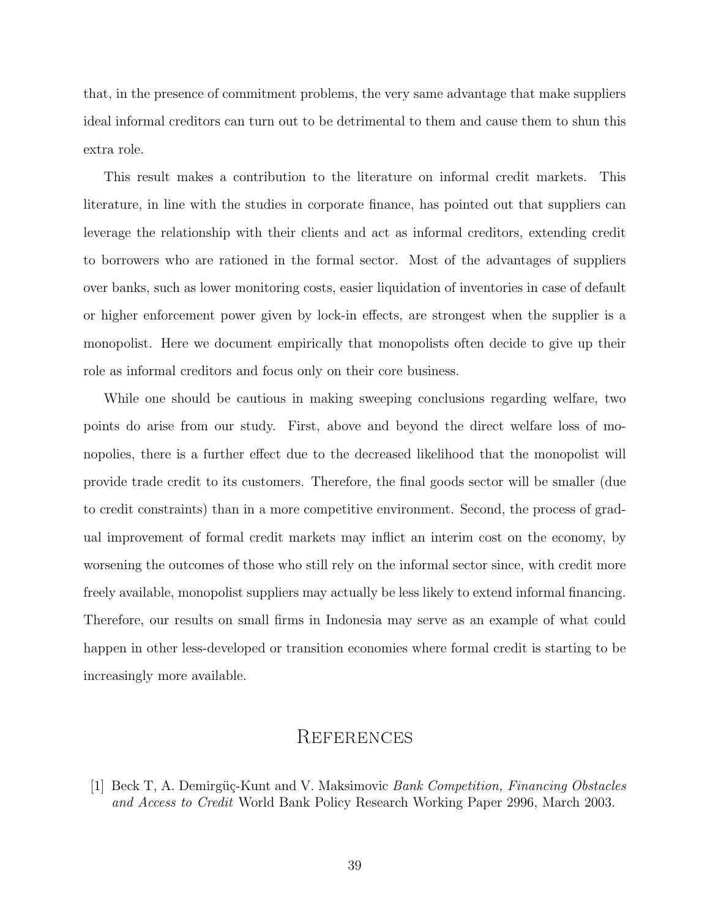that, in the presence of commitment problems, the very same advantage that make suppliers ideal informal creditors can turn out to be detrimental to them and cause them to shun this extra role.

This result makes a contribution to the literature on informal credit markets. This literature, in line with the studies in corporate finance, has pointed out that suppliers can leverage the relationship with their clients and act as informal creditors, extending credit to borrowers who are rationed in the formal sector. Most of the advantages of suppliers over banks, such as lower monitoring costs, easier liquidation of inventories in case of default or higher enforcement power given by lock-in effects, are strongest when the supplier is a monopolist. Here we document empirically that monopolists often decide to give up their role as informal creditors and focus only on their core business.

While one should be cautious in making sweeping conclusions regarding welfare, two points do arise from our study. First, above and beyond the direct welfare loss of monopolies, there is a further effect due to the decreased likelihood that the monopolist will provide trade credit to its customers. Therefore, the final goods sector will be smaller (due to credit constraints) than in a more competitive environment. Second, the process of gradual improvement of formal credit markets may inflict an interim cost on the economy, by worsening the outcomes of those who still rely on the informal sector since, with credit more freely available, monopolist suppliers may actually be less likely to extend informal financing. Therefore, our results on small firms in Indonesia may serve as an example of what could happen in other less-developed or transition economies where formal credit is starting to be increasingly more available.

# References

[1] Beck T, A. Demirgüç-Kunt and V. Maksimovic *Bank Competition, Financing Obstacles and Access to Credit* World Bank Policy Research Working Paper 2996, March 2003.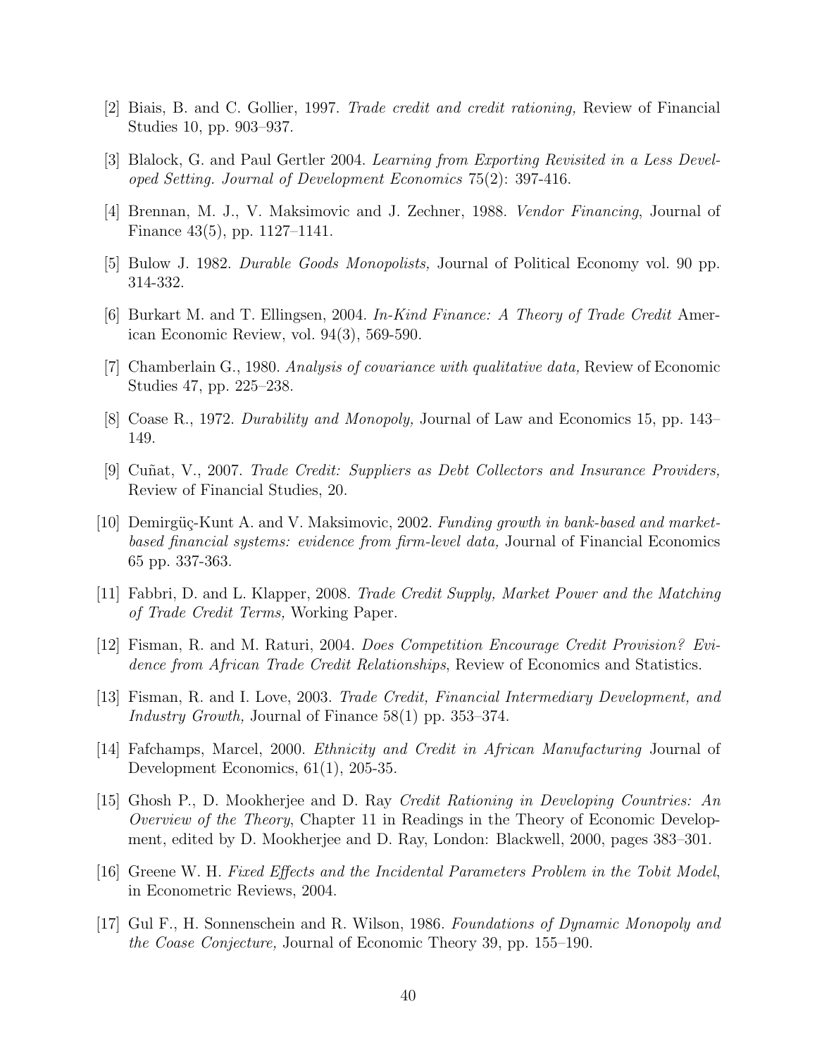[2] Biais, B. and C. Gollier, 1997. *Trade credit and credit rationing,* Review of Financial Studies 10, pp. 903–937.

[3] Blalock, G. and Paul Gertler 2004. *Learning from Exporting Revisited in a Less Developed Setting. Journal of Development Economics* 75(2): 397-416.

[4] Brennan, M. J., V. Maksimovic and J. Zechner, 1988. *Vendor Financing*, Journal of Finance 43(5), pp. 1127–1141.

[5] Bulow J. 1982. *Durable Goods Monopolists,* Journal of Political Economy vol. 90 pp. 314-332.

[6] Burkart M. and T. Ellingsen, 2004. *In-Kind Finance: A Theory of Trade Credit* American Economic Review, vol. 94(3), 569-590.

[7] Chamberlain G., 1980. *Analysis of covariance with qualitative data,* Review of Economic Studies 47, pp. 225–238.

[8] Coase R., 1972. *Durability and Monopoly,* Journal of Law and Economics 15, pp. 143–149.

[9] Cuñat, V., 2007. *Trade Credit: Suppliers as Debt Collectors and Insurance Providers,* Review of Financial Studies, 20.

[10] Demirgüç-Kunt A. and V. Maksimovic, 2002. *Funding growth in bank-based and market-based financial systems: evidence from firm-level data,* Journal of Financial Economics 65 pp. 337-363.

[11] Fabbri, D. and L. Klapper, 2008. *Trade Credit Supply, Market Power and the Matching of Trade Credit Terms,* Working Paper.

[12] Fisman, R. and M. Raturi, 2004. *Does Competition Encourage Credit Provision? Evidence from African Trade Credit Relationships*, Review of Economics and Statistics.

[13] Fisman, R. and I. Love, 2003. *Trade Credit, Financial Intermediary Development, and Industry Growth,* Journal of Finance 58(1) pp. 353–374.

[14] Fafchamps, Marcel, 2000. *Ethnicity and Credit in African Manufacturing* Journal of Development Economics, 61(1), 205-35.

[15] Ghosh P., D. Mookherjee and D. Ray *Credit Rationing in Developing Countries: An Overview of the Theory*, Chapter 11 in Readings in the Theory of Economic Development, edited by D. Mookherjee and D. Ray, London: Blackwell, 2000, pages 383–301.

[16] Greene W. H. *Fixed Effects and the Incidental Parameters Problem in the Tobit Model*, in Econometric Reviews, 2004.

[17] Gul F., H. Sonnenschein and R. Wilson, 1986. *Foundations of Dynamic Monopoly and the Coase Conjecture,* Journal of Economic Theory 39, pp. 155–190.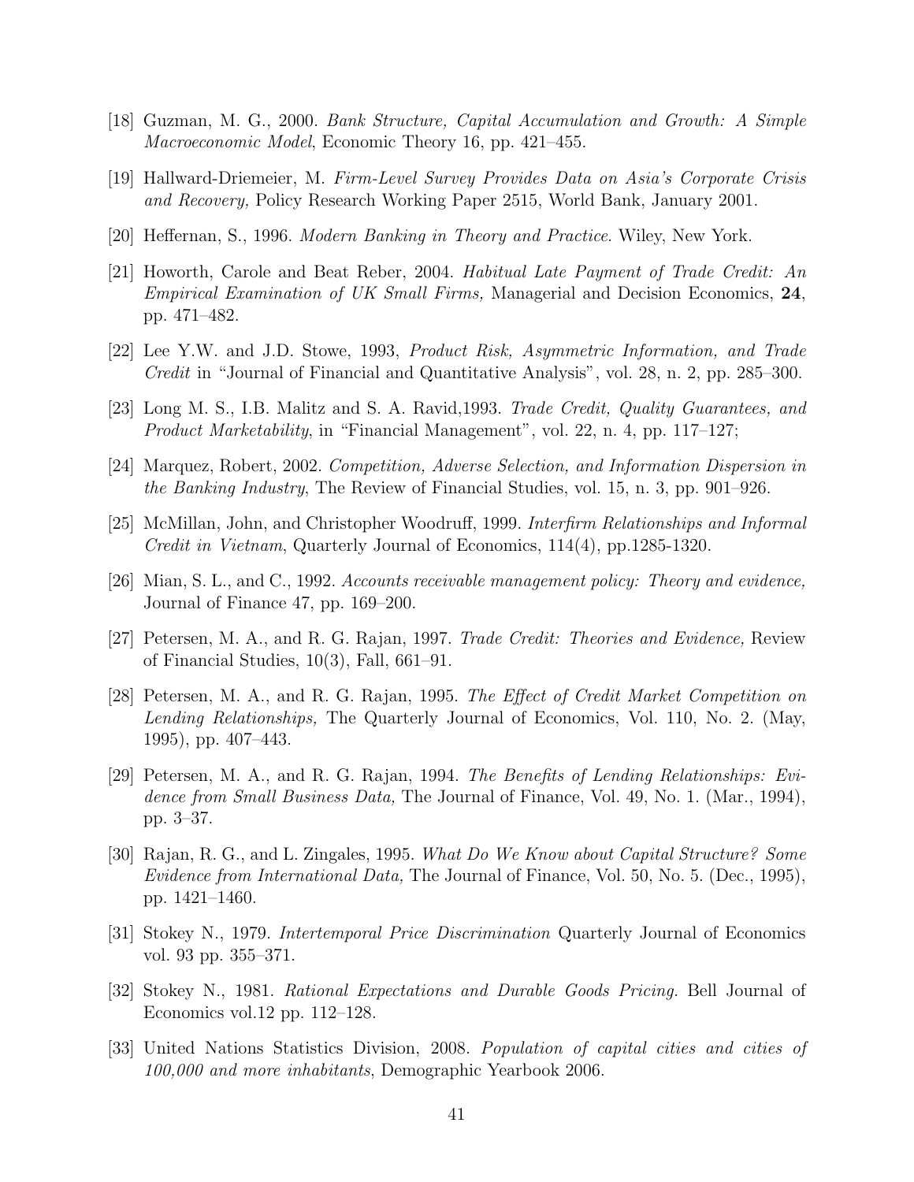[18] Guzman, M. G., 2000. *Bank Structure, Capital Accumulation and Growth: A Simple Macroeconomic Model*, Economic Theory 16, pp. 421–455.

[19] Hallward-Driemeier, M. *Firm-Level Survey Provides Data on Asia's Corporate Crisis and Recovery,* Policy Research Working Paper 2515, World Bank, January 2001.

[20] Heffernan, S., 1996. *Modern Banking in Theory and Practice*. Wiley, New York.

[21] Howorth, Carole and Beat Reber, 2004. *Habitual Late Payment of Trade Credit: An Empirical Examination of UK Small Firms,* Managerial and Decision Economics, **24**, pp. 471–482.

[22] Lee Y.W. and J.D. Stowe, 1993, *Product Risk, Asymmetric Information, and Trade Credit* in "Journal of Financial and Quantitative Analysis", vol. 28, n. 2, pp. 285–300.

[23] Long M. S., I.B. Malitz and S. A. Ravid,1993. *Trade Credit, Quality Guarantees, and Product Marketability*, in "Financial Management", vol. 22, n. 4, pp. 117–127;

[24] Marquez, Robert, 2002. *Competition, Adverse Selection, and Information Dispersion in the Banking Industry*, The Review of Financial Studies, vol. 15, n. 3, pp. 901–926.

[25] McMillan, John, and Christopher Woodruff, 1999. *Interfirm Relationships and Informal Credit in Vietnam*, Quarterly Journal of Economics, 114(4), pp.1285-1320.

[26] Mian, S. L., and C., 1992. *Accounts receivable management policy: Theory and evidence,* Journal of Finance 47, pp. 169–200.

[27] Petersen, M. A., and R. G. Rajan, 1997. *Trade Credit: Theories and Evidence,* Review of Financial Studies, 10(3), Fall, 661–91.

[28] Petersen, M. A., and R. G. Rajan, 1995. *The Effect of Credit Market Competition on Lending Relationships,* The Quarterly Journal of Economics, Vol. 110, No. 2. (May, 1995), pp. 407–443.

[29] Petersen, M. A., and R. G. Rajan, 1994. *The Benefits of Lending Relationships: Evidence from Small Business Data,* The Journal of Finance, Vol. 49, No. 1. (Mar., 1994), pp. 3–37.

[30] Rajan, R. G., and L. Zingales, 1995. *What Do We Know about Capital Structure? Some Evidence from International Data,* The Journal of Finance, Vol. 50, No. 5. (Dec., 1995), pp. 1421–1460.

[31] Stokey N., 1979. *Intertemporal Price Discrimination* Quarterly Journal of Economics vol. 93 pp. 355–371.

[32] Stokey N., 1981. *Rational Expectations and Durable Goods Pricing.* Bell Journal of Economics vol.12 pp. 112–128.

[33] United Nations Statistics Division, 2008. *Population of capital cities and cities of 100,000 and more inhabitants*, Demographic Yearbook 2006.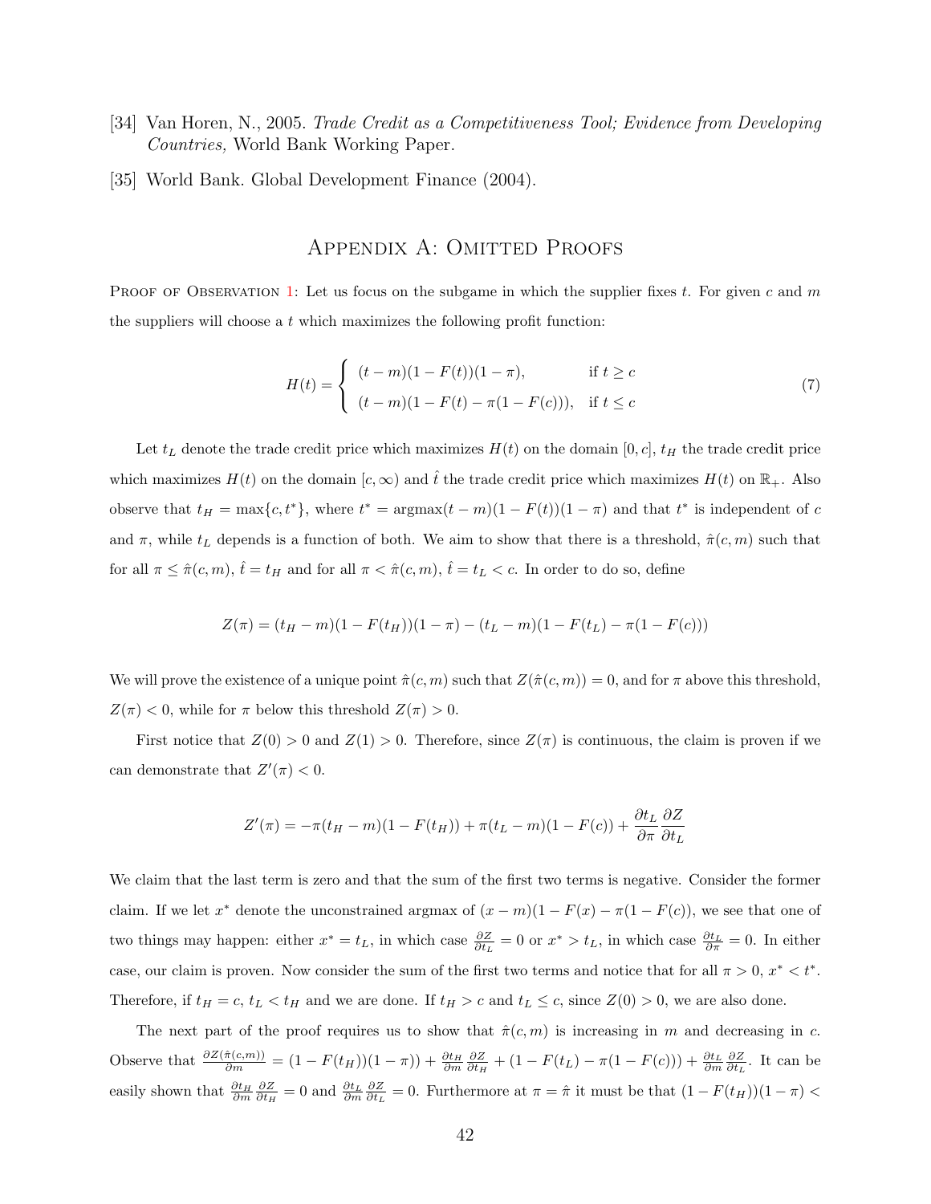[34] Van Horen, N., 2005. *Trade Credit as a Competitiveness Tool; Evidence from Developing Countries,* World Bank Working Paper.

[35] World Bank. Global Development Finance (2004).

## Appendix A: Omitted Proofs

Proof of Observation 1: Let us focus on the subgame in which the supplier fixes $t$. For given $c$ and $m$ the suppliers will choose a $t$ which maximizes the following profit function:

$$H(t) = \begin{cases} (t-m)(1-F(t))(1-\pi), & \text{if } t \geq c \\ (t-m)(1-F(t)-\pi(1-F(c))), & \text{if } t \leq c \end{cases} \tag{7}$$

Let $t_L$ denote the trade credit price which maximizes $H(t)$ on the domain $[0, c]$, $t_H$ the trade credit price which maximizes $H(t)$ on the domain $[c, \infty)$ and $\hat{t}$ the trade credit price which maximizes $H(t)$ on $\mathbb{R}_+$. Also observe that $t_H = \max\{c, t^*\}$, where $t^* = \text{argmax}(t-m)(1-F(t))(1-\pi)$ and that $t^*$ is independent of $c$ and $\pi$, while $t_L$ depends is a function of both. We aim to show that there is a threshold, $\hat{\pi}(c, m)$ such that for all $\pi \leq \hat{\pi}(c, m)$, $\hat{t} = t_H$ and for all $\pi < \hat{\pi}(c, m)$, $\hat{t} = t_L < c$. In order to do so, define

$$Z(\pi) = (t_H - m)(1-F(t_H))(1-\pi) - (t_L - m)(1-F(t_L) - \pi(1-F(c)))$$

We will prove the existence of a unique point $\hat{\pi}(c, m)$ such that $Z(\hat{\pi}(c, m)) = 0$, and for $\pi$ above this threshold, $Z(\pi) < 0$, while for $\pi$ below this threshold $Z(\pi) > 0$.

First notice that $Z(0) > 0$ and $Z(1) > 0$. Therefore, since $Z(\pi)$ is continuous, the claim is proven if we can demonstrate that $Z'(\pi) < 0$.

$$Z'(\pi) = -\pi(t_H - m)(1-F(t_H)) + \pi(t_L - m)(1-F(c)) + \frac{\partial t_L}{\partial \pi}\frac{\partial Z}{\partial t_L}$$

We claim that the last term is zero and that the sum of the first two terms is negative. Consider the former claim. If we let $x^*$ denote the unconstrained argmax of $(x-m)(1-F(x)-\pi(1-F(c))$, we see that one of two things may happen: either $x^* = t_L$, in which case $\frac{\partial Z}{\partial t_L} = 0$ or $x^* > t_L$, in which case $\frac{\partial t_L}{\partial \pi} = 0$. In either case, our claim is proven. Now consider the sum of the first two terms and notice that for all $\pi > 0$, $x^* < t^*$. Therefore, if $t_H = c$, $t_L < t_H$ and we are done. If $t_H > c$ and $t_L \leq c$, since $Z(0) > 0$, we are also done.

The next part of the proof requires us to show that $\hat{\pi}(c, m)$ is increasing in $m$ and decreasing in $c$. Observe that $\frac{\partial Z(\hat{\pi}(c,m))}{\partial m} = (1-F(t_H))(1-\pi)) + \frac{\partial t_H}{\partial m}\frac{\partial Z}{\partial t_H} + (1-F(t_L) - \pi(1-F(c))) + \frac{\partial t_L}{\partial m}\frac{\partial Z}{\partial t_L}$. It can be easily shown that $\frac{\partial t_H}{\partial m}\frac{\partial Z}{\partial t_H} = 0$ and $\frac{\partial t_L}{\partial m}\frac{\partial Z}{\partial t_L} = 0$. Furthermore at $\pi = \hat{\pi}$ it must be that $(1-F(t_H))(1-\pi) <$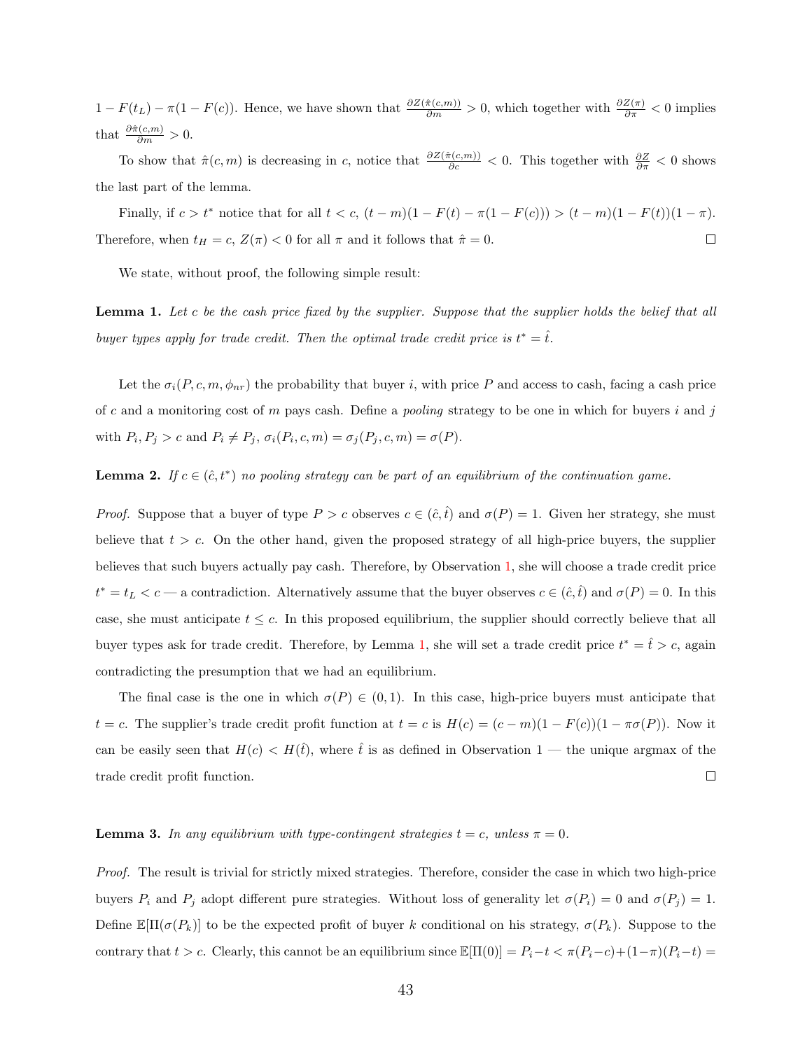$1 - F(t_L) - \pi(1 - F(c))$. Hence, we have shown that $\frac{\partial Z(\hat{\pi}(c,m))}{\partial m} > 0$, which together with $\frac{\partial Z(\pi)}{\partial \pi} < 0$ implies that $\frac{\partial \hat{\pi}(c,m)}{\partial m} > 0$.

To show that $\hat{\pi}(c, m)$ is decreasing in $c$, notice that $\frac{\partial Z(\hat{\pi}(c,m))}{\partial c} < 0$. This together with $\frac{\partial Z}{\partial \pi} < 0$ shows the last part of the lemma.

Finally, if $c > t^*$ notice that for all $t < c$, $(t - m)(1 - F(t) - \pi(1 - F(c))) > (t - m)(1 - F(t))(1 - \pi)$. Therefore, when $t_H = c$, $Z(\pi) < 0$ for all $\pi$ and it follows that $\hat{\pi} = 0$. □

We state, without proof, the following simple result:

**Lemma 1.** *Let $c$ be the cash price fixed by the supplier. Suppose that the supplier holds the belief that all buyer types apply for trade credit. Then the optimal trade credit price is $t^* = \hat{t}$.*

Let the $\sigma_i(P, c, m, \phi_{nr})$ the probability that buyer $i$, with price $P$ and access to cash, facing a cash price of $c$ and a monitoring cost of $m$ pays cash. Define a *pooling* strategy to be one in which for buyers $i$ and $j$ with $P_i, P_j > c$ and $P_i \neq P_j$, $\sigma_i(P_i, c, m) = \sigma_j(P_j, c, m) = \sigma(P)$.

**Lemma 2.** *If $c \in (\hat{c}, t^*)$ no pooling strategy can be part of an equilibrium of the continuation game.*

*Proof.* Suppose that a buyer of type $P > c$ observes $c \in (\hat{c}, \hat{t})$ and $\sigma(P) = 1$. Given her strategy, she must believe that $t > c$. On the other hand, given the proposed strategy of all high-price buyers, the supplier believes that such buyers actually pay cash. Therefore, by Observation 1, she will choose a trade credit price $t^* = t_L < c$ — a contradiction. Alternatively assume that the buyer observes $c \in (\hat{c}, \hat{t})$ and $\sigma(P) = 0$. In this case, she must anticipate $t \leq c$. In this proposed equilibrium, the supplier should correctly believe that all buyer types ask for trade credit. Therefore, by Lemma 1, she will set a trade credit price $t^* = \hat{t} > c$, again contradicting the presumption that we had an equilibrium.

The final case is the one in which $\sigma(P) \in (0, 1)$. In this case, high-price buyers must anticipate that $t = c$. The supplier's trade credit profit function at $t = c$ is $H(c) = (c - m)(1 - F(c))(1 - \pi\sigma(P))$. Now it can be easily seen that $H(c) < H(\hat{t})$, where $\hat{t}$ is as defined in Observation 1 — the unique argmax of the trade credit profit function. □

**Lemma 3.** *In any equilibrium with type-contingent strategies $t = c$, unless $\pi = 0$.*

*Proof.* The result is trivial for strictly mixed strategies. Therefore, consider the case in which two high-price buyers $P_i$ and $P_j$ adopt different pure strategies. Without loss of generality let $\sigma(P_i) = 0$ and $\sigma(P_j) = 1$. Define $\mathbb{E}[\Pi(\sigma(P_k)]$ to be the expected profit of buyer $k$ conditional on his strategy, $\sigma(P_k)$. Suppose to the contrary that $t > c$. Clearly, this cannot be an equilibrium since $\mathbb{E}[\Pi(0)] = P_i - t < \pi(P_i - c) + (1 - \pi)(P_i - t) =$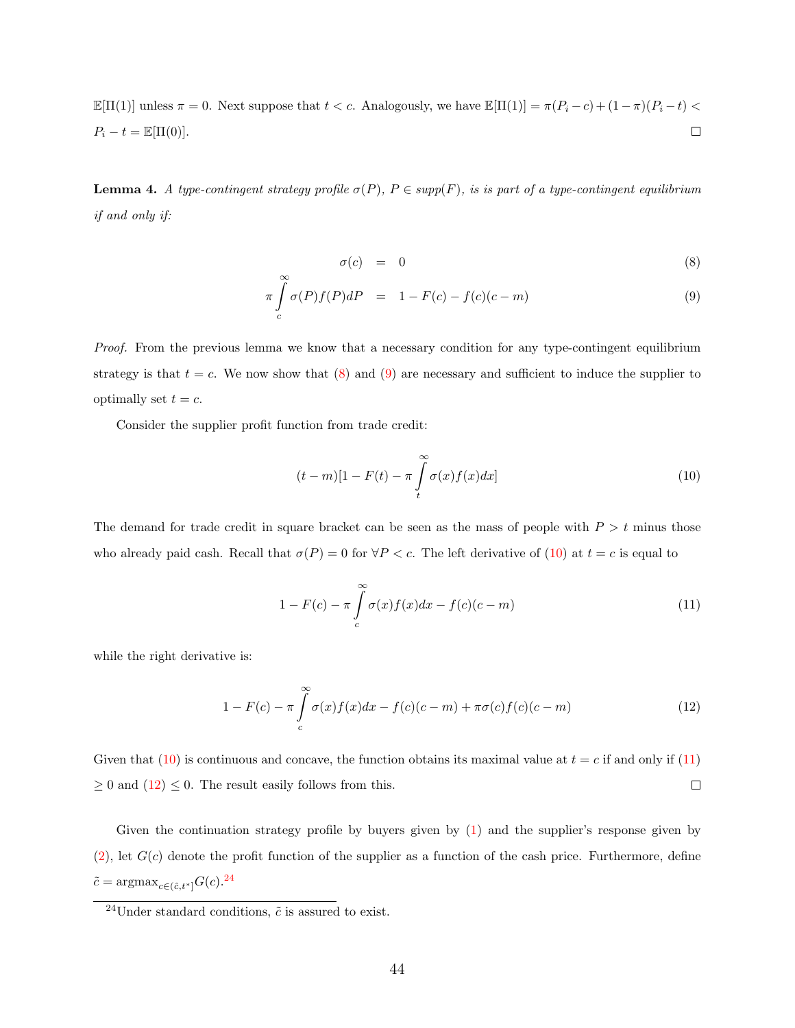$\mathbb{E}[\Pi(1)]$ unless $\pi = 0$. Next suppose that $t < c$. Analogously, we have $\mathbb{E}[\Pi(1)] = \pi(P_i - c) + (1-\pi)(P_i - t) < P_i - t = \mathbb{E}[\Pi(0)]$. $\square$

**Lemma 4.** *A type-contingent strategy profile $\sigma(P)$, $P \in supp(F)$, is is part of a type-contingent equilibrium if and only if:*

$$\sigma(c) = 0 \tag{8}$$

$$\pi \int_{c}^{\infty} \sigma(P) f(P) dP = 1 - F(c) - f(c)(c - m) \tag{9}$$

*Proof.* From the previous lemma we know that a necessary condition for any type-contingent equilibrium strategy is that $t = c$. We now show that (8) and (9) are necessary and sufficient to induce the supplier to optimally set $t = c$.

Consider the supplier profit function from trade credit:

$$(t - m)[1 - F(t) - \pi \int_{t}^{\infty} \sigma(x) f(x) dx] \tag{10}$$

The demand for trade credit in square bracket can be seen as the mass of people with $P > t$ minus those who already paid cash. Recall that $\sigma(P) = 0$ for $\forall P < c$. The left derivative of (10) at $t = c$ is equal to

$$1 - F(c) - \pi \int_{c}^{\infty} \sigma(x) f(x) dx - f(c)(c - m) \tag{11}$$

while the right derivative is:

$$1 - F(c) - \pi \int_{c}^{\infty} \sigma(x) f(x) dx - f(c)(c - m) + \pi \sigma(c) f(c)(c - m) \tag{12}$$

Given that (10) is continuous and concave, the function obtains its maximal value at $t = c$ if and only if (11) $\geq 0$ and (12) $\leq 0$. The result easily follows from this. $\square$

Given the continuation strategy profile by buyers given by (1) and the supplier's response given by (2), let $G(c)$ denote the profit function of the supplier as a function of the cash price. Furthermore, define $\tilde{c} = \text{argmax}_{c \in (\hat{c}, t^*]} G(c)$.[24]

[24] Under standard conditions, $\tilde{c}$ is assured to exist.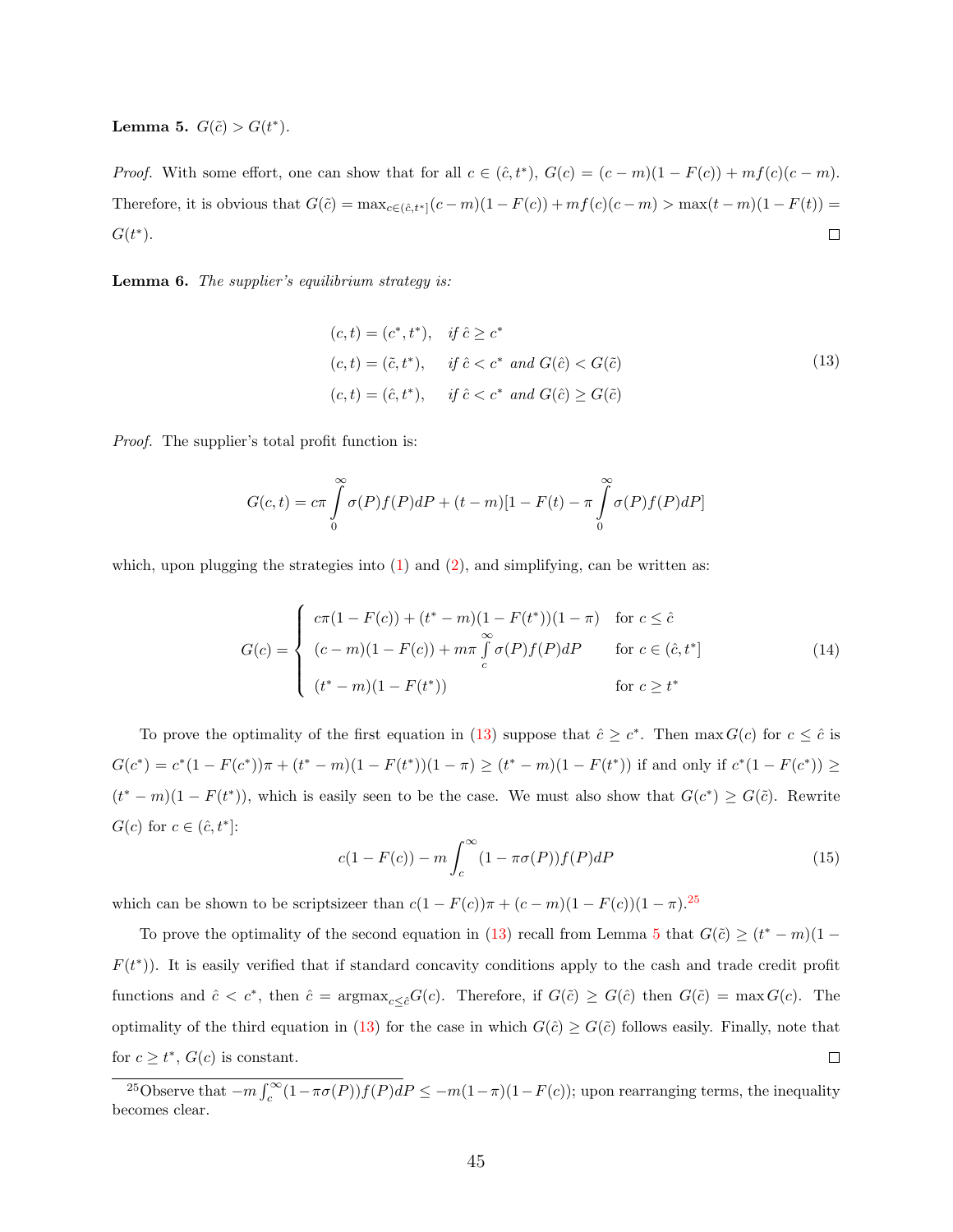**Lemma 5.** $G(\tilde{c}) > G(t^*)$.

*Proof.* With some effort, one can show that for all $c \in (\hat{c}, t^*)$, $G(c) = (c-m)(1-F(c)) + mf(c)(c-m)$. Therefore, it is obvious that $G(\tilde{c}) = \max_{c \in (\hat{c}, t^*]} (c-m)(1-F(c)) + mf(c)(c-m) > \max(t-m)(1-F(t)) = G(t^*)$. □

**Lemma 6.** *The supplier's equilibrium strategy is:*

$$
\begin{aligned}
(c,t) &= (c^*, t^*), \quad \text{if } \hat{c} \geq c^* \\
(c,t) &= (\tilde{c}, t^*), \quad \text{if } \hat{c} < c^* \text{ and } G(\hat{c}) < G(\tilde{c}) \\
(c,t) &= (\hat{c}, t^*), \quad \text{if } \hat{c} < c^* \text{ and } G(\hat{c}) \geq G(\tilde{c})
\end{aligned}
\tag{13}
$$

*Proof.* The supplier's total profit function is:

$$
G(c,t) = c\pi \int_0^\infty \sigma(P) f(P) dP + (t-m)[1 - F(t) - \pi \int_0^\infty \sigma(P) f(P) dP]
$$

which, upon plugging the strategies into (1) and (2), and simplifying, can be written as:

$$
G(c) = \begin{cases} c\pi(1-F(c)) + (t^*-m)(1-F(t^*))(1-\pi) & \text{for } c \leq \hat{c} \\ (c-m)(1-F(c)) + m\pi \int_c^\infty \sigma(P) f(P) dP & \text{for } c \in (\hat{c}, t^*] \\ (t^*-m)(1-F(t^*)) & \text{for } c \geq t^* \end{cases}
\tag{14}
$$

To prove the optimality of the first equation in (13) suppose that $\hat{c} \geq c^*$. Then $\max G(c)$ for $c \leq \hat{c}$ is $G(c^*) = c^*(1-F(c^*))\pi + (t^*-m)(1-F(t^*))(1-\pi) \geq (t^*-m)(1-F(t^*))$ if and only if $c^*(1-F(c^*)) \geq (t^*-m)(1-F(t^*))$, which is easily seen to be the case. We must also show that $G(c^*) \geq G(\tilde{c})$. Rewrite $G(c)$ for $c \in (\hat{c}, t^*]$:

$$
c(1-F(c)) - m \int_c^\infty (1 - \pi\sigma(P)) f(P) dP
\tag{15}
$$

which can be shown to be scriptsizeer than $c(1-F(c))\pi + (c-m)(1-F(c))(1-\pi)$.[25]

To prove the optimality of the second equation in (13) recall from Lemma 5 that $G(\tilde{c}) \geq (t^*-m)(1-F(t^*))$. It is easily verified that if standard concavity conditions apply to the cash and trade credit profit functions and $\hat{c} < c^*$, then $\hat{c} = \text{argmax}_{c \leq \hat{c}} G(c)$. Therefore, if $G(\tilde{c}) \geq G(\hat{c})$ then $G(\tilde{c}) = \max G(c)$. The optimality of the third equation in (13) for the case in which $G(\hat{c}) \geq G(\tilde{c})$ follows easily. Finally, note that for $c \geq t^*$, $G(c)$ is constant. □

[25]Observe that $-m \int_c^\infty (1-\pi\sigma(P)) f(P) dP \leq -m(1-\pi)(1-F(c))$; upon rearranging terms, the inequality becomes clear.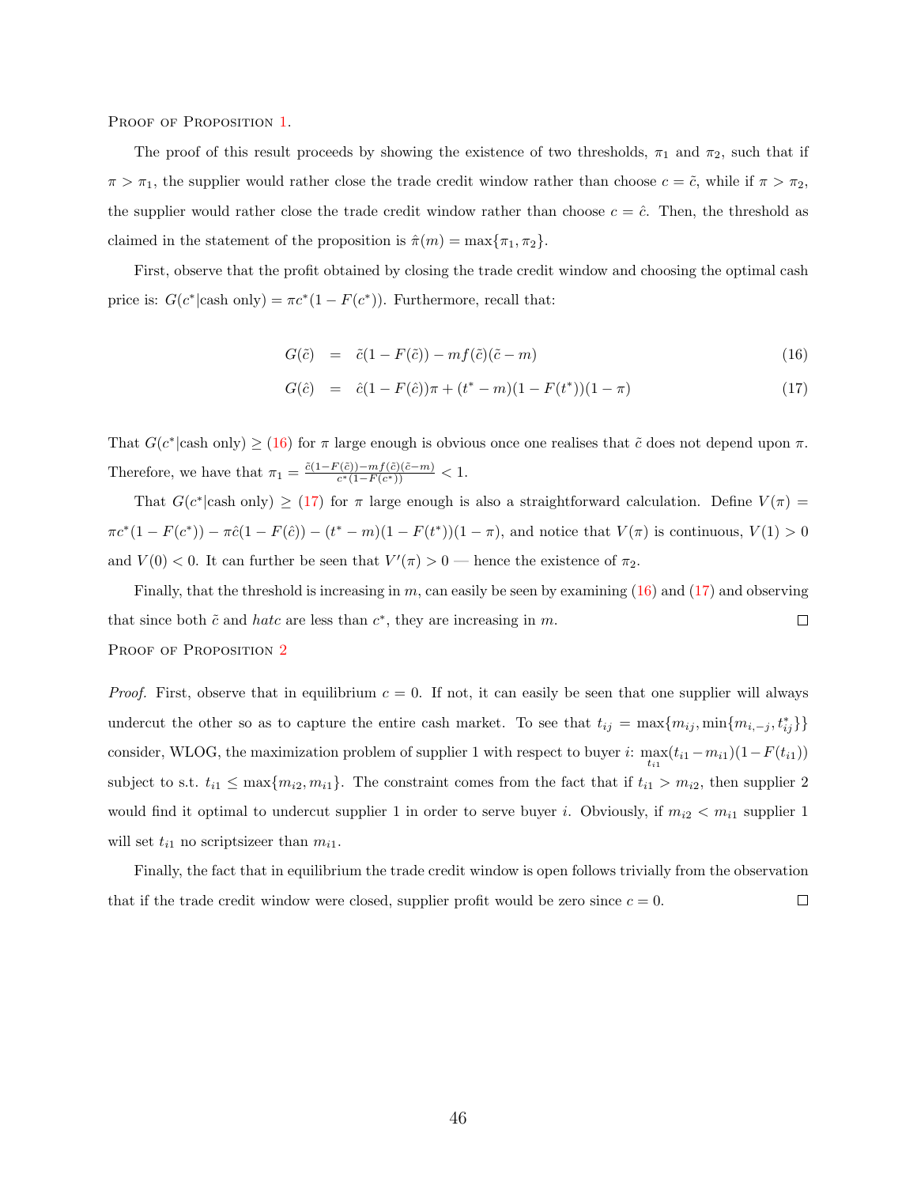Proof of Proposition 1.

The proof of this result proceeds by showing the existence of two thresholds, $\pi_1$ and $\pi_2$, such that if $\pi > \pi_1$, the supplier would rather close the trade credit window rather than choose $c = \tilde{c}$, while if $\pi > \pi_2$, the supplier would rather close the trade credit window rather than choose $c = \hat{c}$. Then, the threshold as claimed in the statement of the proposition is $\hat{\pi}(m) = \max\{\pi_1, \pi_2\}$.

First, observe that the profit obtained by closing the trade credit window and choosing the optimal cash price is: $G(c^*|\text{cash only}) = \pi c^*(1 - F(c^*))$. Furthermore, recall that:

$$G(\tilde{c}) = \tilde{c}(1 - F(\tilde{c})) - mf(\tilde{c})(\tilde{c} - m) \tag{16}$$

$$G(\hat{c}) = \hat{c}(1 - F(\hat{c}))\pi + (t^* - m)(1 - F(t^*))(1 - \pi) \tag{17}$$

That $G(c^*|\text{cash only}) \geq$ (16) for $\pi$ large enough is obvious once one realises that $\tilde{c}$ does not depend upon $\pi$. Therefore, we have that $\pi_1 = \frac{\tilde{c}(1-F(\tilde{c}))-mf(\tilde{c})(\tilde{c}-m)}{c^*(1-F(c^*))} < 1$.

That $G(c^*|\text{cash only}) \geq$ (17) for $\pi$ large enough is also a straightforward calculation. Define $V(\pi) = \pi c^*(1 - F(c^*)) - \pi\hat{c}(1 - F(\hat{c})) - (t^* - m)(1 - F(t^*))(1 - \pi)$, and notice that $V(\pi)$ is continuous, $V(1) > 0$ and $V(0) < 0$. It can further be seen that $V'(\pi) > 0$ — hence the existence of $\pi_2$.

Finally, that the threshold is increasing in $m$, can easily be seen by examining (16) and (17) and observing that since both $\tilde{c}$ and $hatc$ are less than $c^*$, they are increasing in $m$. □

Proof of Proposition 2

*Proof.* First, observe that in equilibrium $c = 0$. If not, it can easily be seen that one supplier will always undercut the other so as to capture the entire cash market. To see that $t_{ij} = \max\{m_{ij}, \min\{m_{i,-j}, t^*_{ij}\}\}$ consider, WLOG, the maximization problem of supplier 1 with respect to buyer $i$: $\max_{t_{i1}}(t_{i1} - m_{i1})(1 - F(t_{i1}))$ subject to s.t. $t_{i1} \leq \max\{m_{i2}, m_{i1}\}$. The constraint comes from the fact that if $t_{i1} > m_{i2}$, then supplier 2 would find it optimal to undercut supplier 1 in order to serve buyer $i$. Obviously, if $m_{i2} < m_{i1}$ supplier 1 will set $t_{i1}$ no scriptsizeeer than $m_{i1}$.

Finally, the fact that in equilibrium the trade credit window is open follows trivially from the observation that if the trade credit window were closed, supplier profit would be zero since $c = 0$. □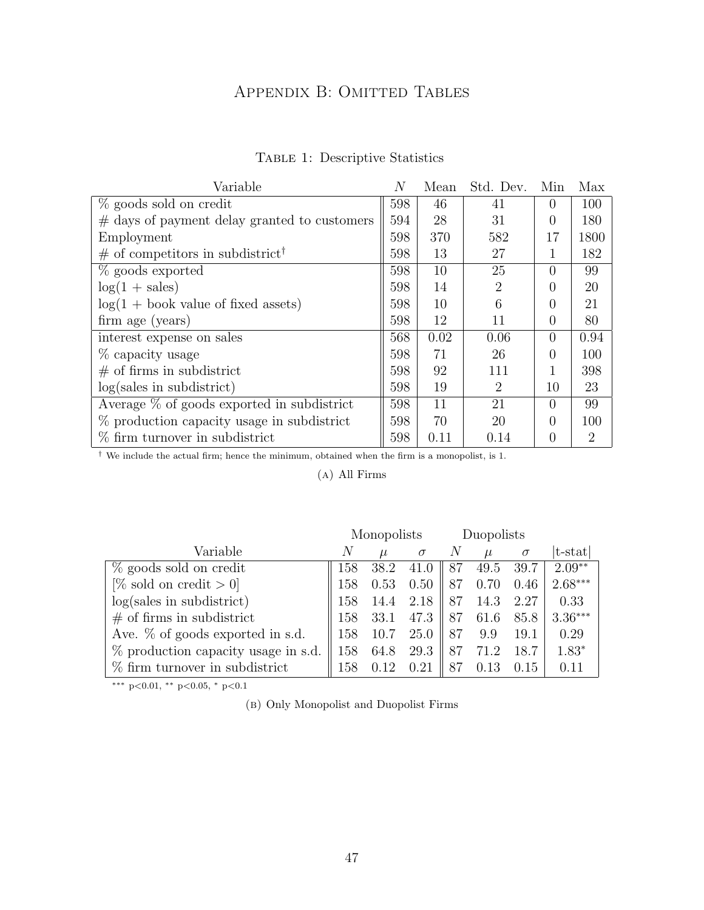# Appendix B: Omitted Tables

Table 1: Descriptive Statistics

| Variable | $N$ | Mean | Std. Dev. | Min | Max |
|---|---|---|---|---|---|
| % goods sold on credit | 598 | 46 | 41 | 0 | 100 |
| # days of payment delay granted to customers | 594 | 28 | 31 | 0 | 180 |
| Employment | 598 | 370 | 582 | 17 | 1800 |
| # of competitors in subdistrict† | 598 | 13 | 27 | 1 | 182 |
| % goods exported | 598 | 10 | 25 | 0 | 99 |
| log(1 + sales) | 598 | 14 | 2 | 0 | 20 |
| log(1 + book value of fixed assets) | 598 | 10 | 6 | 0 | 21 |
| firm age (years) | 598 | 12 | 11 | 0 | 80 |
| interest expense on sales | 568 | 0.02 | 0.06 | 0 | 0.94 |
| % capacity usage | 598 | 71 | 26 | 0 | 100 |
| # of firms in subdistrict | 598 | 92 | 111 | 1 | 398 |
| log(sales in subdistrict) | 598 | 19 | 2 | 10 | 23 |
| Average % of goods exported in subdistrict | 598 | 11 | 21 | 0 | 99 |
| % production capacity usage in subdistrict | 598 | 70 | 20 | 0 | 100 |
| % firm turnover in subdistrict | 598 | 0.11 | 0.14 | 0 | 2 |

† We include the actual firm; hence the minimum, obtained when the firm is a monopolist, is 1.

(A) All Firms

| | Monopolists | | | Duopolists | | | |
|---|---|---|---|---|---|---|---|
| Variable | $N$ | $\mu$ | $\sigma$ | $N$ | $\mu$ | $\sigma$ | \|t-stat\| |
| % goods sold on credit | 158 | 38.2 | 41.0 | 87 | 49.5 | 39.7 | 2.09** |
| [% sold on credit > 0] | 158 | 0.53 | 0.50 | 87 | 0.70 | 0.46 | 2.68*** |
| log(sales in subdistrict) | 158 | 14.4 | 2.18 | 87 | 14.3 | 2.27 | 0.33 |
| # of firms in subdistrict | 158 | 33.1 | 47.3 | 87 | 61.6 | 85.8 | 3.36*** |
| Ave. % of goods exported in s.d. | 158 | 10.7 | 25.0 | 87 | 9.9 | 19.1 | 0.29 |
| % production capacity usage in s.d. | 158 | 64.8 | 29.3 | 87 | 71.2 | 18.7 | 1.83* |
| % firm turnover in subdistrict | 158 | 0.12 | 0.21 | 87 | 0.13 | 0.15 | 0.11 |

*** p<0.01, ** p<0.05, * p<0.1

(B) Only Monopolist and Duopolist Firms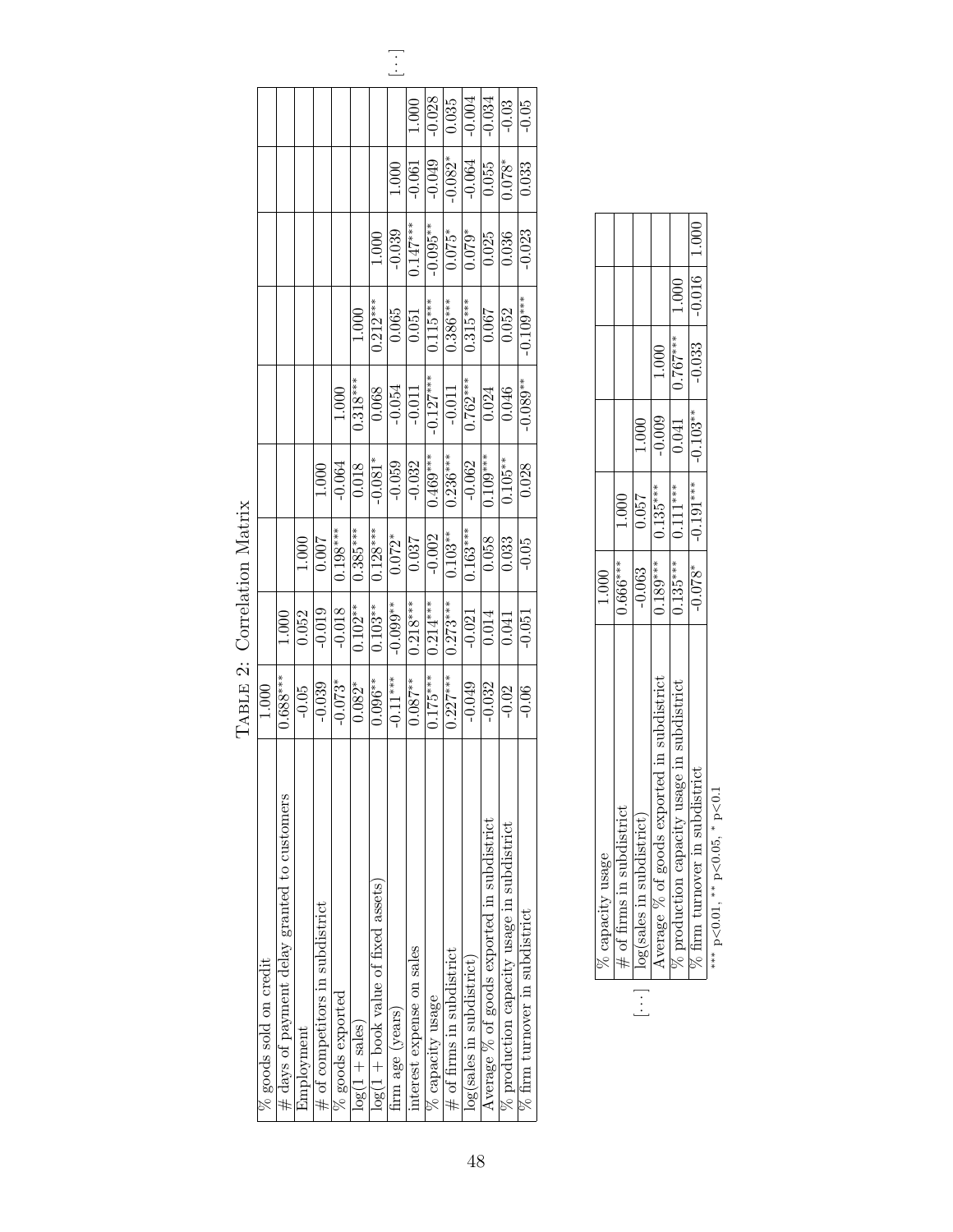TABLE 2: Correlation Matrix

| % goods sold on credit | 1.000 | | | | | | | | | |
|---|---|---|---|---|---|---|---|---|---|---|
| # days of payment delay granted to customers | 0.688*** | 1.000 | | | | | | | | |
| Employment | -0.05 | 0.052 | 1.000 | | | | | | | |
| # of competitors in subdistrict | -0.039 | -0.019 | 0.007 | 1.000 | | | | | | |
| % goods exported | -0.073* | -0.018 | 0.198*** | -0.064 | 1.000 | | | | | |
| log(1 + sales) | 0.082* | 0.102** | 0.385*** | 0.018 | 0.318*** | 1.000 | | | | |
| log(1 + book value of fixed assets) | 0.096** | 0.103** | 0.128*** | -0.081* | 0.068 | 0.212*** | 1.000 | | | |
| firm age (years) | -0.11*** | -0.099** | 0.072* | -0.059 | -0.054 | 0.065 | -0.039 | 1.000 | | [...] |
| interest expense on sales | 0.087** | 0.218*** | 0.037 | -0.032 | -0.011 | 0.051 | 0.147*** | -0.061 | 1.000 | |
| % capacity usage | 0.175*** | 0.214*** | -0.002 | 0.469*** | -0.127*** | 0.115*** | -0.095** | -0.049 | -0.028 | |
| # of firms in subdistrict | 0.227*** | 0.273*** | 0.103** | 0.236*** | -0.011 | 0.386*** | 0.075* | -0.082* | 0.035 | |
| log(sales in subdistrict) | -0.049 | -0.021 | 0.163*** | -0.062 | 0.762*** | 0.315*** | 0.079* | -0.064 | -0.004 | |
| Average % of goods exported in subdistrict | -0.032 | 0.014 | 0.058 | 0.109*** | 0.024 | 0.067 | 0.025 | 0.055 | -0.034 | |
| % production capacity usage in subdistrict | -0.02 | 0.041 | 0.033 | 0.105** | 0.046 | 0.052 | 0.036 | 0.078* | -0.03 | |
| % firm turnover in subdistrict | -0.06 | -0.051 | -0.05 | 0.028 | -0.089** | -0.109*** | -0.023 | 0.033 | -0.05 | |

[...]

| % capacity usage | 1.000 | | | | | |
|---|---|---|---|---|---|---|
| # of firms in subdistrict | 0.666*** | 1.000 | | | | |
| log(sales in subdistrict) | -0.063 | 0.057 | 1.000 | | | |
| Average % of goods exported in subdistrict | 0.189*** | 0.135*** | -0.009 | 1.000 | | |
| % production capacity usage in subdistrict | 0.135*** | 0.111*** | 0.041 | 0.767*** | 1.000 | |
| % firm turnover in subdistrict | -0.078* | -0.191*** | -0.103** | -0.033 | -0.016 | 1.000 |

*** p<0.01, ** p<0.05, * p<0.1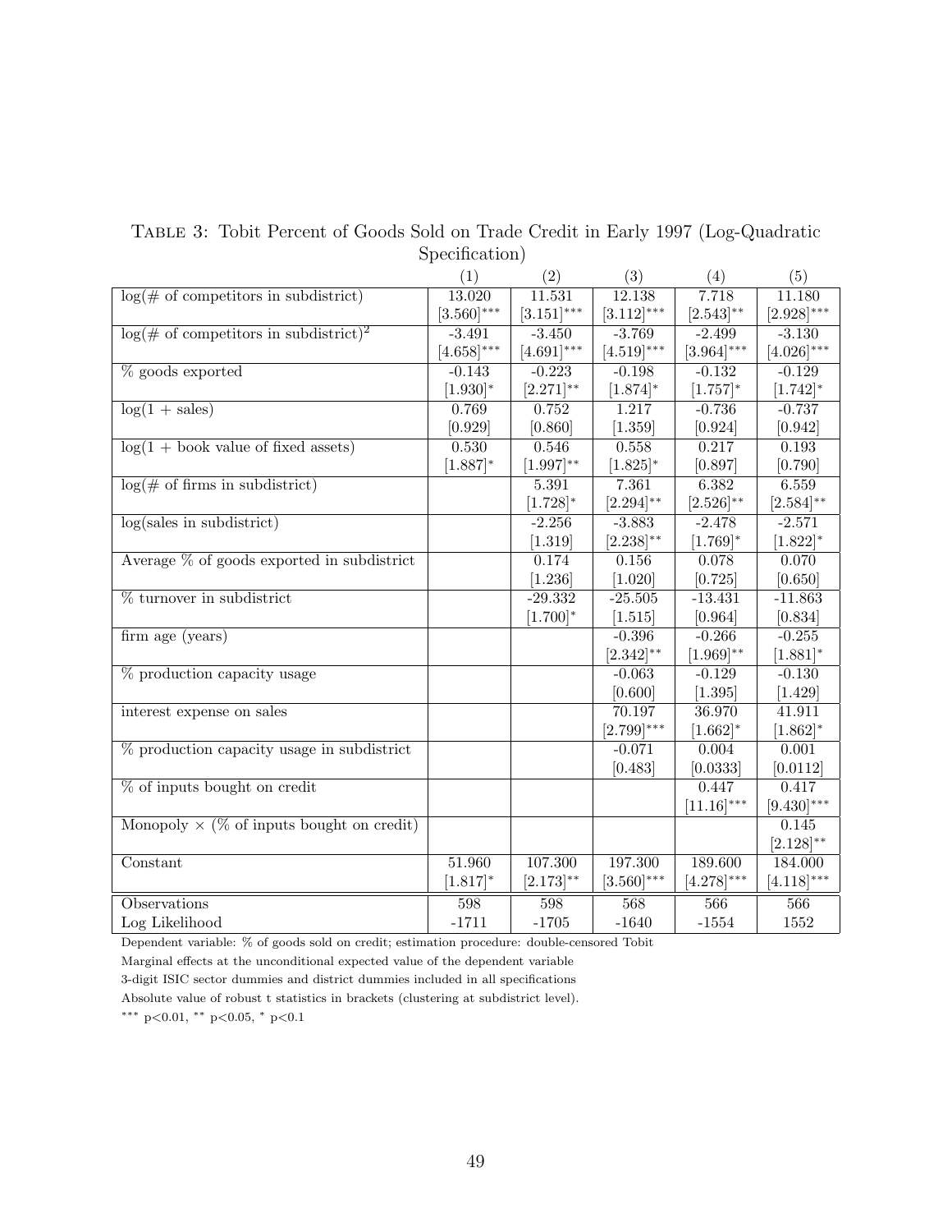Table 3: Tobit Percent of Goods Sold on Trade Credit in Early 1997 (Log-Quadratic Specification)

| | (1) | (2) | (3) | (4) | (5) |
|---|---|---|---|---|---|
| log(# of competitors in subdistrict) | 13.020 | 11.531 | 12.138 | 7.718 | 11.180 |
| | [3.560]*** | [3.151]*** | [3.112]*** | [2.543]** | [2.928]*** |
| log(# of competitors in subdistrict)$^2$ | -3.491 | -3.450 | -3.769 | -2.499 | -3.130 |
| | [4.658]*** | [4.691]*** | [4.519]*** | [3.964]*** | [4.026]*** |
| % goods exported | -0.143 | -0.223 | -0.198 | -0.132 | -0.129 |
| | [1.930]* | [2.271]** | [1.874]* | [1.757]* | [1.742]* |
| log(1 + sales) | 0.769 | 0.752 | 1.217 | -0.736 | -0.737 |
| | [0.929] | [0.860] | [1.359] | [0.924] | [0.942] |
| log(1 + book value of fixed assets) | 0.530 | 0.546 | 0.558 | 0.217 | 0.193 |
| | [1.887]* | [1.997]** | [1.825]* | [0.897] | [0.790] |
| log(# of firms in subdistrict) | | 5.391 | 7.361 | 6.382 | 6.559 |
| | | [1.728]* | [2.294]** | [2.526]** | [2.584]** |
| log(sales in subdistrict) | | -2.256 | -3.883 | -2.478 | -2.571 |
| | | [1.319] | [2.238]** | [1.769]* | [1.822]* |
| Average % of goods exported in subdistrict | | 0.174 | 0.156 | 0.078 | 0.070 |
| | | [1.236] | [1.020] | [0.725] | [0.650] |
| % turnover in subdistrict | | -29.332 | -25.505 | -13.431 | -11.863 |
| | | [1.700]* | [1.515] | [0.964] | [0.834] |
| firm age (years) | | | -0.396 | -0.266 | -0.255 |
| | | | [2.342]** | [1.969]** | [1.881]* |
| % production capacity usage | | | -0.063 | -0.129 | -0.130 |
| | | | [0.600] | [1.395] | [1.429] |
| interest expense on sales | | | 70.197 | 36.970 | 41.911 |
| | | | [2.799]*** | [1.662]* | [1.862]* |
| % production capacity usage in subdistrict | | | -0.071 | 0.004 | 0.001 |
| | | | [0.483] | [0.0333] | [0.0112] |
| % of inputs bought on credit | | | | 0.447 | 0.417 |
| | | | | [11.16]*** | [9.430]*** |
| Monopoly × (% of inputs bought on credit) | | | | | 0.145 |
| | | | | | [2.128]** |
| Constant | 51.960 | 107.300 | 197.300 | 189.600 | 184.000 |
| | [1.817]* | [2.173]** | [3.560]*** | [4.278]*** | [4.118]*** |
| Observations | 598 | 598 | 568 | 566 | 566 |
| Log Likelihood | -1711 | -1705 | -1640 | -1554 | 1552 |

Dependent variable: % of goods sold on credit; estimation procedure: double-censored Tobit

Marginal effects at the unconditional expected value of the dependent variable

3-digit ISIC sector dummies and district dummies included in all specifications

Absolute value of robust t statistics in brackets (clustering at subdistrict level).

*** $p<0.01$, ** $p<0.05$, * $p<0.1$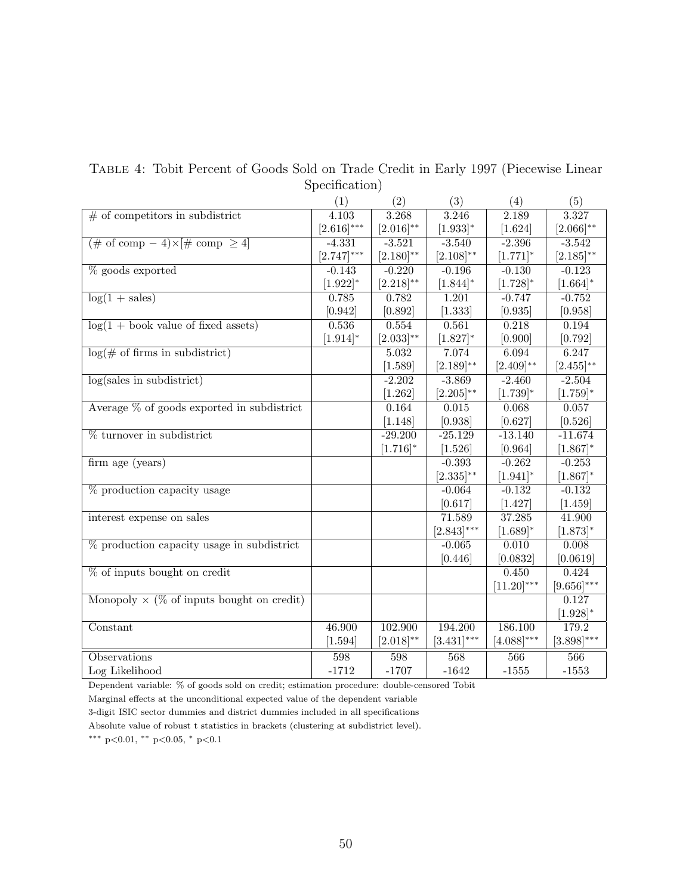Table 4: Tobit Percent of Goods Sold on Trade Credit in Early 1997 (Piecewise Linear Specification)

| | (1) | (2) | (3) | (4) | (5) |
|---|---|---|---|---|---|
| # of competitors in subdistrict | 4.103 | 3.268 | 3.246 | 2.189 | 3.327 |
| | [2.616]*** | [2.016]** | [1.933]* | [1.624] | [2.066]** |
| (# of comp − 4)×[# comp ≥ 4] | -4.331 | -3.521 | -3.540 | -2.396 | -3.542 |
| | [2.747]*** | [2.180]** | [2.108]** | [1.771]* | [2.185]** |
| % goods exported | -0.143 | -0.220 | -0.196 | -0.130 | -0.123 |
| | [1.922]* | [2.218]** | [1.844]* | [1.728]* | [1.664]* |
| log(1 + sales) | 0.785 | 0.782 | 1.201 | -0.747 | -0.752 |
| | [0.942] | [0.892] | [1.333] | [0.935] | [0.958] |
| log(1 + book value of fixed assets) | 0.536 | 0.554 | 0.561 | 0.218 | 0.194 |
| | [1.914]* | [2.033]** | [1.827]* | [0.900] | [0.792] |
| log(# of firms in subdistrict) | | 5.032 | 7.074 | 6.094 | 6.247 |
| | | [1.589] | [2.189]** | [2.409]** | [2.455]** |
| log(sales in subdistrict) | | -2.202 | -3.869 | -2.460 | -2.504 |
| | | [1.262] | [2.205]** | [1.739]* | [1.759]* |
| Average % of goods exported in subdistrict | | 0.164 | 0.015 | 0.068 | 0.057 |
| | | [1.148] | [0.938] | [0.627] | [0.526] |
| % turnover in subdistrict | | -29.200 | -25.129 | -13.140 | -11.674 |
| | | [1.716]* | [1.526] | [0.964] | [1.867]* |
| firm age (years) | | | -0.393 | -0.262 | -0.253 |
| | | | [2.335]** | [1.941]* | [1.867]* |
| % production capacity usage | | | -0.064 | -0.132 | -0.132 |
| | | | [0.617] | [1.427] | [1.459] |
| interest expense on sales | | | 71.589 | 37.285 | 41.900 |
| | | | [2.843]*** | [1.689]* | [1.873]* |
| % production capacity usage in subdistrict | | | -0.065 | 0.010 | 0.008 |
| | | | [0.446] | [0.0832] | [0.0619] |
| % of inputs bought on credit | | | | 0.450 | 0.424 |
| | | | | [11.20]*** | [9.656]*** |
| Monopoly × (% of inputs bought on credit) | | | | | 0.127 |
| | | | | | [1.928]* |
| Constant | 46.900 | 102.900 | 194.200 | 186.100 | 179.2 |
| | [1.594] | [2.018]** | [3.431]*** | [4.088]*** | [3.898]*** |
| Observations | 598 | 598 | 568 | 566 | 566 |
| Log Likelihood | -1712 | -1707 | -1642 | -1555 | -1553 |

Dependent variable: % of goods sold on credit; estimation procedure: double-censored Tobit

Marginal effects at the unconditional expected value of the dependent variable

3-digit ISIC sector dummies and district dummies included in all specifications

Absolute value of robust t statistics in brackets (clustering at subdistrict level).

*** $p<0.01$, ** $p<0.05$, * $p<0.1$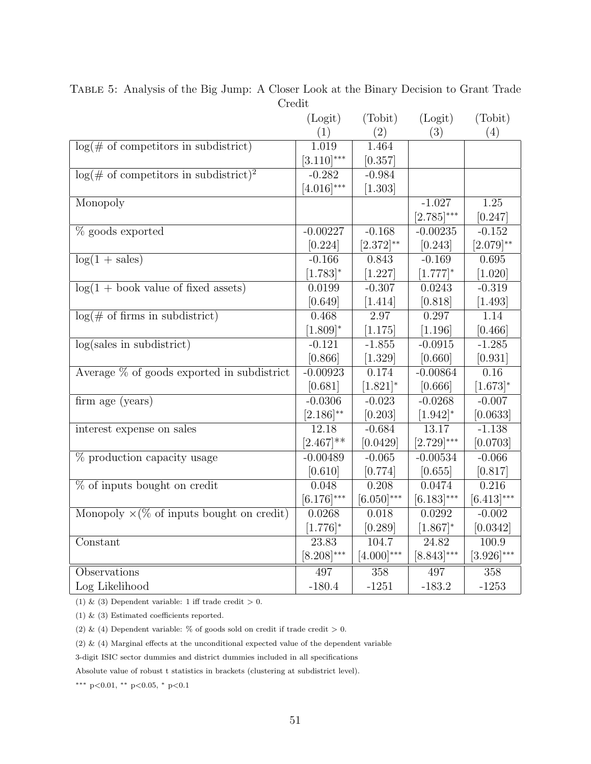Table 5: Analysis of the Big Jump: A Closer Look at the Binary Decision to Grant Trade Credit

| | (Logit) (1) | (Tobit) (2) | (Logit) (3) | (Tobit) (4) |
|---|---|---|---|---|
| log(# of competitors in subdistrict) | 1.019 | 1.464 | | |
| | [3.110]*** | [0.357] | | |
| log(# of competitors in subdistrict)$^2$ | -0.282 | -0.984 | | |
| | [4.016]*** | [1.303] | | |
| Monopoly | | | -1.027 | 1.25 |
| | | | [2.785]*** | [0.247] |
| % goods exported | -0.00227 | -0.168 | -0.00235 | -0.152 |
| | [0.224] | [2.372]** | [0.243] | [2.079]** |
| log(1 + sales) | -0.166 | 0.843 | -0.169 | 0.695 |
| | [1.783]* | [1.227] | [1.777]* | [1.020] |
| log(1 + book value of fixed assets) | 0.0199 | -0.307 | 0.0243 | -0.319 |
| | [0.649] | [1.414] | [0.818] | [1.493] |
| log(# of firms in subdistrict) | 0.468 | 2.97 | 0.297 | 1.14 |
| | [1.809]* | [1.175] | [1.196] | [0.466] |
| log(sales in subdistrict) | -0.121 | -1.855 | -0.0915 | -1.285 |
| | [0.866] | [1.329] | [0.660] | [0.931] |
| Average % of goods exported in subdistrict | -0.00923 | 0.174 | -0.00864 | 0.16 |
| | [0.681] | [1.821]* | [0.666] | [1.673]* |
| firm age (years) | -0.0306 | -0.023 | -0.0268 | -0.007 |
| | [2.186]** | [0.203] | [1.942]* | [0.0633] |
| interest expense on sales | 12.18 | -0.684 | 13.17 | -1.138 |
| | [2.467]** | [0.0429] | [2.729]*** | [0.0703] |
| % production capacity usage | -0.00489 | -0.065 | -0.00534 | -0.066 |
| | [0.610] | [0.774] | [0.655] | [0.817] |
| % of inputs bought on credit | 0.048 | 0.208 | 0.0474 | 0.216 |
| | [6.176]*** | [6.050]*** | [6.183]*** | [6.413]*** |
| Monopoly ×(% of inputs bought on credit) | 0.0268 | 0.018 | 0.0292 | -0.002 |
| | [1.776]* | [0.289] | [1.867]* | [0.0342] |
| Constant | 23.83 | 104.7 | 24.82 | 100.9 |
| | [8.208]*** | [4.000]*** | [8.843]*** | [3.926]*** |
| Observations | 497 | 358 | 497 | 358 |
| Log Likelihood | -180.4 | -1251 | -183.2 | -1253 |

(1) & (3) Dependent variable: 1 iff trade credit > 0.

(1) & (3) Estimated coefficients reported.

(2) & (4) Dependent variable: % of goods sold on credit if trade credit > 0.

(2) & (4) Marginal effects at the unconditional expected value of the dependent variable

3-digit ISIC sector dummies and district dummies included in all specifications

Absolute value of robust t statistics in brackets (clustering at subdistrict level).

*** p<0.01, ** p<0.05, * p<0.1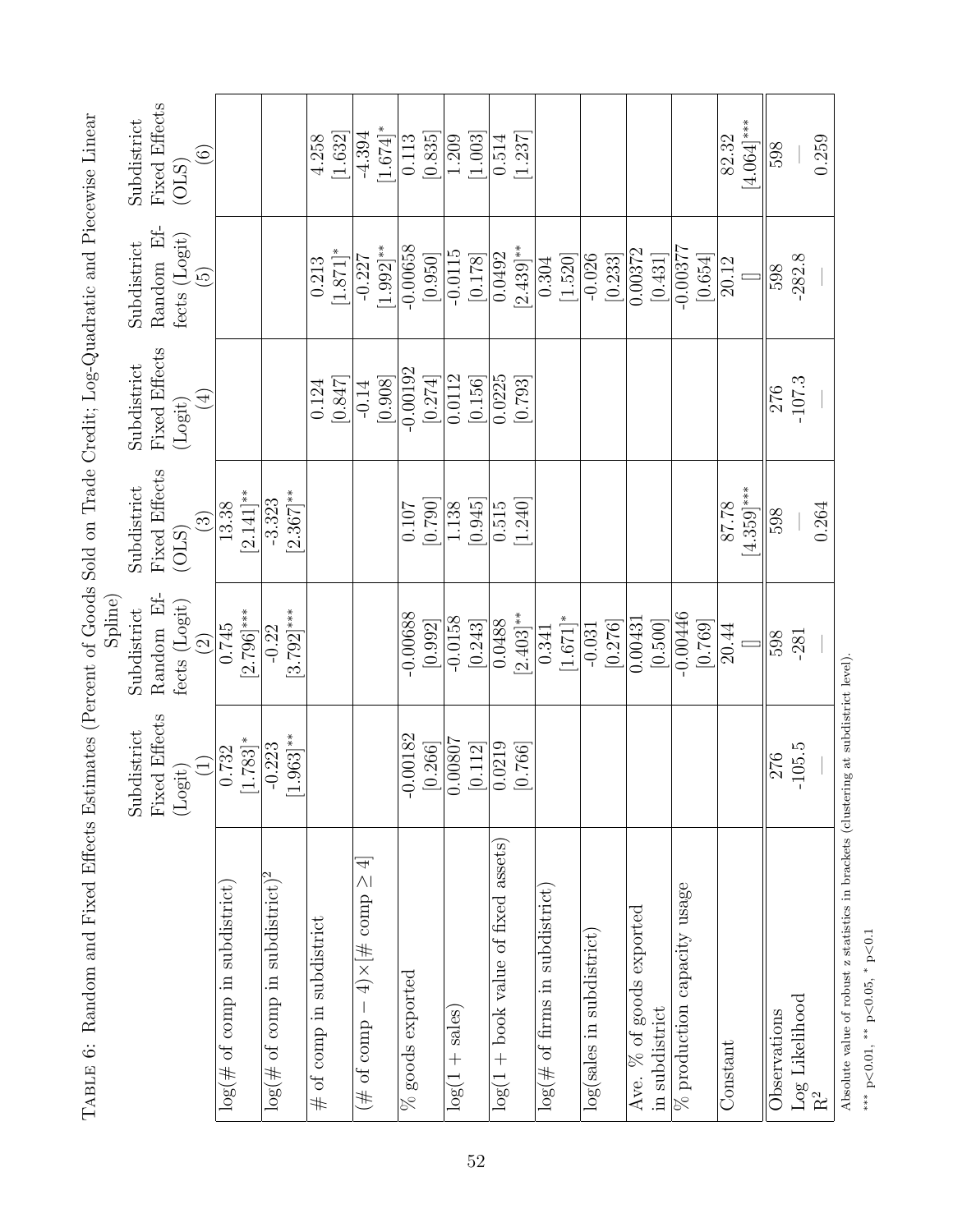TABLE 6: Random and Fixed Effects Estimates (Percent of Goods Sold on Trade Credit; Log-Quadratic and Piecewise Linear Spline)

| | Subdistrict Fixed Effects (Logit) (1) | Subdistrict Random Effects (Logit) (2) | Subdistrict Fixed Effects (OLS) (3) | Subdistrict Fixed Effects (Logit) (4) | Subdistrict Random Effects (Logit) (5) | Subdistrict Fixed Effects (OLS) (6) |
|---|---|---|---|---|---|---|
| log(# of comp in subdistrict) | 0.732 | 0.745 | 13.38 | | | |
| | [1.783]* | [2.796]*** | [2.141]** | | | |
| log(# of comp in subdistrict)$^2$ | -0.223 | -0.22 | -3.323 | | | |
| | [1.963]** | [3.792]*** | [2.367]** | | | |
| # of comp in subdistrict | | | | 0.124 | 0.213 | 4.258 |
| | | | | [0.847] | [1.871]* | [1.632] |
| (# of comp − 4)×[# comp ≥ 4] | | | | -0.14 | -0.227 | -4.394 |
| | | | | [0.908] | [1.992]** | [1.674]* |
| % goods exported | -0.00182 | -0.00688 | 0.107 | -0.00192 | -0.00658 | 0.113 |
| | [0.266] | [0.992] | [0.790] | [0.274] | [0.950] | [0.835] |
| log(1 + sales) | 0.00807 | -0.0158 | 1.138 | 0.0112 | -0.0115 | 1.209 |
| | [0.112] | [0.243] | [0.945] | [0.156] | [0.178] | [1.003] |
| log(1 + book value of fixed assets) | 0.0219 | 0.0488 | 0.515 | 0.0225 | 0.0492 | 0.514 |
| | [0.766] | [2.403]** | [1.240] | [0.793] | [2.439]** | [1.237] |
| log(# of firms in subdistrict) | | 0.341 | | | 0.304 | |
| | | [1.671]* | | | [1.520] | |
| log(sales in subdistrict) | | -0.031 | | | -0.026 | |
| | | [0.276] | | | [0.233] | |
| Ave. % of goods exported in subdistrict | | 0.00431 | | | 0.00372 | |
| | | [0.500] | | | [0.431] | |
| % production capacity usage | | -0.00446 | | | -0.00377 | |
| | | [0.769] | | | [0.654] | |
| Constant | | 20.44 | 87.78 | | 20.12 | 82.32 |
| | | [] | [4.359]*** | | [] | [4.064]*** |
| Observations | 276 | 598 | 598 | 276 | 598 | 598 |
| Log Likelihood | -105.5 | -281 | — | -107.3 | -282.8 | — |
| $R^2$ | — | — | 0.264 | — | — | 0.259 |

Absolute value of robust z statistics in brackets (clustering at subdistrict level).

*** p<0.01, ** p<0.05, * p<0.1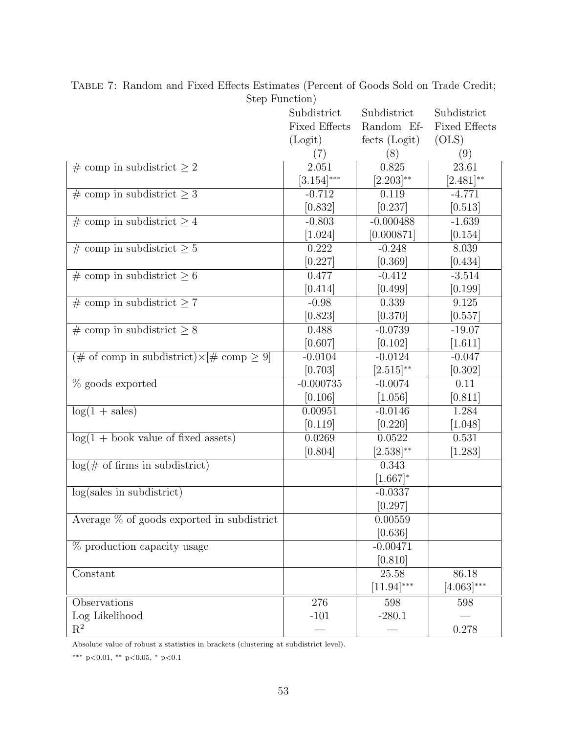Table 7: Random and Fixed Effects Estimates (Percent of Goods Sold on Trade Credit; Step Function)

| | Subdistrict Fixed Effects (Logit) | Subdistrict Random Effects (Logit) | Subdistrict Fixed Effects (OLS) |
|---|---|---|---|
| | (7) | (8) | (9) |
| # comp in subdistrict $\geq 2$ | 2.051 | 0.825 | 23.61 |
| | [3.154]*** | [2.203]** | [2.481]** |
| # comp in subdistrict $\geq 3$ | -0.712 | 0.119 | -4.771 |
| | [0.832] | [0.237] | [0.513] |
| # comp in subdistrict $\geq 4$ | -0.803 | -0.000488 | -1.639 |
| | [1.024] | [0.000871] | [0.154] |
| # comp in subdistrict $\geq 5$ | 0.222 | -0.248 | 8.039 |
| | [0.227] | [0.369] | [0.434] |
| # comp in subdistrict $\geq 6$ | 0.477 | -0.412 | -3.514 |
| | [0.414] | [0.499] | [0.199] |
| # comp in subdistrict $\geq 7$ | -0.98 | 0.339 | 9.125 |
| | [0.823] | [0.370] | [0.557] |
| # comp in subdistrict $\geq 8$ | 0.488 | -0.0739 | -19.07 |
| | [0.607] | [0.102] | [1.611] |
| (# of comp in subdistrict)×[# comp $\geq 9$] | -0.0104 | -0.0124 | -0.047 |
| | [0.703] | [2.515]** | [0.302] |
| % goods exported | -0.000735 | -0.0074 | 0.11 |
| | [0.106] | [1.056] | [0.811] |
| log(1 + sales) | 0.00951 | -0.0146 | 1.284 |
| | [0.119] | [0.220] | [1.048] |
| log(1 + book value of fixed assets) | 0.0269 | 0.0522 | 0.531 |
| | [0.804] | [2.538]** | [1.283] |
| log(# of firms in subdistrict) | | 0.343 | |
| | | [1.667]* | |
| log(sales in subdistrict) | | -0.0337 | |
| | | [0.297] | |
| Average % of goods exported in subdistrict | | 0.00559 | |
| | | [0.636] | |
| % production capacity usage | | -0.00471 | |
| | | [0.810] | |
| Constant | | 25.58 | 86.18 |
| | | [11.94]*** | [4.063]*** |
| Observations | 276 | 598 | 598 |
| Log Likelihood | -101 | -280.1 | — |
| $R^2$ | — | — | 0.278 |

Absolute value of robust z statistics in brackets (clustering at subdistrict level).

*** p<0.01, ** p<0.05, * p<0.1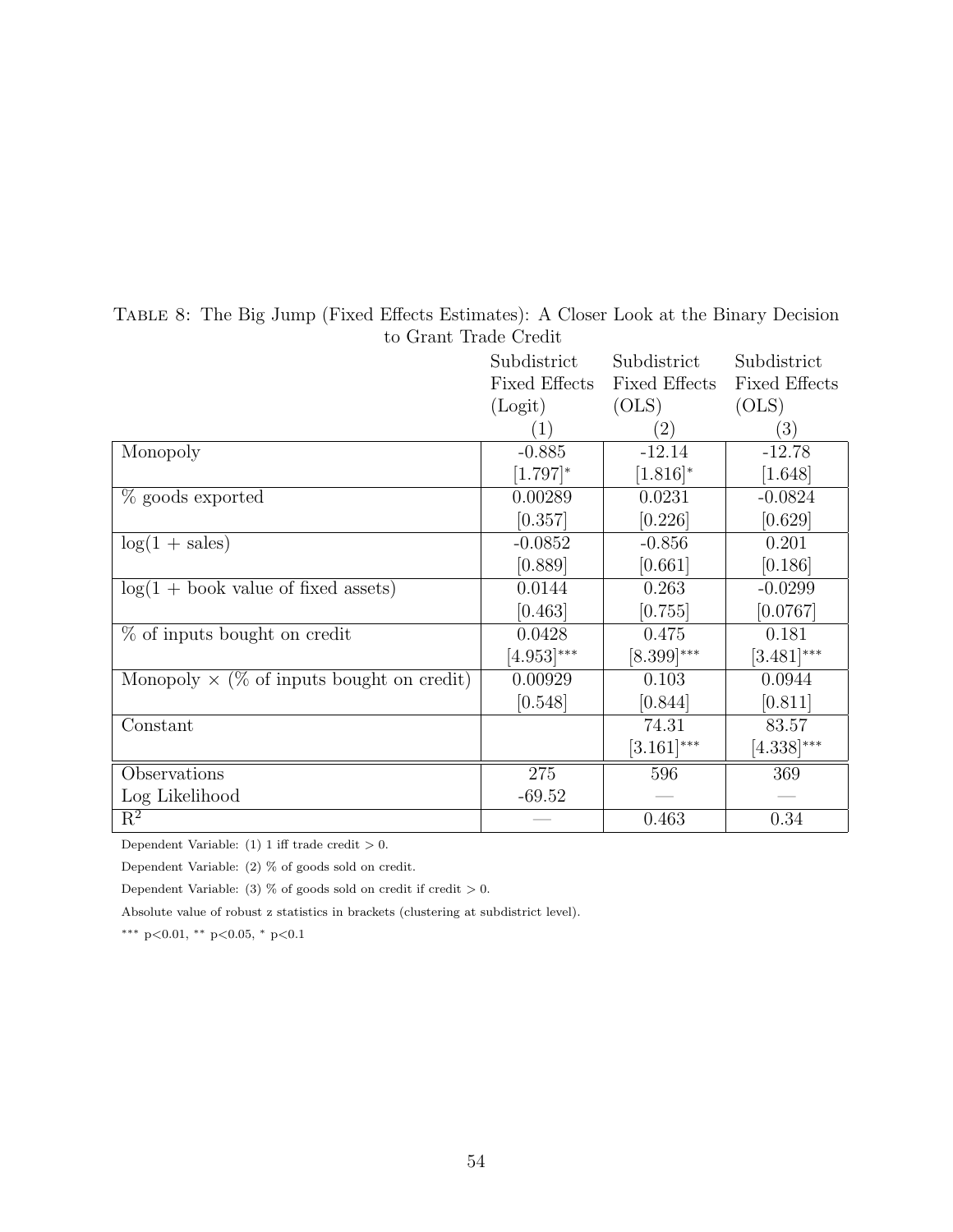Table 8: The Big Jump (Fixed Effects Estimates): A Closer Look at the Binary Decision to Grant Trade Credit

| | Subdistrict Fixed Effects (Logit) | Subdistrict Fixed Effects (OLS) | Subdistrict Fixed Effects (OLS) |
|---|---|---|---|
| | (1) | (2) | (3) |
| Monopoly | -0.885 | -12.14 | -12.78 |
| | [1.797]* | [1.816]* | [1.648] |
| % goods exported | 0.00289 | 0.0231 | -0.0824 |
| | [0.357] | [0.226] | [0.629] |
| log(1 + sales) | -0.0852 | -0.856 | 0.201 |
| | [0.889] | [0.661] | [0.186] |
| log(1 + book value of fixed assets) | 0.0144 | 0.263 | -0.0299 |
| | [0.463] | [0.755] | [0.0767] |
| % of inputs bought on credit | 0.0428 | 0.475 | 0.181 |
| | [4.953]*** | [8.399]*** | [3.481]*** |
| Monopoly × (% of inputs bought on credit) | 0.00929 | 0.103 | 0.0944 |
| | [0.548] | [0.844] | [0.811] |
| Constant | | 74.31 | 83.57 |
| | | [3.161]*** | [4.338]*** |
| Observations | 275 | 596 | 369 |
| Log Likelihood | -69.52 | — | — |
| $R^2$ | — | 0.463 | 0.34 |

Dependent Variable: (1) 1 iff trade credit > 0.

Dependent Variable: (2) % of goods sold on credit.

Dependent Variable: (3) % of goods sold on credit if credit > 0.

Absolute value of robust z statistics in brackets (clustering at subdistrict level).

*** p<0.01, ** p<0.05, * p<0.1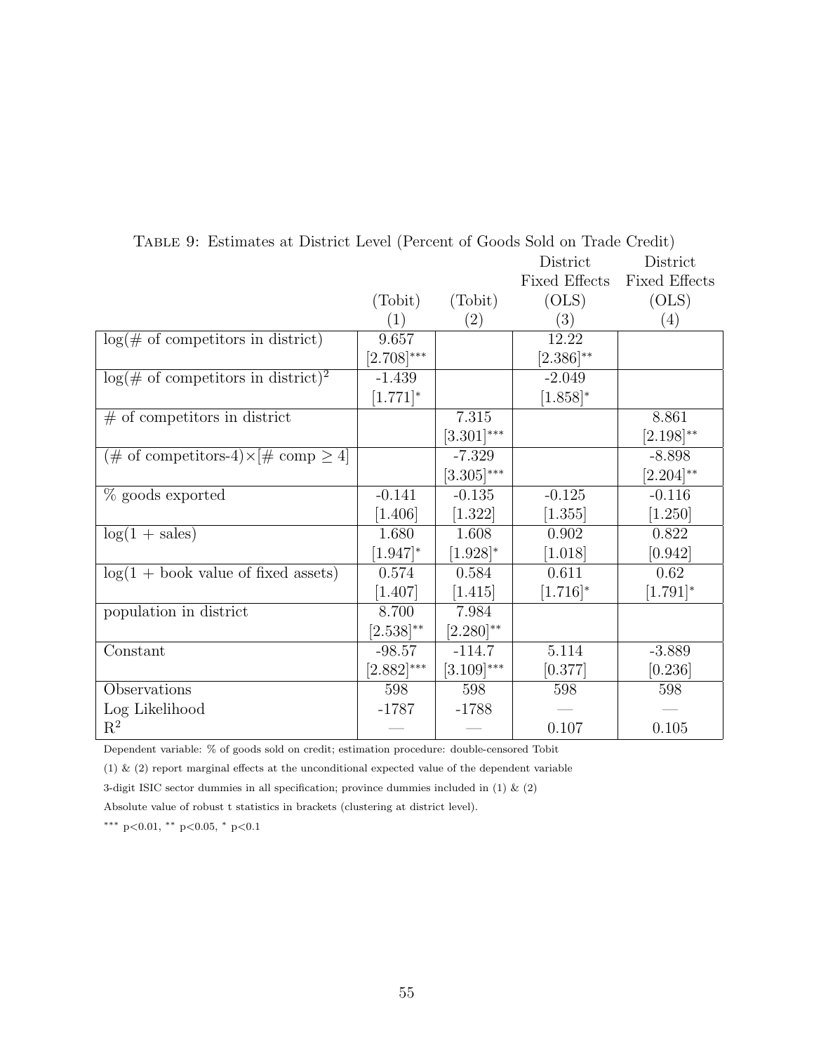Table 9: Estimates at District Level (Percent of Goods Sold on Trade Credit)

| | (Tobit) (1) | (Tobit) (2) | District Fixed Effects (OLS) (3) | District Fixed Effects (OLS) (4) |
|---|---|---|---|---|
| log(# of competitors in district) | 9.657 | | 12.22 | |
| | [2.708]*** | | [2.386]** | |
| log(# of competitors in district)$^2$ | -1.439 | | -2.049 | |
| | [1.771]* | | [1.858]* | |
| # of competitors in district | | 7.315 | | 8.861 |
| | | [3.301]*** | | [2.198]** |
| (# of competitors-4)×[# comp $\geq$ 4] | | -7.329 | | -8.898 |
| | | [3.305]*** | | [2.204]** |
| % goods exported | -0.141 | -0.135 | -0.125 | -0.116 |
| | [1.406] | [1.322] | [1.355] | [1.250] |
| log(1 + sales) | 1.680 | 1.608 | 0.902 | 0.822 |
| | [1.947]* | [1.928]* | [1.018] | [0.942] |
| log(1 + book value of fixed assets) | 0.574 | 0.584 | 0.611 | 0.62 |
| | [1.407] | [1.415] | [1.716]* | [1.791]* |
| population in district | 8.700 | 7.984 | | |
| | [2.538]** | [2.280]** | | |
| Constant | -98.57 | -114.7 | 5.114 | -3.889 |
| | [2.882]*** | [3.109]*** | [0.377] | [0.236] |
| Observations | 598 | 598 | 598 | 598 |
| Log Likelihood | -1787 | -1788 | — | — |
| $R^2$ | — | — | 0.107 | 0.105 |

Dependent variable: % of goods sold on credit; estimation procedure: double-censored Tobit

(1) & (2) report marginal effects at the unconditional expected value of the dependent variable

3-digit ISIC sector dummies in all specification; province dummies included in (1) & (2)

Absolute value of robust t statistics in brackets (clustering at district level).

*** $p<0.01$, ** $p<0.05$, * $p<0.1$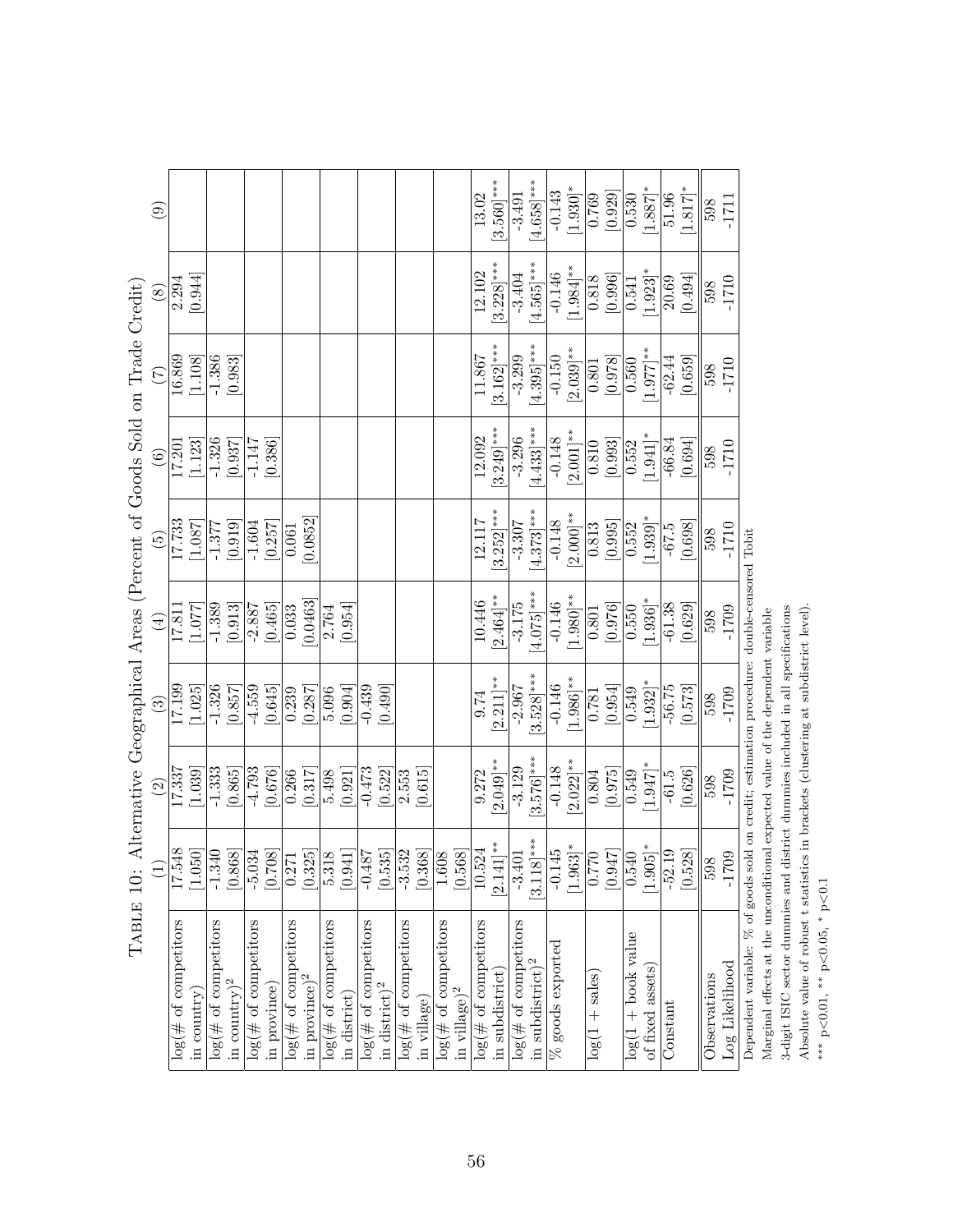TABLE 10: Alternative Geographical Areas (Percent of Goods Sold on Trade Credit)

| | (1) | (2) | (3) | (4) | (5) | (6) | (7) | (8) | (9) |
|---|---|---|---|---|---|---|---|---|---|
| log(# of competitors in country) | 17.548 | 17.337 | 17.199 | 17.811 | 17.733 | 17.201 | 16.869 | 2.294 | |
| | [1.050] | [1.039] | [1.025] | [1.077] | [1.087] | [1.123] | [1.108] | [0.944] | |
| log(# of competitors in country)$^2$ | -1.340 | -1.333 | -1.326 | -1.389 | -1.377 | -1.326 | -1.386 | | |
| | [0.868] | [0.865] | [0.857] | [0.913] | [0.919] | [0.937] | [0.983] | | |
| log(# of competitors in province) | -5.034 | -4.793 | -4.559 | -2.887 | -1.604 | -1.147 | | | |
| | [0.708] | [0.676] | [0.645] | [0.465] | [0.257] | [0.386] | | | |
| log(# of competitors in province)$^2$ | 0.271 | 0.266 | 0.239 | 0.033 | 0.061 | | | | |
| | [0.325] | [0.317] | [0.287] | [0.0463] | [0.0852] | | | | |
| log(# of competitors in district) | 5.318 | 5.498 | 5.096 | 2.764 | | | | | |
| | [0.941] | [0.921] | [0.904] | [0.954] | | | | | |
| log(# of competitors in district)$^2$ | -0.487 | -0.473 | -0.439 | | | | | | |
| | [0.535] | [0.522] | [0.490] | | | | | | |
| log(# of competitors in village) | -3.532 | 2.553 | | | | | | | |
| | [0.368] | [0.615] | | | | | | | |
| log(# of competitors in village)$^2$ | 1.608 | | | | | | | | |
| | [0.568] | | | | | | | | |
| log(# of competitors in subdistrict) | 10.524 | 9.272 | 9.74 | 10.446 | 12.117 | 12.092 | 11.867 | 12.102 | 13.02 |
| | [2.141]** | [2.049]** | [2.211]** | [2.464]** | [3.252]*** | [3.249]*** | [3.162]*** | [3.228]*** | [3.560]*** |
| log(# of competitors in subdistrict)$^2$ | -3.401 | -3.129 | -2.967 | -3.175 | -3.307 | -3.296 | -3.299 | -3.404 | -3.491 |
| | [3.118]*** | [3.576]*** | [3.528]*** | [4.075]*** | [4.373]*** | [4.433]*** | [4.395]*** | [4.565]*** | [4.658]*** |
| % goods exported | -0.145 | -0.148 | -0.146 | -0.146 | -0.148 | -0.148 | -0.150 | -0.146 | -0.143 |
| | [1.963]* | [2.022]** | [1.986]** | [1.980]** | [2.000]** | [2.001]** | [2.039]** | [1.984]** | [1.930]* |
| log(1 + sales) | 0.770 | 0.804 | 0.781 | 0.801 | 0.813 | 0.810 | 0.801 | 0.818 | 0.769 |
| | [0.947] | [0.975] | [0.954] | [0.976] | [0.995] | [0.993] | [0.978] | [0.996] | [0.929] |
| log(1 + book value of fixed assets) | 0.540 | 0.549 | 0.549 | 0.550 | 0.552 | 0.552 | 0.560 | 0.541 | 0.530 |
| | [1.905]* | [1.947]* | [1.932]* | [1.936]* | [1.939]* | [1.941]* | [1.977]** | [1.923]* | [1.887]* |
| Constant | -52.19 | -61.5 | -56.75 | -61.38 | -67.5 | -66.84 | -62.44 | 20.69 | 51.96 |
| | [0.528] | [0.626] | [0.573] | [0.629] | [0.698] | [0.694] | [0.659] | [0.494] | [1.817]* |
| Observations | 598 | 598 | 598 | 598 | 598 | 598 | 598 | 598 | 598 |
| Log Likelihood | -1709 | -1709 | -1709 | -1709 | -1710 | -1710 | -1710 | -1710 | -1711 |

Dependent variable: % of goods sold on credit; estimation procedure: double-censored Tobit

Marginal effects at the unconditional expected value of the dependent variable

3-digit ISIC sector dummies and district dummies included in all specifications

Absolute value of robust t statistics in brackets (clustering at subdistrict level).

*** p<0.01, ** p<0.05, * p<0.1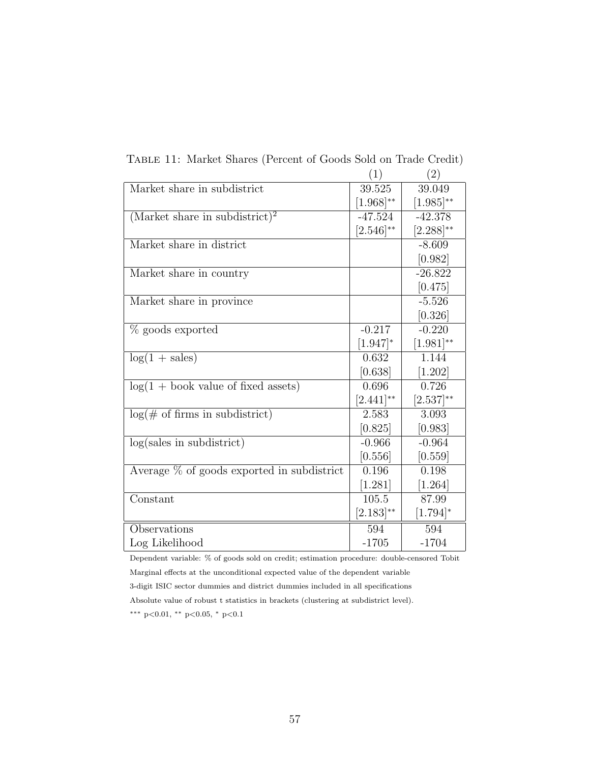Table 11: Market Shares (Percent of Goods Sold on Trade Credit)

| | (1) | (2) |
|---|---|---|
| Market share in subdistrict | 39.525 | 39.049 |
| | [1.968]** | [1.985]** |
| (Market share in subdistrict)$^2$ | -47.524 | -42.378 |
| | [2.546]** | [2.288]** |
| Market share in district | | -8.609 |
| | | [0.982] |
| Market share in country | | -26.822 |
| | | [0.475] |
| Market share in province | | -5.526 |
| | | [0.326] |
| % goods exported | -0.217 | -0.220 |
| | [1.947]* | [1.981]** |
| log(1 + sales) | 0.632 | 1.144 |
| | [0.638] | [1.202] |
| log(1 + book value of fixed assets) | 0.696 | 0.726 |
| | [2.441]** | [2.537]** |
| log(# of firms in subdistrict) | 2.583 | 3.093 |
| | [0.825] | [0.983] |
| log(sales in subdistrict) | -0.966 | -0.964 |
| | [0.556] | [0.559] |
| Average % of goods exported in subdistrict | 0.196 | 0.198 |
| | [1.281] | [1.264] |
| Constant | 105.5 | 87.99 |
| | [2.183]** | [1.794]* |
| Observations | 594 | 594 |
| Log Likelihood | -1705 | -1704 |

Dependent variable: % of goods sold on credit; estimation procedure: double-censored Tobit

Marginal effects at the unconditional expected value of the dependent variable

3-digit ISIC sector dummies and district dummies included in all specifications

Absolute value of robust t statistics in brackets (clustering at subdistrict level).

*** $p<0.01$, ** $p<0.05$, * $p<0.1$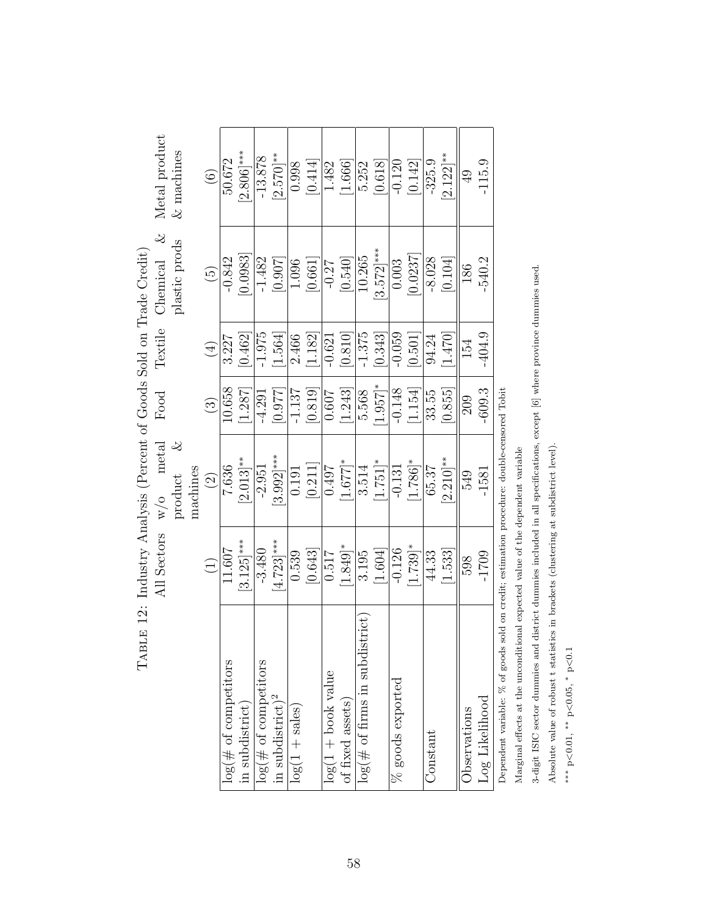TABLE 12: Industry Analysis (Percent of Goods Sold on Trade Credit)

| | All Sectors | w/o metal product & machines | Food | Textile | Chemical & plastic prods | Metal product & machines |
|---|---|---|---|---|---|---|
| | (1) | (2) | (3) | (4) | (5) | (6) |
| log(# of competitors in subdistrict) | 11.607 | 7.636 | 10.658 | 3.227 | -0.842 | 50.672 |
| | [3.125]*** | [2.013]** | [1.287] | [0.462] | [0.0983] | [2.806]*** |
| log(# of competitors in subdistrict)$^2$ | -3.480 | -2.951 | -4.291 | -1.975 | -1.482 | -13.878 |
| | [4.723]*** | [3.992]*** | [0.977] | [1.564] | [0.907] | [2.570]** |
| log(1 + sales) | 0.539 | 0.191 | -1.137 | 2.466 | 1.096 | 0.998 |
| | [0.643] | [0.211] | [0.819] | [1.182] | [0.661] | [0.414] |
| log(1 + book value of fixed assets) | 0.517 | 0.497 | 0.607 | -0.621 | -0.27 | 1.482 |
| | [1.849]* | [1.677]* | [1.243] | [0.810] | [0.540] | [1.666] |
| log(# of firms in subdistrict) | 3.195 | 3.514 | 5.568 | -1.375 | 10.265 | 5.252 |
| | [1.604] | [1.751]* | [1.957]* | [0.343] | [3.572]*** | [0.618] |
| % goods exported | -0.126 | -0.131 | -0.148 | -0.059 | 0.003 | -0.120 |
| | [1.739]* | [1.786]* | [1.154] | [0.501] | [0.0237] | [0.142] |
| Constant | 44.33 | 65.37 | 33.55 | 94.24 | -8.028 | -325.9 |
| | [1.533] | [2.210]** | [0.855] | [1.470] | [0.104] | [2.122]** |
| Observations | 598 | 549 | 209 | 154 | 186 | 49 |
| Log Likelihood | -1709 | -1581 | -609.3 | -404.9 | -540.2 | -115.9 |

Dependent variable: % of goods sold on credit; estimation procedure: double-censored Tobit

Marginal effects at the unconditional expected value of the dependent variable

3-digit ISIC sector dummies and district dummies included in all specifications, except [6] where province dummies used.

Absolute value of robust t statistics in brackets (clustering at subdistrict level).

*** p<0.01, ** p<0.05, * p<0.1